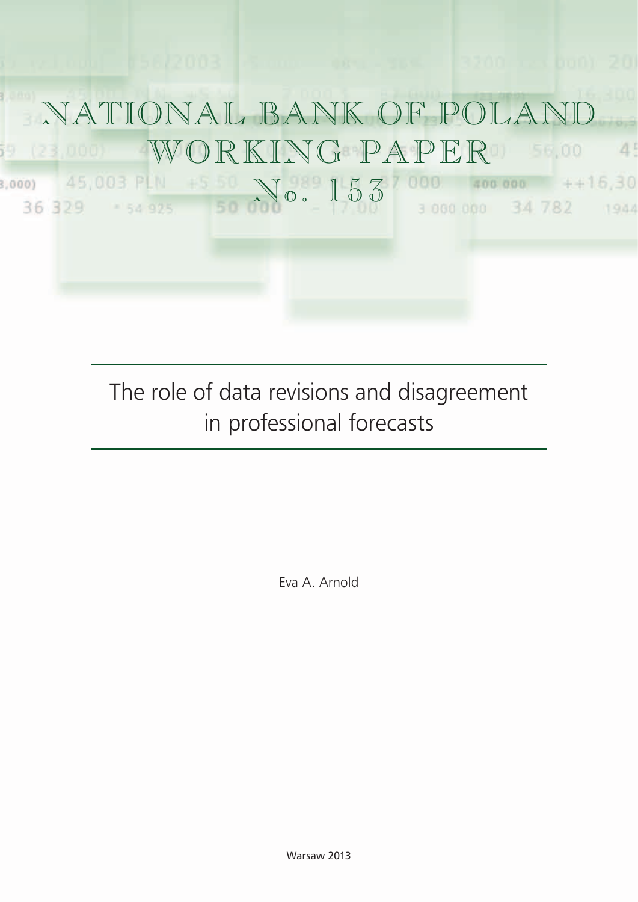# NATIONAL BANK OF POLAND WORKING PAPER No. 153

## The role of data revisions and disagreement in professional forecasts

Eva A. Arnold

Warsaw 2013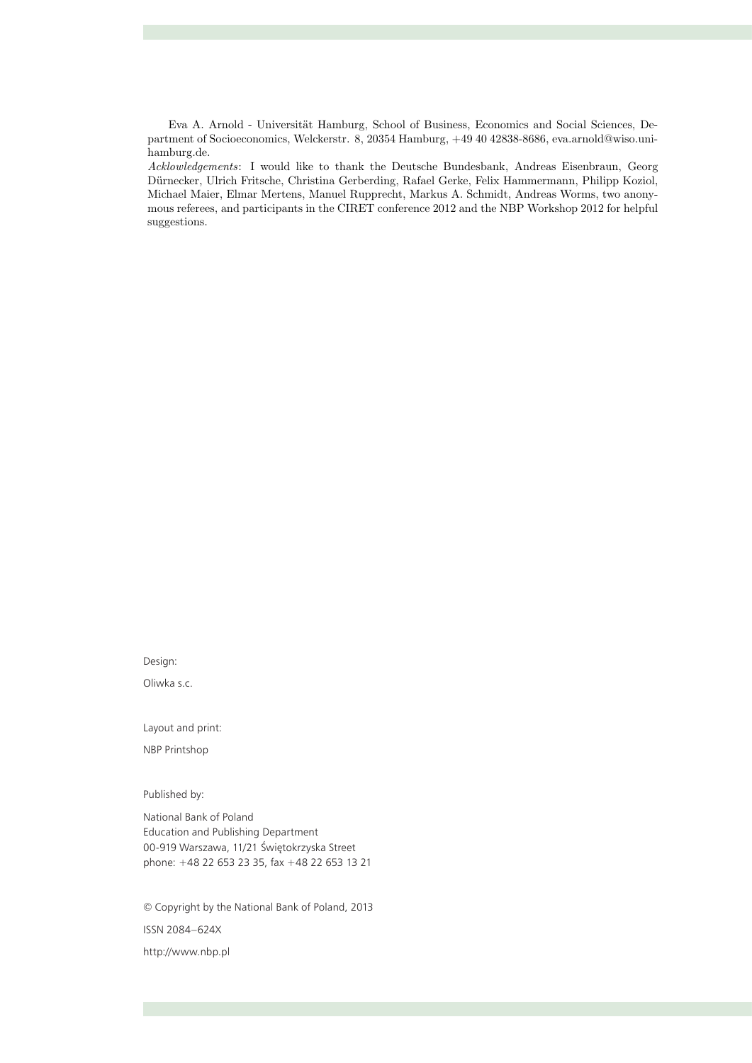Eva A. Arnold - Universität Hamburg, School of Business, Economics and Social Sciences, Department of Socioeconomics, Welckerstr. 8, 20354 Hamburg, +49 40 42838-8686, eva.arnold@wiso.uni-hamburg.de.

*Acklowledgements*: I would like to thank the Deutsche Bundesbank, Andreas Eisenbraun, Georg Dürnecker, Ulrich Fritsche, Christina Gerberding, Rafael Gerke, Felix Hammermann, Philipp Koziol, Michael Maier, Elmar Mertens, Manuel Rupprecht, Markus A. Schmidt, Andreas Worms, two anonymous referees, and participants in the CIRET conference 2012 and the NBP Workshop 2012 for helpful suggestions.

Design:

Oliwka s.c.

Layout and print:

NBP Printshop

Published by:

National Bank of Poland
Education and Publishing Department
00-919 Warszawa, 11/21 Świętokrzyska Street
phone: +48 22 653 23 35, fax +48 22 653 13 21

© Copyright by the National Bank of Poland, 2013

ISSN 2084–624X

http://www.nbp.pl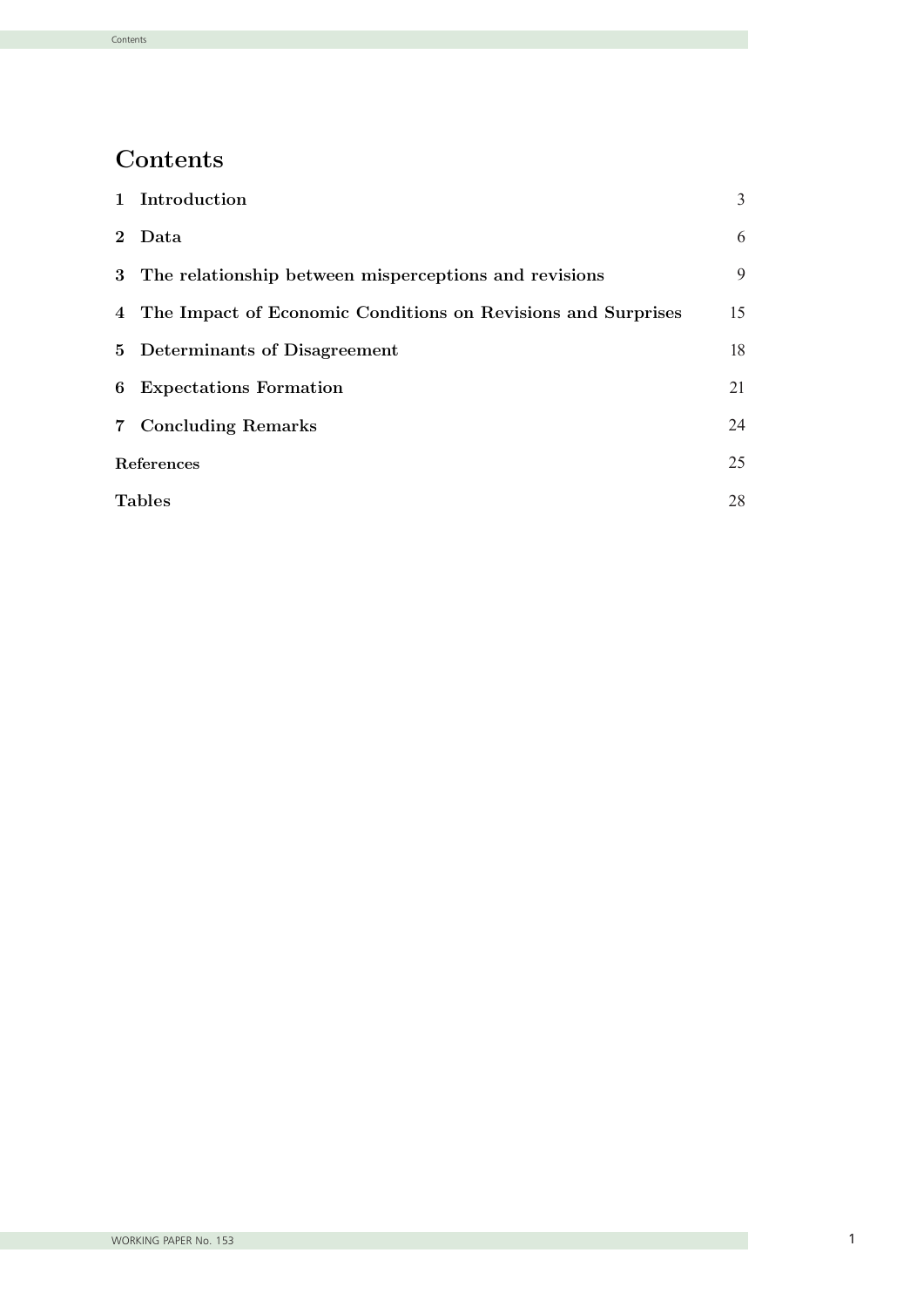# Contents

| | |
|---|---|
| **1 Introduction** | 3 |
| **2 Data** | 6 |
| **3 The relationship between misperceptions and revisions** | 9 |
| **4 The Impact of Economic Conditions on Revisions and Surprises** | 15 |
| **5 Determinants of Disagreement** | 18 |
| **6 Expectations Formation** | 21 |
| **7 Concluding Remarks** | 24 |
| **References** | 25 |
| **Tables** | 28 |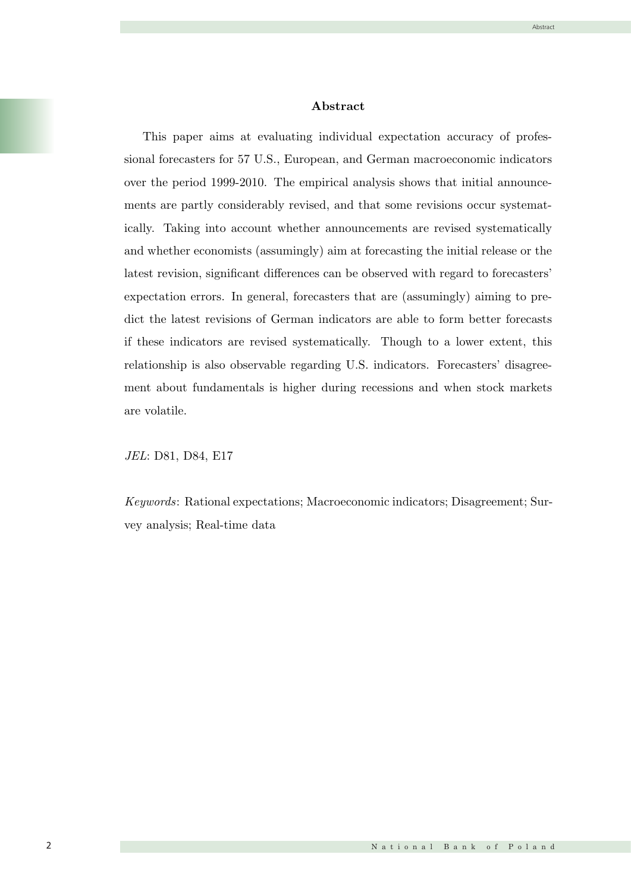## Abstract

This paper aims at evaluating individual expectation accuracy of professional forecasters for 57 U.S., European, and German macroeconomic indicators over the period 1999-2010. The empirical analysis shows that initial announcements are partly considerably revised, and that some revisions occur systematically. Taking into account whether announcements are revised systematically and whether economists (assumingly) aim at forecasting the initial release or the latest revision, significant differences can be observed with regard to forecasters' expectation errors. In general, forecasters that are (assumingly) aiming to predict the latest revisions of German indicators are able to form better forecasts if these indicators are revised systematically. Though to a lower extent, this relationship is also observable regarding U.S. indicators. Forecasters' disagreement about fundamentals is higher during recessions and when stock markets are volatile.

*JEL*: D81, D84, E17

*Keywords*: Rational expectations; Macroeconomic indicators; Disagreement; Survey analysis; Real-time data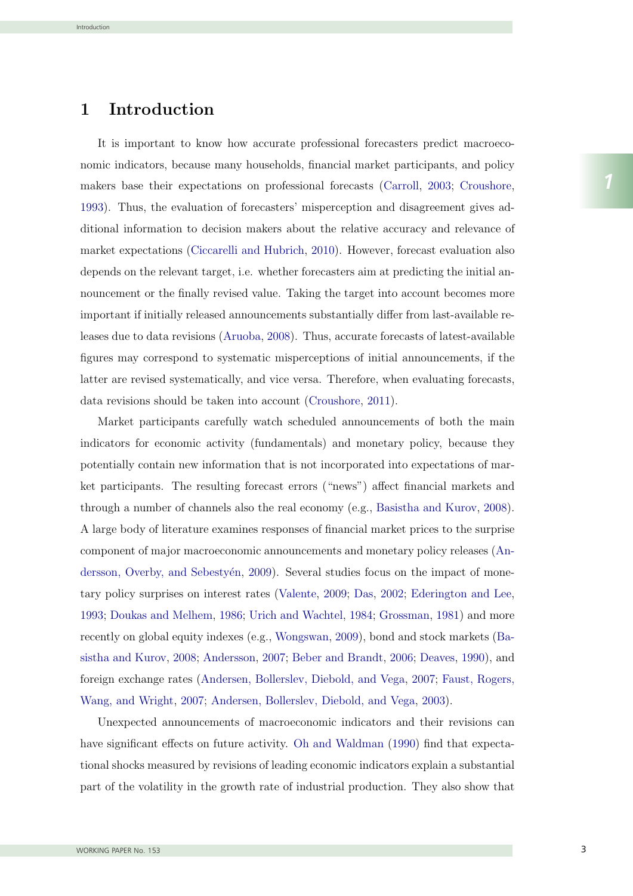# 1 Introduction

It is important to know how accurate professional forecasters predict macroeconomic indicators, because many households, financial market participants, and policy makers base their expectations on professional forecasts (Carroll, 2003; Croushore, 1993). Thus, the evaluation of forecasters' misperception and disagreement gives additional information to decision makers about the relative accuracy and relevance of market expectations (Ciccarelli and Hubrich, 2010). However, forecast evaluation also depends on the relevant target, i.e. whether forecasters aim at predicting the initial announcement or the finally revised value. Taking the target into account becomes more important if initially released announcements substantially differ from last-available releases due to data revisions (Aruoba, 2008). Thus, accurate forecasts of latest-available figures may correspond to systematic misperceptions of initial announcements, if the latter are revised systematically, and vice versa. Therefore, when evaluating forecasts, data revisions should be taken into account (Croushore, 2011).

Market participants carefully watch scheduled announcements of both the main indicators for economic activity (fundamentals) and monetary policy, because they potentially contain new information that is not incorporated into expectations of market participants. The resulting forecast errors ("news") affect financial markets and through a number of channels also the real economy (e.g., Basistha and Kurov, 2008). A large body of literature examines responses of financial market prices to the surprise component of major macroeconomic announcements and monetary policy releases (Andersson, Overby, and Sebestyén, 2009). Several studies focus on the impact of monetary policy surprises on interest rates (Valente, 2009; Das, 2002; Ederington and Lee, 1993; Doukas and Melhem, 1986; Urich and Wachtel, 1984; Grossman, 1981) and more recently on global equity indexes (e.g., Wongswan, 2009), bond and stock markets (Basistha and Kurov, 2008; Andersson, 2007; Beber and Brandt, 2006; Deaves, 1990), and foreign exchange rates (Andersen, Bollerslev, Diebold, and Vega, 2007; Faust, Rogers, Wang, and Wright, 2007; Andersen, Bollerslev, Diebold, and Vega, 2003).

Unexpected announcements of macroeconomic indicators and their revisions can have significant effects on future activity. Oh and Waldman (1990) find that expectational shocks measured by revisions of leading economic indicators explain a substantial part of the volatility in the growth rate of industrial production. They also show that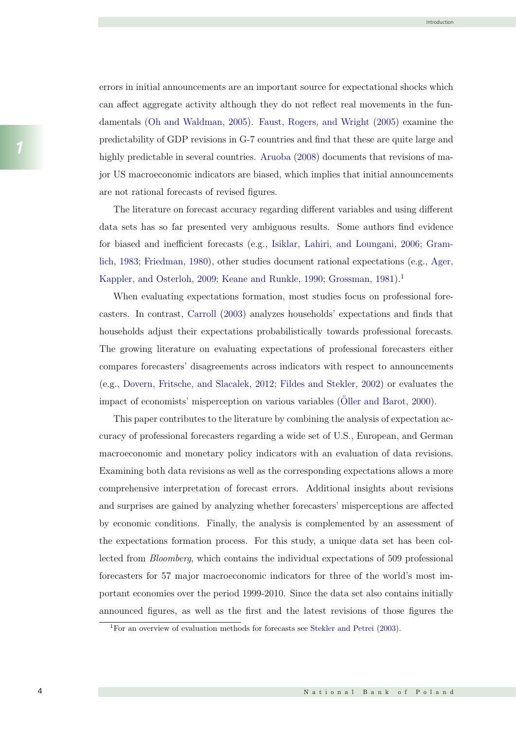errors in initial announcements are an important source for expectational shocks which can affect aggregate activity although they do not reflect real movements in the fundamentals (Oh and Waldman, 2005). Faust, Rogers, and Wright (2005) examine the predictability of GDP revisions in G-7 countries and find that these are quite large and highly predictable in several countries. Aruoba (2008) documents that revisions of major US macroeconomic indicators are biased, which implies that initial announcements are not rational forecasts of revised figures.

The literature on forecast accuracy regarding different variables and using different data sets has so far presented very ambiguous results. Some authors find evidence for biased and inefficient forecasts (e.g., Isiklar, Lahiri, and Loungani, 2006; Gramlich, 1983; Friedman, 1980), other studies document rational expectations (e.g., Ager, Kappler, and Osterloh, 2009; Keane and Runkle, 1990; Grossman, 1981).[1]

When evaluating expectations formation, most studies focus on professional forecasters. In contrast, Carroll (2003) analyzes households' expectations and finds that households adjust their expectations probabilistically towards professional forecasts. The growing literature on evaluating expectations of professional forecasters either compares forecasters' disagreements across indicators with respect to announcements (e.g., Dovern, Fritsche, and Slacalek, 2012; Fildes and Stekler, 2002) or evaluates the impact of economists' misperception on various variables (Öller and Barot, 2000).

This paper contributes to the literature by combining the analysis of expectation accuracy of professional forecasters regarding a wide set of U.S., European, and German macroeconomic and monetary policy indicators with an evaluation of data revisions. Examining both data revisions as well as the corresponding expectations allows a more comprehensive interpretation of forecast errors. Additional insights about revisions and surprises are gained by analyzing whether forecasters' misperceptions are affected by economic conditions. Finally, the analysis is complemented by an assessment of the expectations formation process. For this study, a unique data set has been collected from *Bloomberg*, which contains the individual expectations of 509 professional forecasters for 57 major macroeconomic indicators for three of the world's most important economies over the period 1999-2010. Since the data set also contains initially announced figures, as well as the first and the latest revisions of those figures the

[1] For an overview of evaluation methods for forecasts see Stekler and Petrei (2003).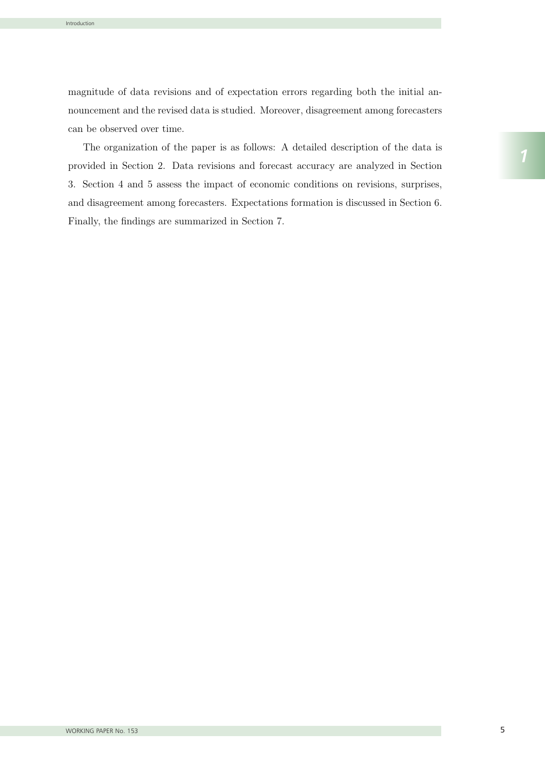magnitude of data revisions and of expectation errors regarding both the initial announcement and the revised data is studied. Moreover, disagreement among forecasters can be observed over time.

The organization of the paper is as follows: A detailed description of the data is provided in Section 2. Data revisions and forecast accuracy are analyzed in Section 3. Section 4 and 5 assess the impact of economic conditions on revisions, surprises, and disagreement among forecasters. Expectations formation is discussed in Section 6. Finally, the findings are summarized in Section 7.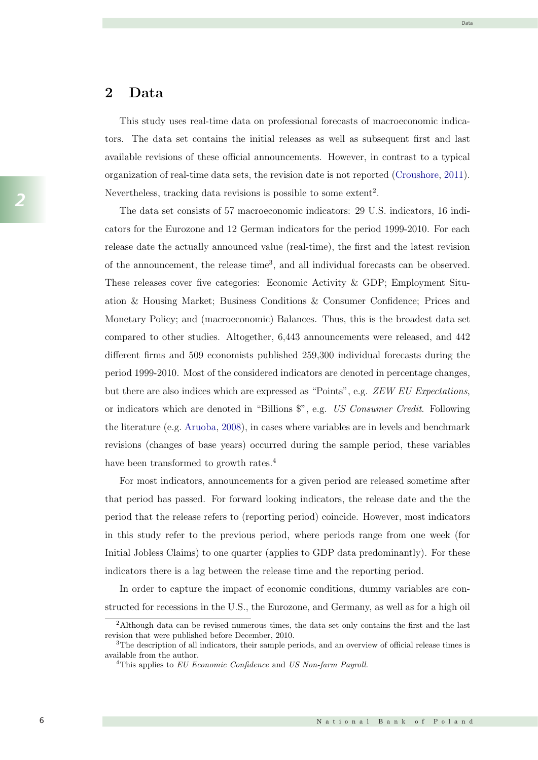## 2 Data

This study uses real-time data on professional forecasts of macroeconomic indicators. The data set contains the initial releases as well as subsequent first and last available revisions of these official announcements. However, in contrast to a typical organization of real-time data sets, the revision date is not reported (Croushore, 2011). Nevertheless, tracking data revisions is possible to some extent[2].

The data set consists of 57 macroeconomic indicators: 29 U.S. indicators, 16 indicators for the Eurozone and 12 German indicators for the period 1999-2010. For each release date the actually announced value (real-time), the first and the latest revision of the announcement, the release time[3], and all individual forecasts can be observed. These releases cover five categories: Economic Activity & GDP; Employment Situation & Housing Market; Business Conditions & Consumer Confidence; Prices and Monetary Policy; and (macroeconomic) Balances. Thus, this is the broadest data set compared to other studies. Altogether, 6,443 announcements were released, and 442 different firms and 509 economists published 259,300 individual forecasts during the period 1999-2010. Most of the considered indicators are denoted in percentage changes, but there are also indices which are expressed as "Points", e.g. *ZEW EU Expectations*, or indicators which are denoted in "Billions $", e.g. *US Consumer Credit*. Following the literature (e.g. Aruoba, 2008), in cases where variables are in levels and benchmark revisions (changes of base years) occurred during the sample period, these variables have been transformed to growth rates.[4]

For most indicators, announcements for a given period are released sometime after that period has passed. For forward looking indicators, the release date and the the period that the release refers to (reporting period) coincide. However, most indicators in this study refer to the previous period, where periods range from one week (for Initial Jobless Claims) to one quarter (applies to GDP data predominantly). For these indicators there is a lag between the release time and the reporting period.

In order to capture the impact of economic conditions, dummy variables are constructed for recessions in the U.S., the Eurozone, and Germany, as well as for a high oil

[2] Although data can be revised numerous times, the data set only contains the first and the last revision that were published before December, 2010.

[3] The description of all indicators, their sample periods, and an overview of official release times is available from the author.

[4] This applies to *EU Economic Confidence* and *US Non-farm Payroll*.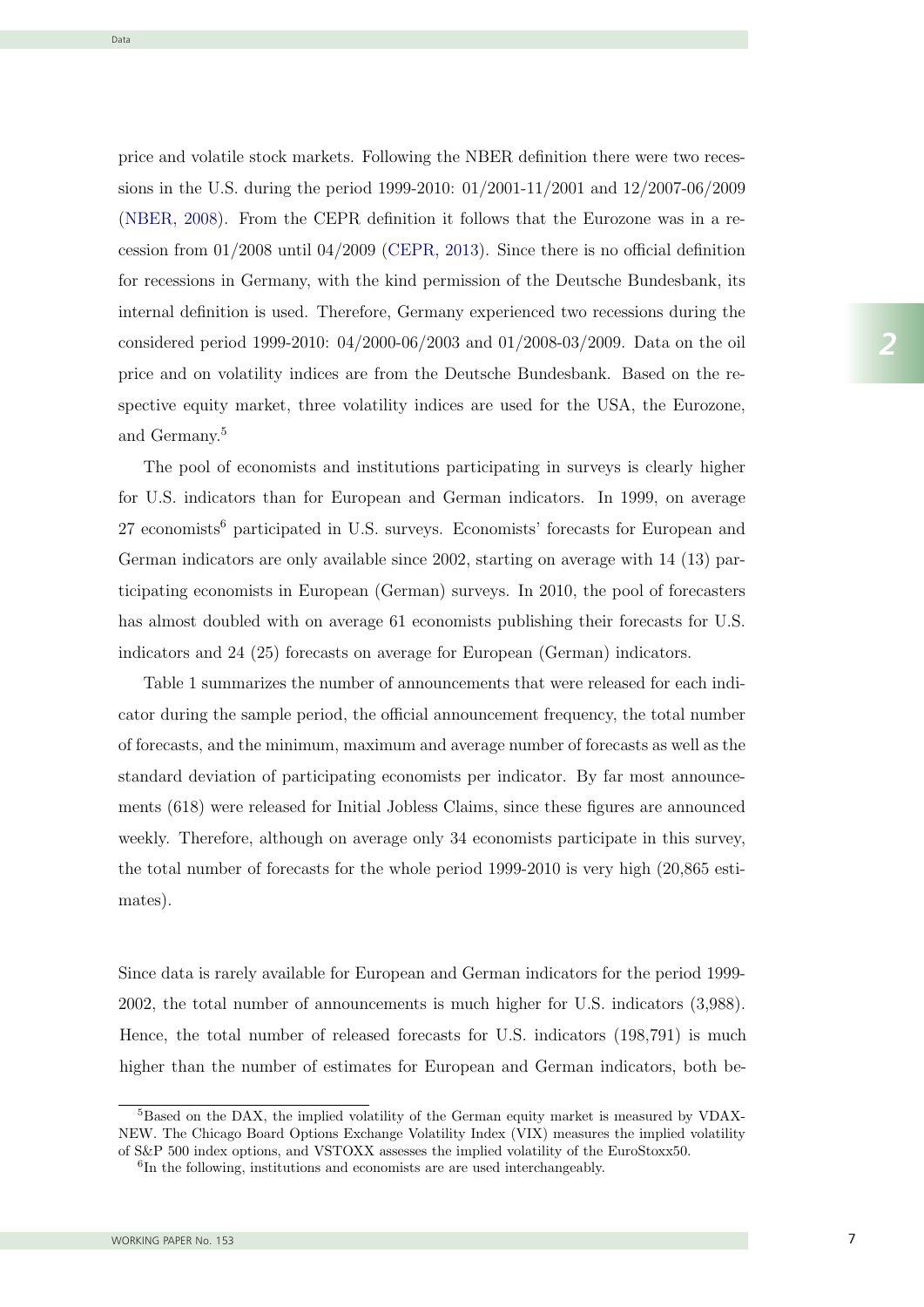price and volatile stock markets. Following the NBER definition there were two recessions in the U.S. during the period 1999-2010: 01/2001-11/2001 and 12/2007-06/2009 (NBER, 2008). From the CEPR definition it follows that the Eurozone was in a recession from 01/2008 until 04/2009 (CEPR, 2013). Since there is no official definition for recessions in Germany, with the kind permission of the Deutsche Bundesbank, its internal definition is used. Therefore, Germany experienced two recessions during the considered period 1999-2010: 04/2000-06/2003 and 01/2008-03/2009. Data on the oil price and on volatility indices are from the Deutsche Bundesbank. Based on the respective equity market, three volatility indices are used for the USA, the Eurozone, and Germany.[5]

The pool of economists and institutions participating in surveys is clearly higher for U.S. indicators than for European and German indicators. In 1999, on average 27 economists[6] participated in U.S. surveys. Economists' forecasts for European and German indicators are only available since 2002, starting on average with 14 (13) participating economists in European (German) surveys. In 2010, the pool of forecasters has almost doubled with on average 61 economists publishing their forecasts for U.S. indicators and 24 (25) forecasts on average for European (German) indicators.

Table 1 summarizes the number of announcements that were released for each indicator during the sample period, the official announcement frequency, the total number of forecasts, and the minimum, maximum and average number of forecasts as well as the standard deviation of participating economists per indicator. By far most announcements (618) were released for Initial Jobless Claims, since these figures are announced weekly. Therefore, although on average only 34 economists participate in this survey, the total number of forecasts for the whole period 1999-2010 is very high (20,865 estimates).

Since data is rarely available for European and German indicators for the period 1999-2002, the total number of announcements is much higher for U.S. indicators (3,988). Hence, the total number of released forecasts for U.S. indicators (198,791) is much higher than the number of estimates for European and German indicators, both be-

[5] Based on the DAX, the implied volatility of the German equity market is measured by VDAX-NEW. The Chicago Board Options Exchange Volatility Index (VIX) measures the implied volatility of S&P 500 index options, and VSTOXX assesses the implied volatility of the EuroStoxx50.

[6] In the following, institutions and economists are are used interchangeably.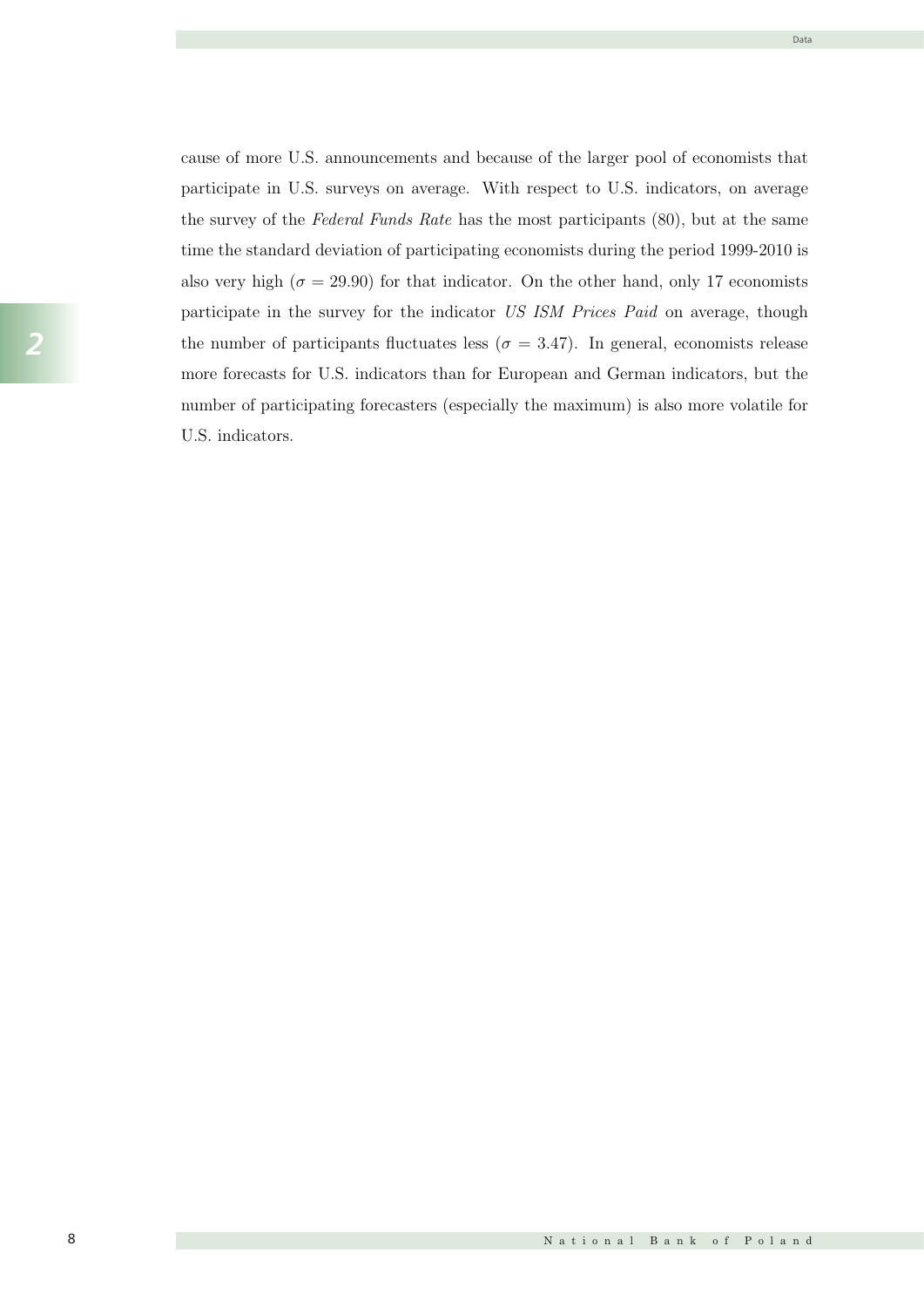cause of more U.S. announcements and because of the larger pool of economists that participate in U.S. surveys on average. With respect to U.S. indicators, on average the survey of the *Federal Funds Rate* has the most participants (80), but at the same time the standard deviation of participating economists during the period 1999-2010 is also very high ($\sigma = 29.90$) for that indicator. On the other hand, only 17 economists participate in the survey for the indicator *US ISM Prices Paid* on average, though the number of participants fluctuates less ($\sigma = 3.47$). In general, economists release more forecasts for U.S. indicators than for European and German indicators, but the number of participating forecasters (especially the maximum) is also more volatile for U.S. indicators.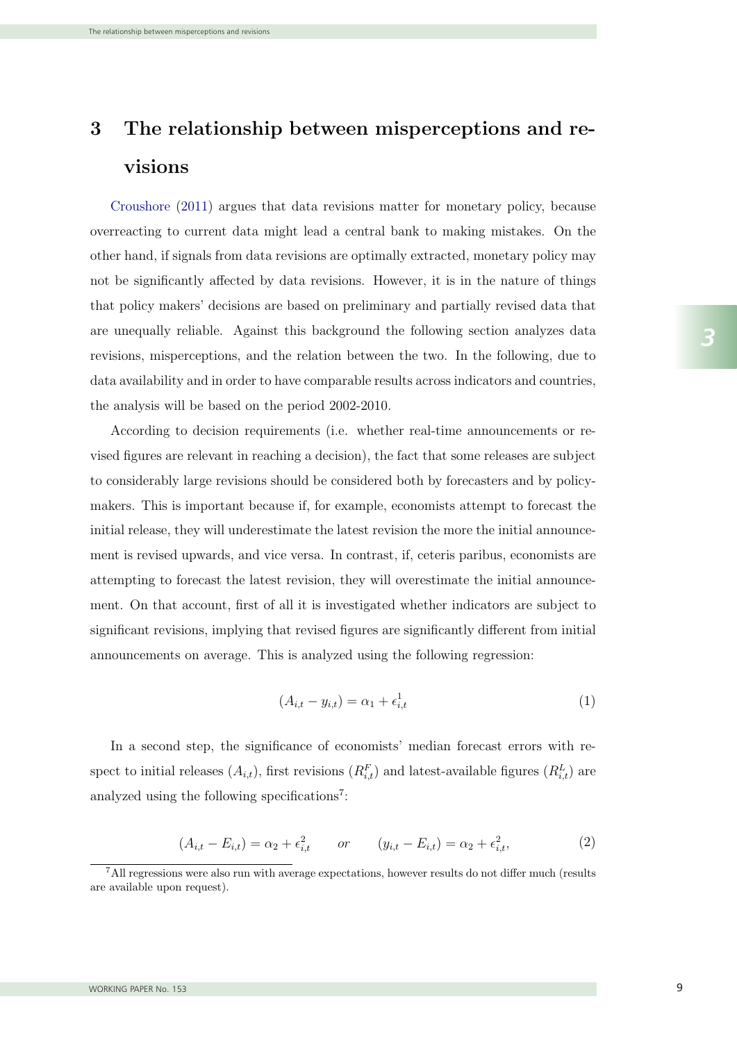# 3 The relationship between misperceptions and revisions

Croushore (2011) argues that data revisions matter for monetary policy, because overreacting to current data might lead a central bank to making mistakes. On the other hand, if signals from data revisions are optimally extracted, monetary policy may not be significantly affected by data revisions. However, it is in the nature of things that policy makers' decisions are based on preliminary and partially revised data that are unequally reliable. Against this background the following section analyzes data revisions, misperceptions, and the relation between the two. In the following, due to data availability and in order to have comparable results across indicators and countries, the analysis will be based on the period 2002-2010.

According to decision requirements (i.e. whether real-time announcements or revised figures are relevant in reaching a decision), the fact that some releases are subject to considerably large revisions should be considered both by forecasters and by policy-makers. This is important because if, for example, economists attempt to forecast the initial release, they will underestimate the latest revision the more the initial announcement is revised upwards, and vice versa. In contrast, if, ceteris paribus, economists are attempting to forecast the latest revision, they will overestimate the initial announcement. On that account, first of all it is investigated whether indicators are subject to significant revisions, implying that revised figures are significantly different from initial announcements on average. This is analyzed using the following regression:

$$(A_{i,t} - y_{i,t}) = \alpha_1 + \epsilon_{i,t}^1 \tag{1}$$

In a second step, the significance of economists' median forecast errors with respect to initial releases ($A_{i,t}$), first revisions ($R_{i,t}^F$) and latest-available figures ($R_{i,t}^L$) are analyzed using the following specifications[7]:

$$(A_{i,t} - E_{i,t}) = \alpha_2 + \epsilon_{i,t}^2 \qquad or \qquad (y_{i,t} - E_{i,t}) = \alpha_2 + \epsilon_{i,t}^2, \tag{2}$$

[7] All regressions were also run with average expectations, however results do not differ much (results are available upon request).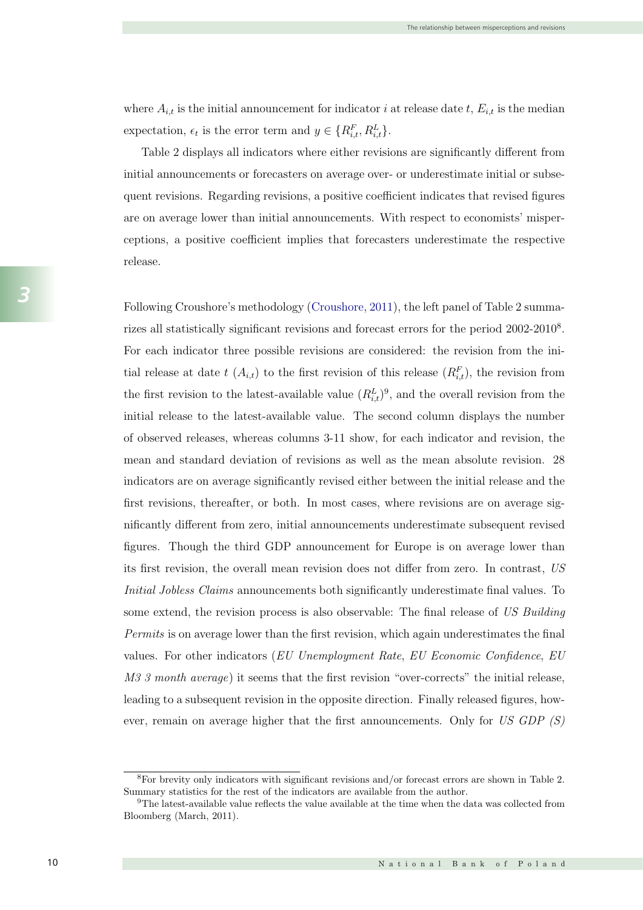where $A_{i,t}$ is the initial announcement for indicator $i$ at release date $t$, $E_{i,t}$ is the median expectation, $\epsilon_t$ is the error term and $y \in \{R^F_{i,t}, R^L_{i,t}\}$.

Table 2 displays all indicators where either revisions are significantly different from initial announcements or forecasters on average over- or underestimate initial or subsequent revisions. Regarding revisions, a positive coefficient indicates that revised figures are on average lower than initial announcements. With respect to economists' misperceptions, a positive coefficient implies that forecasters underestimate the respective release.

Following Croushore's methodology (Croushore, 2011), the left panel of Table 2 summarizes all statistically significant revisions and forecast errors for the period 2002-2010[8]. For each indicator three possible revisions are considered: the revision from the initial release at date $t$ ($A_{i,t}$) to the first revision of this release ($R^F_{i,t}$), the revision from the first revision to the latest-available value ($R^L_{i,t}$)[9], and the overall revision from the initial release to the latest-available value. The second column displays the number of observed releases, whereas columns 3-11 show, for each indicator and revision, the mean and standard deviation of revisions as well as the mean absolute revision. 28 indicators are on average significantly revised either between the initial release and the first revisions, thereafter, or both. In most cases, where revisions are on average significantly different from zero, initial announcements underestimate subsequent revised figures. Though the third GDP announcement for Europe is on average lower than its first revision, the overall mean revision does not differ from zero. In contrast, *US Initial Jobless Claims* announcements both significantly underestimate final values. To some extend, the revision process is also observable: The final release of *US Building Permits* is on average lower than the first revision, which again underestimates the final values. For other indicators (*EU Unemployment Rate*, *EU Economic Confidence*, *EU M3 3 month average*) it seems that the first revision "over-corrects" the initial release, leading to a subsequent revision in the opposite direction. Finally released figures, however, remain on average higher that the first announcements. Only for *US GDP (S)*

[8]For brevity only indicators with significant revisions and/or forecast errors are shown in Table 2. Summary statistics for the rest of the indicators are available from the author.

[9]The latest-available value reflects the value available at the time when the data was collected from Bloomberg (March, 2011).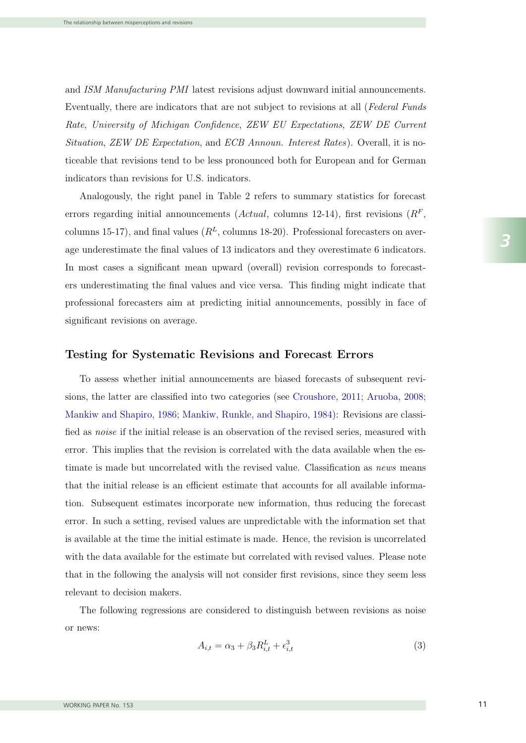and *ISM Manufacturing PMI* latest revisions adjust downward initial announcements. Eventually, there are indicators that are not subject to revisions at all (*Federal Funds Rate*, *University of Michigan Confidence*, *ZEW EU Expectations*, *ZEW DE Current Situation*, *ZEW DE Expectation*, and *ECB Announ. Interest Rates*). Overall, it is noticeable that revisions tend to be less pronounced both for European and for German indicators than revisions for U.S. indicators.

Analogously, the right panel in Table 2 refers to summary statistics for forecast errors regarding initial announcements (*Actual*, columns 12-14), first revisions ($R^F$, columns 15-17), and final values ($R^L$, columns 18-20). Professional forecasters on average underestimate the final values of 13 indicators and they overestimate 6 indicators. In most cases a significant mean upward (overall) revision corresponds to forecasters underestimating the final values and vice versa. This finding might indicate that professional forecasters aim at predicting initial announcements, possibly in face of significant revisions on average.

## Testing for Systematic Revisions and Forecast Errors

To assess whether initial announcements are biased forecasts of subsequent revisions, the latter are classified into two categories (see Croushore, 2011; Aruoba, 2008; Mankiw and Shapiro, 1986; Mankiw, Runkle, and Shapiro, 1984): Revisions are classified as *noise* if the initial release is an observation of the revised series, measured with error. This implies that the revision is correlated with the data available when the estimate is made but uncorrelated with the revised value. Classification as *news* means that the initial release is an efficient estimate that accounts for all available information. Subsequent estimates incorporate new information, thus reducing the forecast error. In such a setting, revised values are unpredictable with the information set that is available at the time the initial estimate is made. Hence, the revision is uncorrelated with the data available for the estimate but correlated with revised values. Please note that in the following the analysis will not consider first revisions, since they seem less relevant to decision makers.

The following regressions are considered to distinguish between revisions as noise or news:

$$A_{i,t} = \alpha_3 + \beta_3 R^L_{i,t} + \epsilon^3_{i,t} \tag{3}$$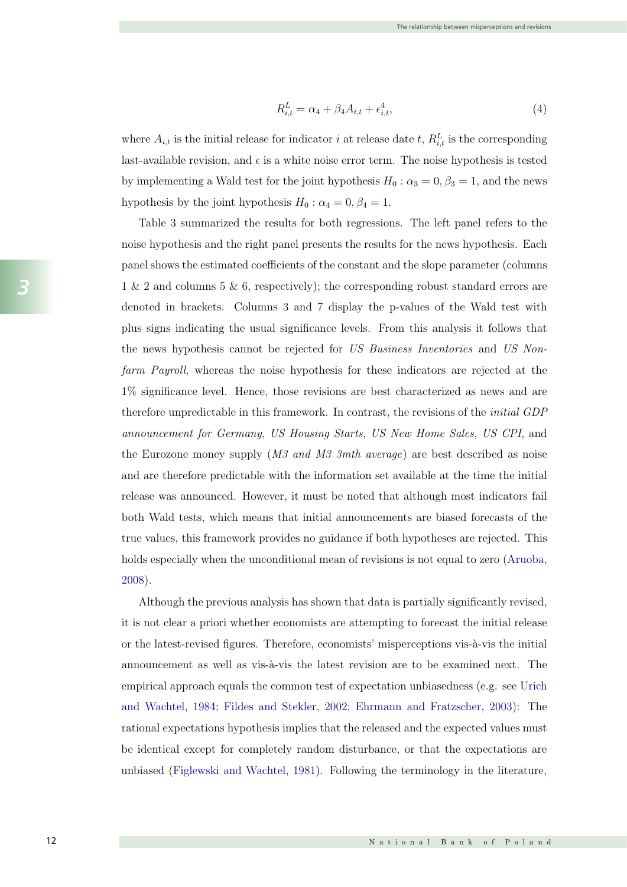$$R_{i,t}^L = \alpha_4 + \beta_4 A_{i,t} + \epsilon_{i,t}^4, \tag{4}$$

where $A_{i,t}$ is the initial release for indicator $i$ at release date $t$, $R_{i,t}^L$ is the corresponding last-available revision, and $\epsilon$ is a white noise error term. The noise hypothesis is tested by implementing a Wald test for the joint hypothesis $H_0 : \alpha_3 = 0, \beta_3 = 1$, and the news hypothesis by the joint hypothesis $H_0 : \alpha_4 = 0, \beta_4 = 1$.

Table 3 summarized the results for both regressions. The left panel refers to the noise hypothesis and the right panel presents the results for the news hypothesis. Each panel shows the estimated coefficients of the constant and the slope parameter (columns 1 & 2 and columns 5 & 6, respectively); the corresponding robust standard errors are denoted in brackets. Columns 3 and 7 display the p-values of the Wald test with plus signs indicating the usual significance levels. From this analysis it follows that the news hypothesis cannot be rejected for *US Business Inventories* and *US Non-farm Payroll*, whereas the noise hypothesis for these indicators are rejected at the 1% significance level. Hence, those revisions are best characterized as news and are therefore unpredictable in this framework. In contrast, the revisions of the *initial GDP announcement for Germany*, *US Housing Starts*, *US New Home Sales*, *US CPI*, and the Eurozone money supply (*M3 and M3 3mth average*) are best described as noise and are therefore predictable with the information set available at the time the initial release was announced. However, it must be noted that although most indicators fail both Wald tests, which means that initial announcements are biased forecasts of the true values, this framework provides no guidance if both hypotheses are rejected. This holds especially when the unconditional mean of revisions is not equal to zero (Aruoba, 2008).

Although the previous analysis has shown that data is partially significantly revised, it is not clear a priori whether economists are attempting to forecast the initial release or the latest-revised figures. Therefore, economists' misperceptions vis-à-vis the initial announcement as well as vis-à-vis the latest revision are to be examined next. The empirical approach equals the common test of expectation unbiasedness (e.g. see Urich and Wachtel, 1984; Fildes and Stekler, 2002; Ehrmann and Fratzscher, 2003): The rational expectations hypothesis implies that the released and the expected values must be identical except for completely random disturbance, or that the expectations are unbiased (Figlewski and Wachtel, 1981). Following the terminology in the literature,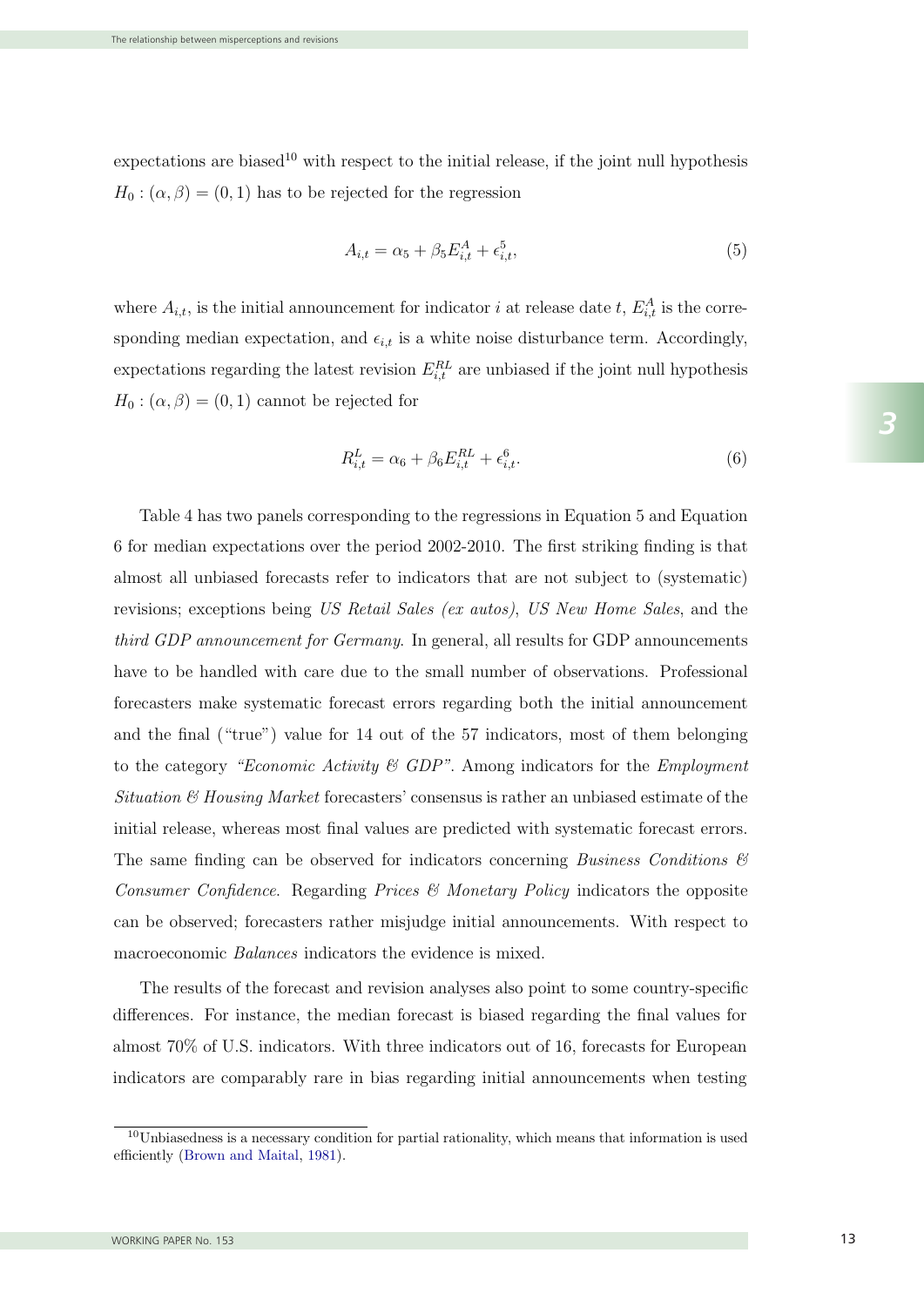expectations are biased[10] with respect to the initial release, if the joint null hypothesis $H_0 : (\alpha, \beta) = (0, 1)$ has to be rejected for the regression

$$A_{i,t} = \alpha_5 + \beta_5 E^A_{i,t} + \epsilon^5_{i,t}, \tag{5}$$

where $A_{i,t}$, is the initial announcement for indicator $i$ at release date $t$, $E^A_{i,t}$ is the corresponding median expectation, and $\epsilon_{i,t}$ is a white noise disturbance term. Accordingly, expectations regarding the latest revision $E^{RL}_{i,t}$ are unbiased if the joint null hypothesis $H_0 : (\alpha, \beta) = (0, 1)$ cannot be rejected for

$$R^L_{i,t} = \alpha_6 + \beta_6 E^{RL}_{i,t} + \epsilon^6_{i,t}. \tag{6}$$

Table 4 has two panels corresponding to the regressions in Equation 5 and Equation 6 for median expectations over the period 2002-2010. The first striking finding is that almost all unbiased forecasts refer to indicators that are not subject to (systematic) revisions; exceptions being *US Retail Sales (ex autos)*, *US New Home Sales*, and the *third GDP announcement for Germany*. In general, all results for GDP announcements have to be handled with care due to the small number of observations. Professional forecasters make systematic forecast errors regarding both the initial announcement and the final ("true") value for 14 out of the 57 indicators, most of them belonging to the category *"Economic Activity & GDP"*. Among indicators for the *Employment Situation & Housing Market* forecasters' consensus is rather an unbiased estimate of the initial release, whereas most final values are predicted with systematic forecast errors. The same finding can be observed for indicators concerning *Business Conditions & Consumer Confidence*. Regarding *Prices & Monetary Policy* indicators the opposite can be observed; forecasters rather misjudge initial announcements. With respect to macroeconomic *Balances* indicators the evidence is mixed.

The results of the forecast and revision analyses also point to some country-specific differences. For instance, the median forecast is biased regarding the final values for almost 70% of U.S. indicators. With three indicators out of 16, forecasts for European indicators are comparably rare in bias regarding initial announcements when testing

[10] Unbiasedness is a necessary condition for partial rationality, which means that information is used efficiently (Brown and Maital, 1981).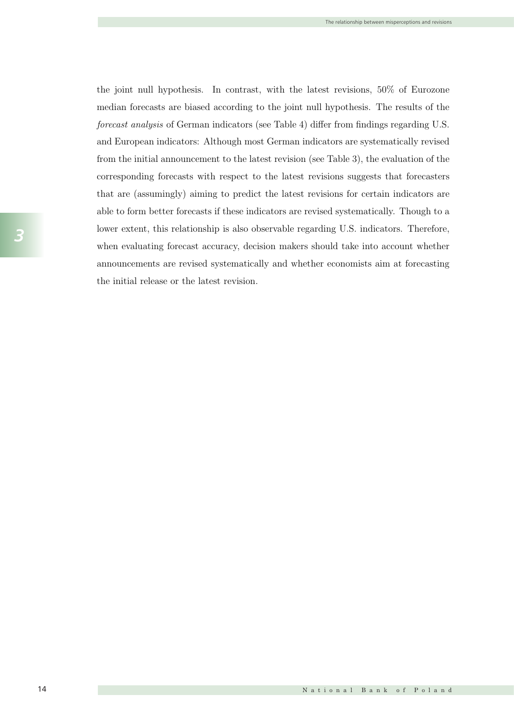the joint null hypothesis. In contrast, with the latest revisions, 50% of Eurozone median forecasts are biased according to the joint null hypothesis. The results of the *forecast analysis* of German indicators (see Table 4) differ from findings regarding U.S. and European indicators: Although most German indicators are systematically revised from the initial announcement to the latest revision (see Table 3), the evaluation of the corresponding forecasts with respect to the latest revisions suggests that forecasters that are (assumingly) aiming to predict the latest revisions for certain indicators are able to form better forecasts if these indicators are revised systematically. Though to a lower extent, this relationship is also observable regarding U.S. indicators. Therefore, when evaluating forecast accuracy, decision makers should take into account whether announcements are revised systematically and whether economists aim at forecasting the initial release or the latest revision.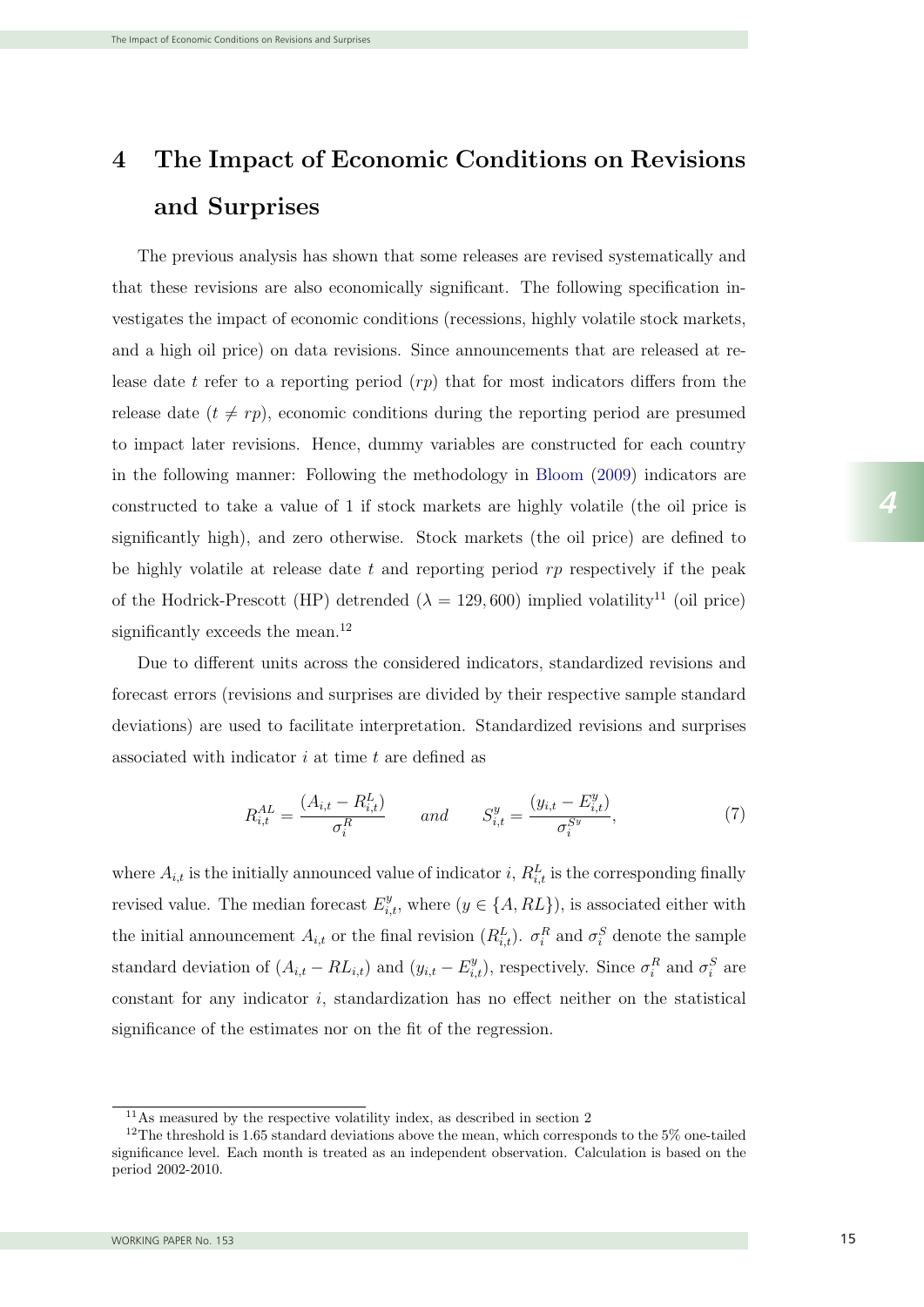# 4 The Impact of Economic Conditions on Revisions and Surprises

The previous analysis has shown that some releases are revised systematically and that these revisions are also economically significant. The following specification investigates the impact of economic conditions (recessions, highly volatile stock markets, and a high oil price) on data revisions. Since announcements that are released at release date $t$ refer to a reporting period ($rp$) that for most indicators differs from the release date ($t \neq rp$), economic conditions during the reporting period are presumed to impact later revisions. Hence, dummy variables are constructed for each country in the following manner: Following the methodology in Bloom (2009) indicators are constructed to take a value of 1 if stock markets are highly volatile (the oil price is significantly high), and zero otherwise. Stock markets (the oil price) are defined to be highly volatile at release date $t$ and reporting period $rp$ respectively if the peak of the Hodrick-Prescott (HP) detrended ($\lambda = 129,600$) implied volatility[11] (oil price) significantly exceeds the mean.[12]

Due to different units across the considered indicators, standardized revisions and forecast errors (revisions and surprises are divided by their respective sample standard deviations) are used to facilitate interpretation. Standardized revisions and surprises associated with indicator $i$ at time $t$ are defined as

$$R_{i,t}^{AL} = \frac{(A_{i,t} - R_{i,t}^{L})}{\sigma_i^R} \qquad and \qquad S_{i,t}^{y} = \frac{(y_{i,t} - E_{i,t}^{y})}{\sigma_i^{S^y}}, \tag{7}$$

where $A_{i,t}$ is the initially announced value of indicator $i$, $R_{i,t}^{L}$ is the corresponding finally revised value. The median forecast $E_{i,t}^{y}$, where ($y \in \{A, RL\}$), is associated either with the initial announcement $A_{i,t}$ or the final revision ($R_{i,t}^{L}$). $\sigma_i^R$ and $\sigma_i^S$ denote the sample standard deviation of $(A_{i,t} - RL_{i,t})$ and $(y_{i,t} - E_{i,t}^{y})$, respectively. Since $\sigma_i^R$ and $\sigma_i^S$ are constant for any indicator $i$, standardization has no effect neither on the statistical significance of the estimates nor on the fit of the regression.

[11] As measured by the respective volatility index, as described in section 2

[12] The threshold is 1.65 standard deviations above the mean, which corresponds to the 5% one-tailed significance level. Each month is treated as an independent observation. Calculation is based on the period 2002-2010.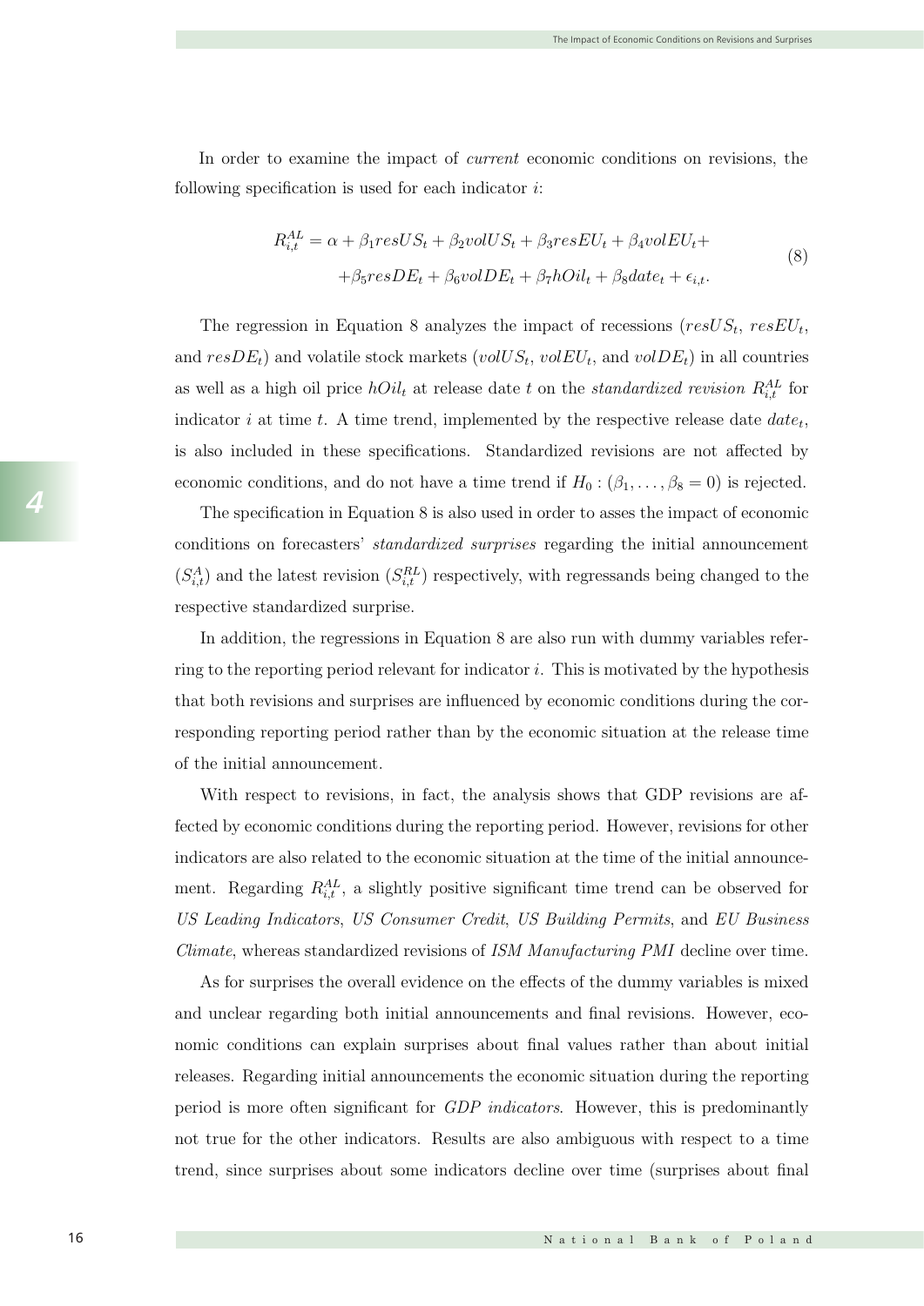In order to examine the impact of *current* economic conditions on revisions, the following specification is used for each indicator $i$:

$$
\begin{aligned}
R_{i,t}^{AL} = \alpha + \beta_1 resUS_t + \beta_2 volUS_t + \beta_3 resEU_t + \beta_4 volEU_t + \\
+ \beta_5 resDE_t + \beta_6 volDE_t + \beta_7 hOil_t + \beta_8 date_t + \epsilon_{i,t}.
\end{aligned}
\tag{8}
$$

The regression in Equation 8 analyzes the impact of recessions ($resUS_t$, $resEU_t$, and $resDE_t$) and volatile stock markets ($volUS_t$, $volEU_t$, and $volDE_t$) in all countries as well as a high oil price $hOil_t$ at release date $t$ on the *standardized revision* $R_{i,t}^{AL}$ for indicator $i$ at time $t$. A time trend, implemented by the respective release date $date_t$, is also included in these specifications. Standardized revisions are not affected by economic conditions, and do not have a time trend if $H_0 : (\beta_1, \ldots, \beta_8 = 0)$ is rejected.

The specification in Equation 8 is also used in order to asses the impact of economic conditions on forecasters' *standardized surprises* regarding the initial announcement ($S_{i,t}^{A}$) and the latest revision ($S_{i,t}^{RL}$) respectively, with regressands being changed to the respective standardized surprise.

In addition, the regressions in Equation 8 are also run with dummy variables referring to the reporting period relevant for indicator $i$. This is motivated by the hypothesis that both revisions and surprises are influenced by economic conditions during the corresponding reporting period rather than by the economic situation at the release time of the initial announcement.

With respect to revisions, in fact, the analysis shows that GDP revisions are affected by economic conditions during the reporting period. However, revisions for other indicators are also related to the economic situation at the time of the initial announcement. Regarding $R_{i,t}^{AL}$, a slightly positive significant time trend can be observed for *US Leading Indicators*, *US Consumer Credit*, *US Building Permits*, and *EU Business Climate*, whereas standardized revisions of *ISM Manufacturing PMI* decline over time.

As for surprises the overall evidence on the effects of the dummy variables is mixed and unclear regarding both initial announcements and final revisions. However, economic conditions can explain surprises about final values rather than about initial releases. Regarding initial announcements the economic situation during the reporting period is more often significant for *GDP indicators*. However, this is predominantly not true for the other indicators. Results are also ambiguous with respect to a time trend, since surprises about some indicators decline over time (surprises about final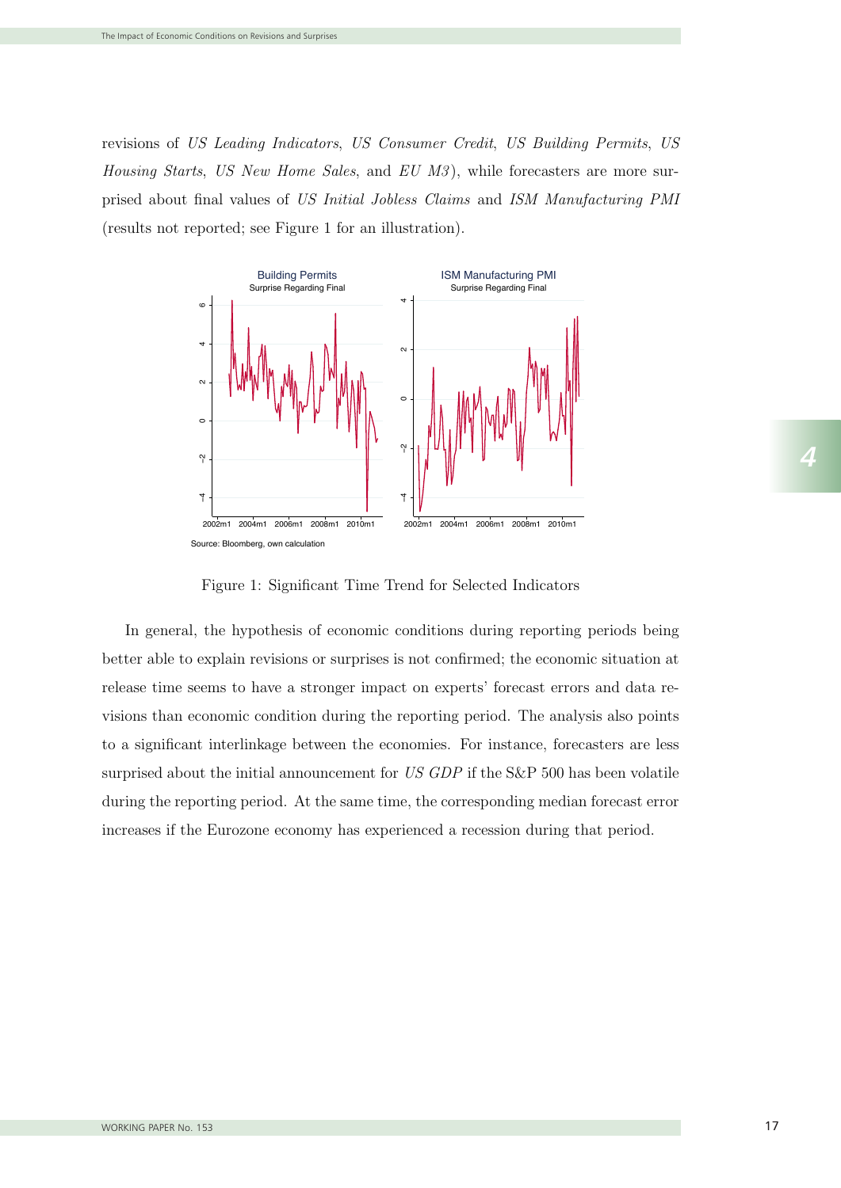revisions of *US Leading Indicators*, *US Consumer Credit*, *US Building Permits*, *US Housing Starts*, *US New Home Sales*, and *EU M3*), while forecasters are more surprised about final values of *US Initial Jobless Claims* and *ISM Manufacturing PMI* (results not reported; see Figure 1 for an illustration).

Source: Bloomberg, own calculation

Figure 1: Significant Time Trend for Selected Indicators

In general, the hypothesis of economic conditions during reporting periods being better able to explain revisions or surprises is not confirmed; the economic situation at release time seems to have a stronger impact on experts' forecast errors and data revisions than economic condition during the reporting period. The analysis also points to a significant interlinkage between the economies. For instance, forecasters are less surprised about the initial announcement for *US GDP* if the S&P 500 has been volatile during the reporting period. At the same time, the corresponding median forecast error increases if the Eurozone economy has experienced a recession during that period.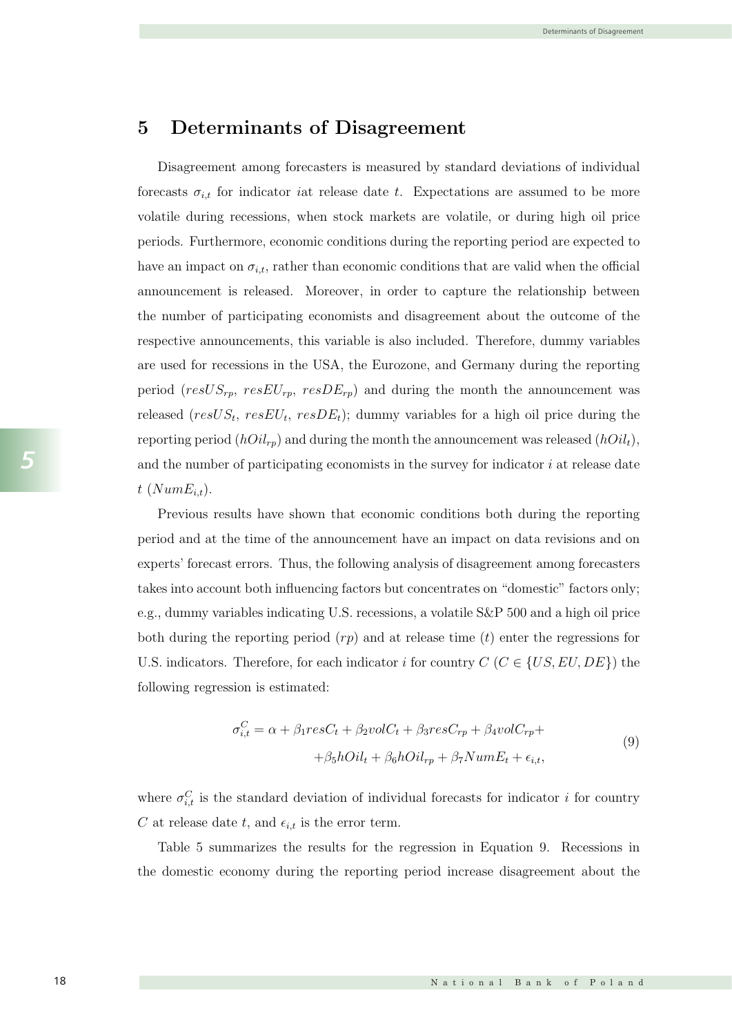# 5 Determinants of Disagreement

Disagreement among forecasters is measured by standard deviations of individual forecasts $\sigma_{i,t}$ for indicator $i$at release date $t$. Expectations are assumed to be more volatile during recessions, when stock markets are volatile, or during high oil price periods. Furthermore, economic conditions during the reporting period are expected to have an impact on $\sigma_{i,t}$, rather than economic conditions that are valid when the official announcement is released. Moreover, in order to capture the relationship between the number of participating economists and disagreement about the outcome of the respective announcements, this variable is also included. Therefore, dummy variables are used for recessions in the USA, the Eurozone, and Germany during the reporting period ($resUS_{rp}$, $resEU_{rp}$, $resDE_{rp}$) and during the month the announcement was released ($resUS_t$, $resEU_t$, $resDE_t$); dummy variables for a high oil price during the reporting period ($hOil_{rp}$) and during the month the announcement was released ($hOil_t$), and the number of participating economists in the survey for indicator $i$ at release date $t$ ($NumE_{i,t}$).

Previous results have shown that economic conditions both during the reporting period and at the time of the announcement have an impact on data revisions and on experts' forecast errors. Thus, the following analysis of disagreement among forecasters takes into account both influencing factors but concentrates on "domestic" factors only; e.g., dummy variables indicating U.S. recessions, a volatile S&P 500 and a high oil price both during the reporting period ($rp$) and at release time ($t$) enter the regressions for U.S. indicators. Therefore, for each indicator $i$ for country $C$ ($C \in \{US, EU, DE\}$) the following regression is estimated:

$$\sigma_{i,t}^{C} = \alpha + \beta_1 resC_t + \beta_2 volC_t + \beta_3 resC_{rp} + \beta_4 volC_{rp} + \\ + \beta_5 hOil_t + \beta_6 hOil_{rp} + \beta_7 NumE_t + \epsilon_{i,t}, \tag{9}$$

where $\sigma_{i,t}^{C}$ is the standard deviation of individual forecasts for indicator $i$ for country $C$ at release date $t$, and $\epsilon_{i,t}$ is the error term.

Table 5 summarizes the results for the regression in Equation 9. Recessions in the domestic economy during the reporting period increase disagreement about the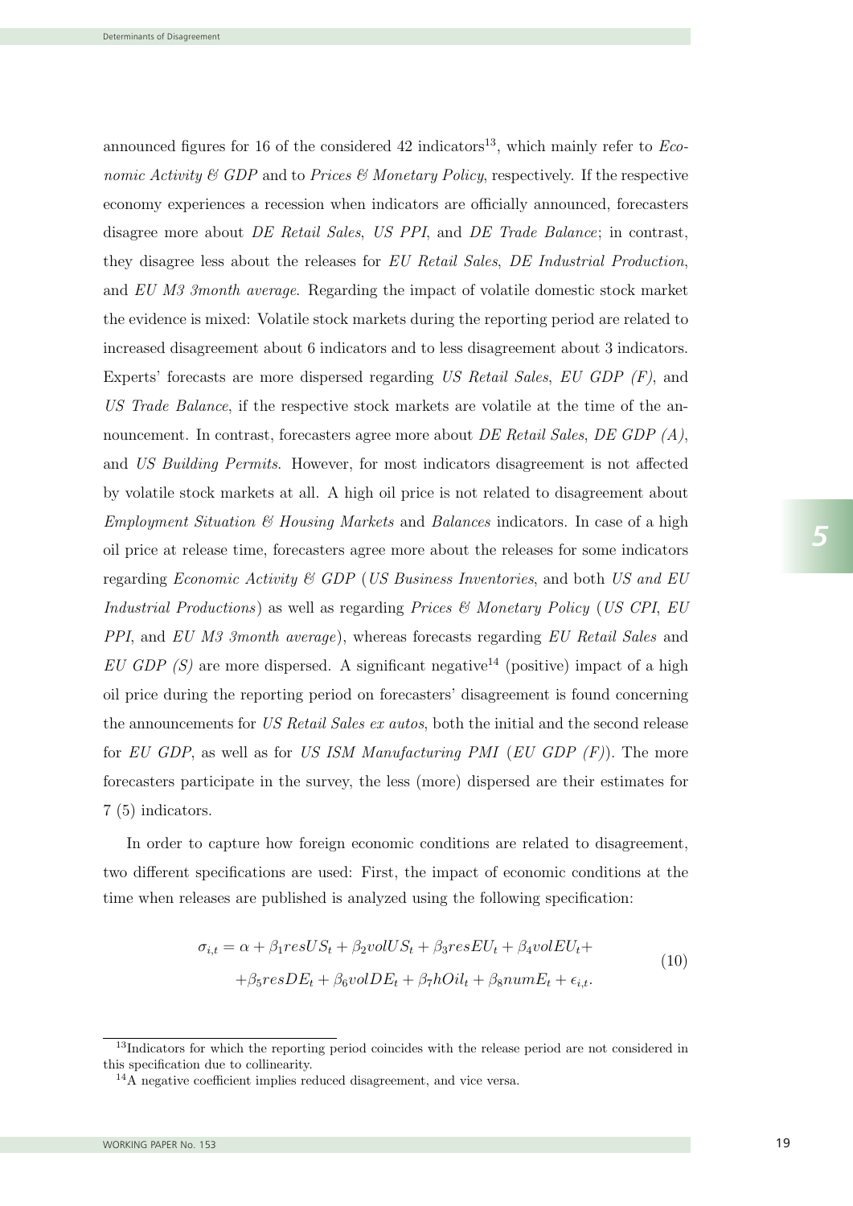announced figures for 16 of the considered 42 indicators[13], which mainly refer to *Economic Activity & GDP* and to *Prices & Monetary Policy*, respectively. If the respective economy experiences a recession when indicators are officially announced, forecasters disagree more about *DE Retail Sales*, *US PPI*, and *DE Trade Balance*; in contrast, they disagree less about the releases for *EU Retail Sales*, *DE Industrial Production*, and *EU M3 3month average*. Regarding the impact of volatile domestic stock market the evidence is mixed: Volatile stock markets during the reporting period are related to increased disagreement about 6 indicators and to less disagreement about 3 indicators. Experts' forecasts are more dispersed regarding *US Retail Sales*, *EU GDP (F)*, and *US Trade Balance*, if the respective stock markets are volatile at the time of the announcement. In contrast, forecasters agree more about *DE Retail Sales*, *DE GDP (A)*, and *US Building Permits*. However, for most indicators disagreement is not affected by volatile stock markets at all. A high oil price is not related to disagreement about *Employment Situation & Housing Markets* and *Balances* indicators. In case of a high oil price at release time, forecasters agree more about the releases for some indicators regarding *Economic Activity & GDP* (*US Business Inventories*, and both *US and EU Industrial Productions*) as well as regarding *Prices & Monetary Policy* (*US CPI*, *EU PPI*, and *EU M3 3month average*), whereas forecasts regarding *EU Retail Sales* and *EU GDP (S)* are more dispersed. A significant negative[14] (positive) impact of a high oil price during the reporting period on forecasters' disagreement is found concerning the announcements for *US Retail Sales ex autos*, both the initial and the second release for *EU GDP*, as well as for *US ISM Manufacturing PMI* (*EU GDP (F)*). The more forecasters participate in the survey, the less (more) dispersed are their estimates for 7 (5) indicators.

In order to capture how foreign economic conditions are related to disagreement, two different specifications are used: First, the impact of economic conditions at the time when releases are published is analyzed using the following specification:

$$\begin{aligned}\sigma_{i,t} = \alpha + \beta_1 resUS_t + \beta_2 volUS_t + \beta_3 resEU_t + \beta_4 volEU_t + \\ + \beta_5 resDE_t + \beta_6 volDE_t + \beta_7 hOil_t + \beta_8 numE_t + \epsilon_{i,t}.\end{aligned} \tag{10}$$

[13] Indicators for which the reporting period coincides with the release period are not considered in this specification due to collinearity.

[14] A negative coefficient implies reduced disagreement, and vice versa.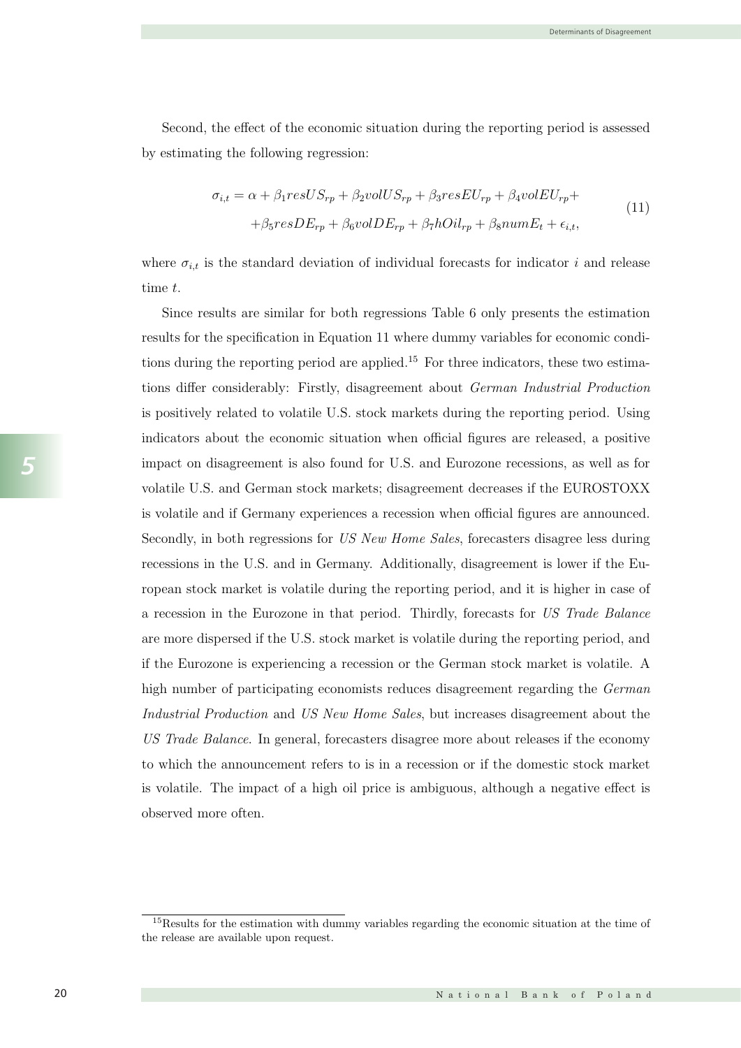Second, the effect of the economic situation during the reporting period is assessed by estimating the following regression:

$$\sigma_{i,t} = \alpha + \beta_1 resUS_{rp} + \beta_2 volUS_{rp} + \beta_3 resEU_{rp} + \beta_4 volEU_{rp} + \\ + \beta_5 resDE_{rp} + \beta_6 volDE_{rp} + \beta_7 hOil_{rp} + \beta_8 numE_t + \epsilon_{i,t}, \tag{11}$$

where $\sigma_{i,t}$ is the standard deviation of individual forecasts for indicator $i$ and release time $t$.

Since results are similar for both regressions Table 6 only presents the estimation results for the specification in Equation 11 where dummy variables for economic conditions during the reporting period are applied.[15] For three indicators, these two estimations differ considerably: Firstly, disagreement about *German Industrial Production* is positively related to volatile U.S. stock markets during the reporting period. Using indicators about the economic situation when official figures are released, a positive impact on disagreement is also found for U.S. and Eurozone recessions, as well as for volatile U.S. and German stock markets; disagreement decreases if the EUROSTOXX is volatile and if Germany experiences a recession when official figures are announced. Secondly, in both regressions for *US New Home Sales*, forecasters disagree less during recessions in the U.S. and in Germany. Additionally, disagreement is lower if the European stock market is volatile during the reporting period, and it is higher in case of a recession in the Eurozone in that period. Thirdly, forecasts for *US Trade Balance* are more dispersed if the U.S. stock market is volatile during the reporting period, and if the Eurozone is experiencing a recession or the German stock market is volatile. A high number of participating economists reduces disagreement regarding the *German Industrial Production* and *US New Home Sales*, but increases disagreement about the *US Trade Balance*. In general, forecasters disagree more about releases if the economy to which the announcement refers to is in a recession or if the domestic stock market is volatile. The impact of a high oil price is ambiguous, although a negative effect is observed more often.

[15] Results for the estimation with dummy variables regarding the economic situation at the time of the release are available upon request.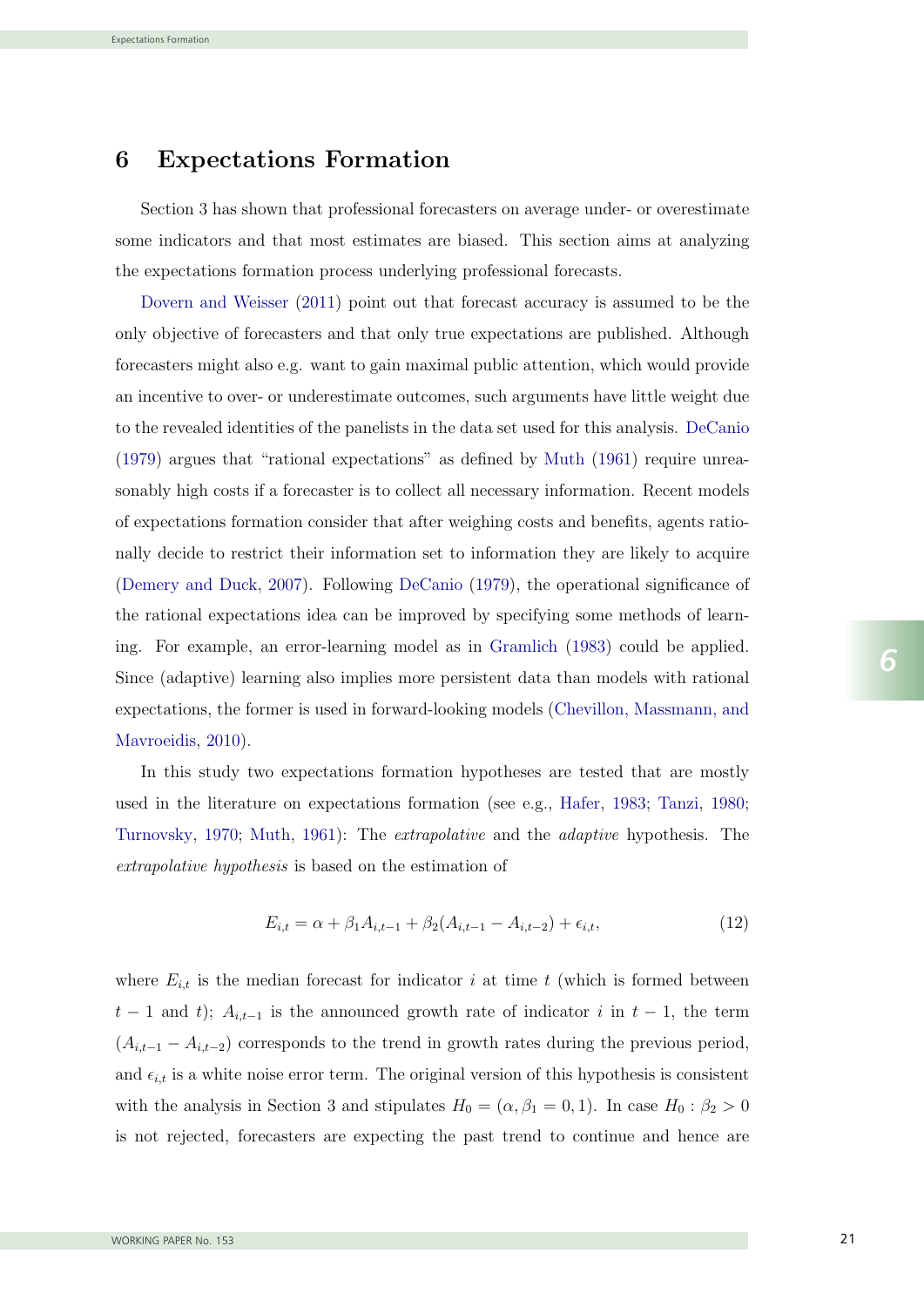# 6 Expectations Formation

Section 3 has shown that professional forecasters on average under- or overestimate some indicators and that most estimates are biased. This section aims at analyzing the expectations formation process underlying professional forecasts.

Dovern and Weisser (2011) point out that forecast accuracy is assumed to be the only objective of forecasters and that only true expectations are published. Although forecasters might also e.g. want to gain maximal public attention, which would provide an incentive to over- or underestimate outcomes, such arguments have little weight due to the revealed identities of the panelists in the data set used for this analysis. DeCanio (1979) argues that "rational expectations" as defined by Muth (1961) require unreasonably high costs if a forecaster is to collect all necessary information. Recent models of expectations formation consider that after weighing costs and benefits, agents rationally decide to restrict their information set to information they are likely to acquire (Demery and Duck, 2007). Following DeCanio (1979), the operational significance of the rational expectations idea can be improved by specifying some methods of learning. For example, an error-learning model as in Gramlich (1983) could be applied. Since (adaptive) learning also implies more persistent data than models with rational expectations, the former is used in forward-looking models (Chevillon, Massmann, and Mavroeidis, 2010).

In this study two expectations formation hypotheses are tested that are mostly used in the literature on expectations formation (see e.g., Hafer, 1983; Tanzi, 1980; Turnovsky, 1970; Muth, 1961): The *extrapolative* and the *adaptive* hypothesis. The *extrapolative hypothesis* is based on the estimation of

$$E_{i,t} = \alpha + \beta_1 A_{i,t-1} + \beta_2 (A_{i,t-1} - A_{i,t-2}) + \epsilon_{i,t}, \tag{12}$$

where $E_{i,t}$ is the median forecast for indicator $i$ at time $t$ (which is formed between $t-1$ and $t$); $A_{i,t-1}$ is the announced growth rate of indicator $i$ in $t-1$, the term $(A_{i,t-1} - A_{i,t-2})$ corresponds to the trend in growth rates during the previous period, and $\epsilon_{i,t}$ is a white noise error term. The original version of this hypothesis is consistent with the analysis in Section 3 and stipulates $H_0 = (\alpha, \beta_1 = 0, 1)$. In case $H_0 : \beta_2 > 0$ is not rejected, forecasters are expecting the past trend to continue and hence are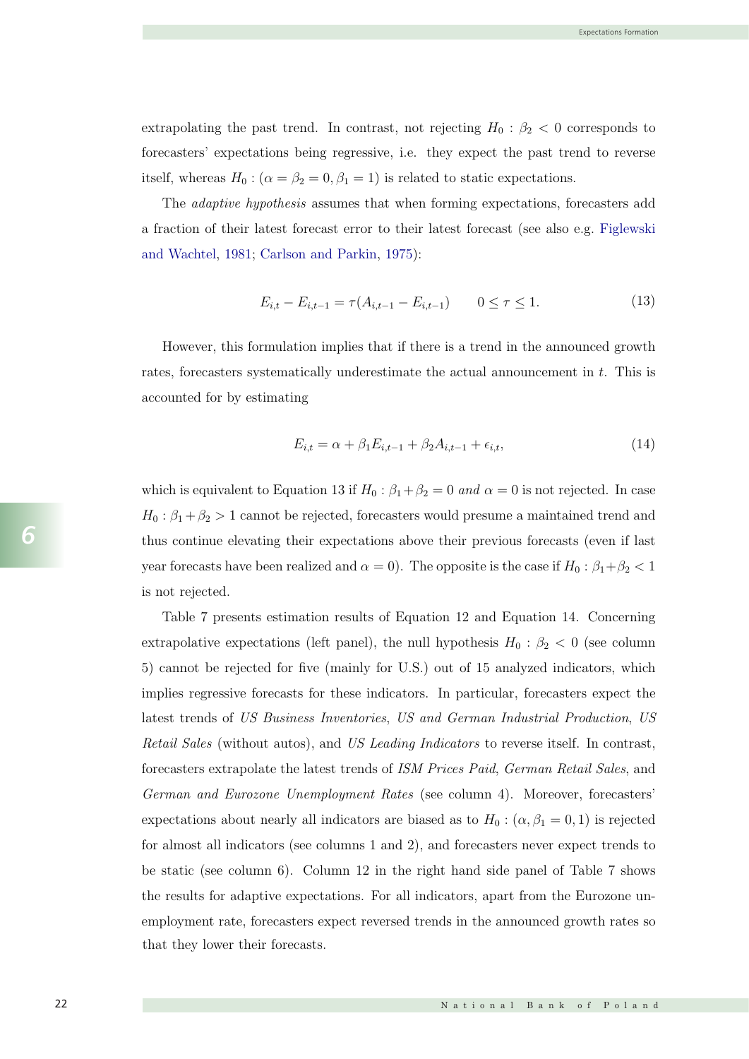extrapolating the past trend. In contrast, not rejecting $H_0 : \beta_2 < 0$ corresponds to forecasters' expectations being regressive, i.e. they expect the past trend to reverse itself, whereas $H_0 : (\alpha = \beta_2 = 0, \beta_1 = 1)$ is related to static expectations.

The *adaptive hypothesis* assumes that when forming expectations, forecasters add a fraction of their latest forecast error to their latest forecast (see also e.g. Figlewski and Wachtel, 1981; Carlson and Parkin, 1975):

$$E_{i,t} - E_{i,t-1} = \tau(A_{i,t-1} - E_{i,t-1}) \qquad 0 \leq \tau \leq 1. \tag{13}$$

However, this formulation implies that if there is a trend in the announced growth rates, forecasters systematically underestimate the actual announcement in $t$. This is accounted for by estimating

$$E_{i,t} = \alpha + \beta_1 E_{i,t-1} + \beta_2 A_{i,t-1} + \epsilon_{i,t}, \tag{14}$$

which is equivalent to Equation 13 if $H_0 : \beta_1 + \beta_2 = 0$ *and* $\alpha = 0$ is not rejected. In case $H_0 : \beta_1 + \beta_2 > 1$ cannot be rejected, forecasters would presume a maintained trend and thus continue elevating their expectations above their previous forecasts (even if last year forecasts have been realized and $\alpha = 0$). The opposite is the case if $H_0 : \beta_1 + \beta_2 < 1$ is not rejected.

Table 7 presents estimation results of Equation 12 and Equation 14. Concerning extrapolative expectations (left panel), the null hypothesis $H_0 : \beta_2 < 0$ (see column 5) cannot be rejected for five (mainly for U.S.) out of 15 analyzed indicators, which implies regressive forecasts for these indicators. In particular, forecasters expect the latest trends of *US Business Inventories*, *US and German Industrial Production*, *US Retail Sales* (without autos), and *US Leading Indicators* to reverse itself. In contrast, forecasters extrapolate the latest trends of *ISM Prices Paid*, *German Retail Sales*, and *German and Eurozone Unemployment Rates* (see column 4). Moreover, forecasters' expectations about nearly all indicators are biased as to $H_0 : (\alpha, \beta_1 = 0, 1)$ is rejected for almost all indicators (see columns 1 and 2), and forecasters never expect trends to be static (see column 6). Column 12 in the right hand side panel of Table 7 shows the results for adaptive expectations. For all indicators, apart from the Eurozone unemployment rate, forecasters expect reversed trends in the announced growth rates so that they lower their forecasts.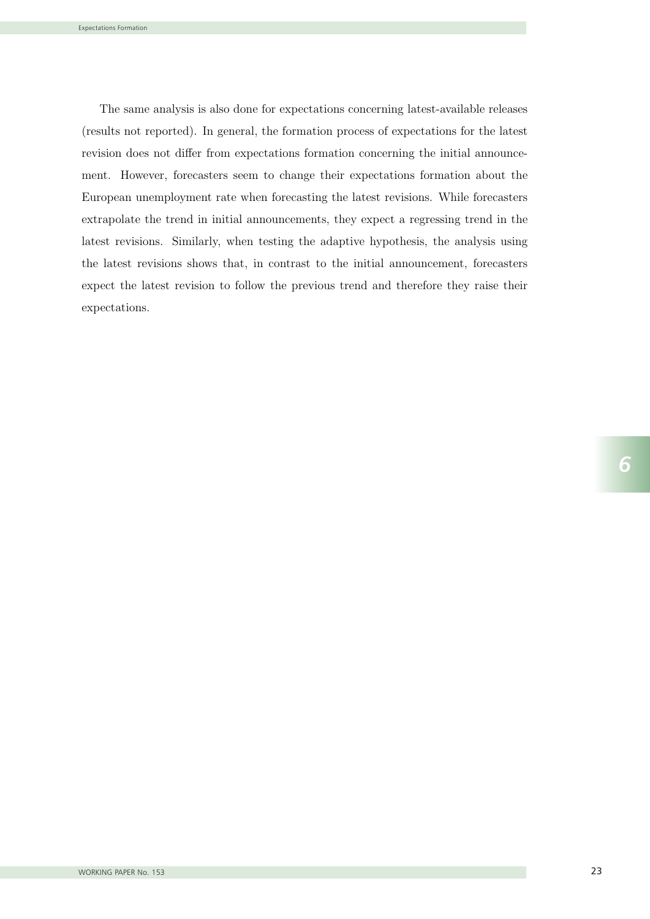The same analysis is also done for expectations concerning latest-available releases (results not reported). In general, the formation process of expectations for the latest revision does not differ from expectations formation concerning the initial announcement. However, forecasters seem to change their expectations formation about the European unemployment rate when forecasting the latest revisions. While forecasters extrapolate the trend in initial announcements, they expect a regressing trend in the latest revisions. Similarly, when testing the adaptive hypothesis, the analysis using the latest revisions shows that, in contrast to the initial announcement, forecasters expect the latest revision to follow the previous trend and therefore they raise their expectations.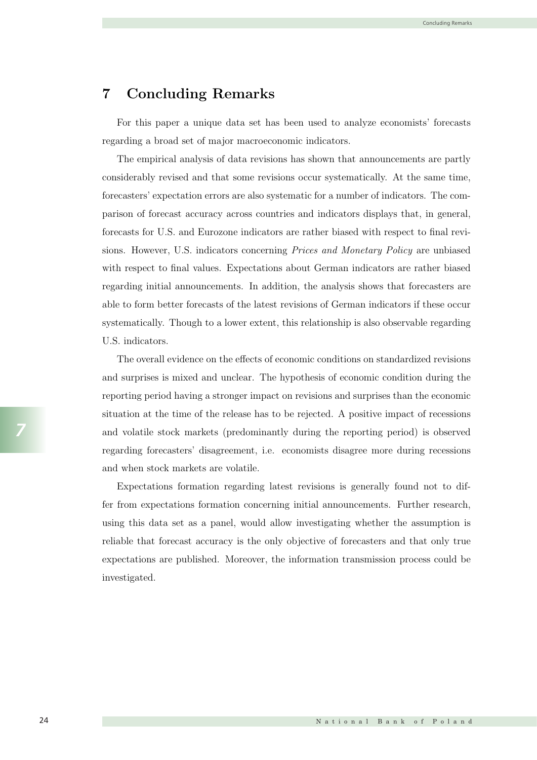# 7 Concluding Remarks

For this paper a unique data set has been used to analyze economists' forecasts regarding a broad set of major macroeconomic indicators.

The empirical analysis of data revisions has shown that announcements are partly considerably revised and that some revisions occur systematically. At the same time, forecasters' expectation errors are also systematic for a number of indicators. The comparison of forecast accuracy across countries and indicators displays that, in general, forecasts for U.S. and Eurozone indicators are rather biased with respect to final revisions. However, U.S. indicators concerning *Prices and Monetary Policy* are unbiased with respect to final values. Expectations about German indicators are rather biased regarding initial announcements. In addition, the analysis shows that forecasters are able to form better forecasts of the latest revisions of German indicators if these occur systematically. Though to a lower extent, this relationship is also observable regarding U.S. indicators.

The overall evidence on the effects of economic conditions on standardized revisions and surprises is mixed and unclear. The hypothesis of economic condition during the reporting period having a stronger impact on revisions and surprises than the economic situation at the time of the release has to be rejected. A positive impact of recessions and volatile stock markets (predominantly during the reporting period) is observed regarding forecasters' disagreement, i.e. economists disagree more during recessions and when stock markets are volatile.

Expectations formation regarding latest revisions is generally found not to differ from expectations formation concerning initial announcements. Further research, using this data set as a panel, would allow investigating whether the assumption is reliable that forecast accuracy is the only objective of forecasters and that only true expectations are published. Moreover, the information transmission process could be investigated.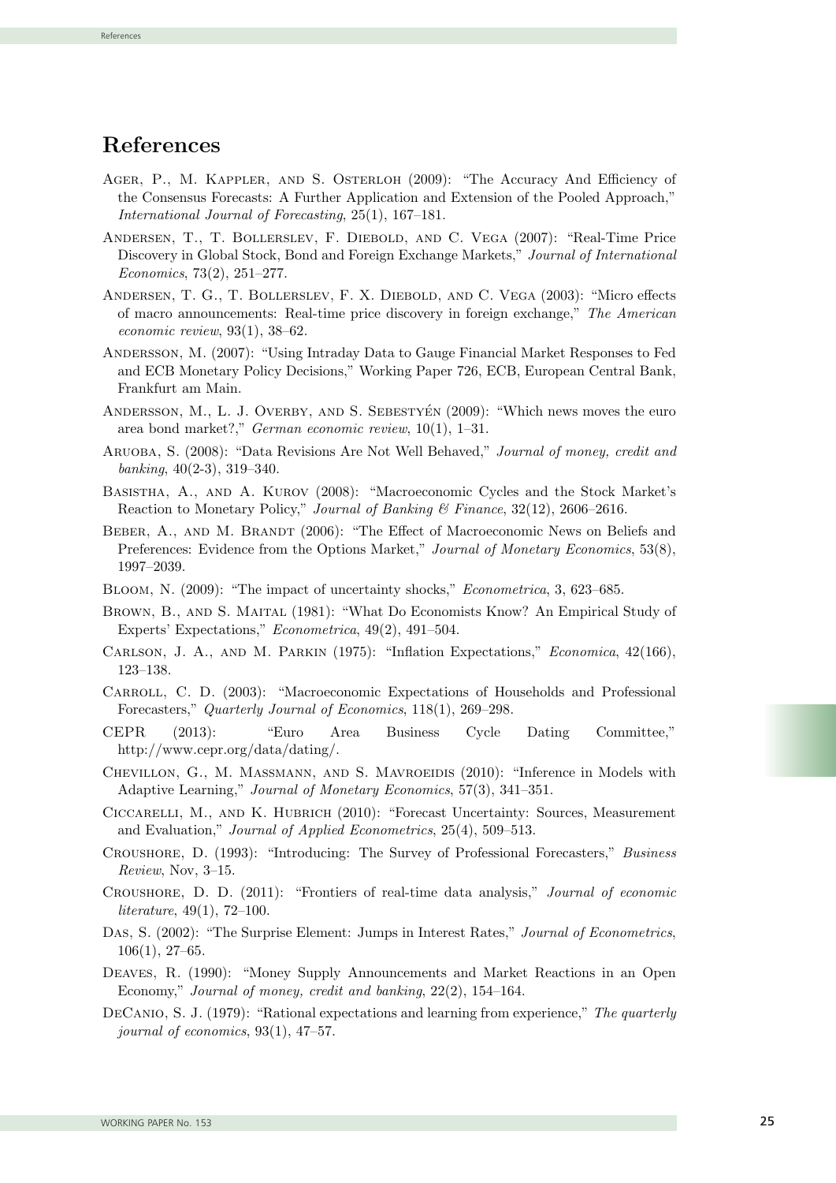# References

Ager, P., M. Kappler, and S. Osterloh (2009): "The Accuracy And Efficiency of the Consensus Forecasts: A Further Application and Extension of the Pooled Approach," *International Journal of Forecasting*, 25(1), 167–181.

Andersen, T., T. Bollerslev, F. Diebold, and C. Vega (2007): "Real-Time Price Discovery in Global Stock, Bond and Foreign Exchange Markets," *Journal of International Economics*, 73(2), 251–277.

Andersen, T. G., T. Bollerslev, F. X. Diebold, and C. Vega (2003): "Micro effects of macro announcements: Real-time price discovery in foreign exchange," *The American economic review*, 93(1), 38–62.

Andersson, M. (2007): "Using Intraday Data to Gauge Financial Market Responses to Fed and ECB Monetary Policy Decisions," Working Paper 726, ECB, European Central Bank, Frankfurt am Main.

Andersson, M., L. J. Overby, and S. Sebestyén (2009): "Which news moves the euro area bond market?," *German economic review*, 10(1), 1–31.

Aruoba, S. (2008): "Data Revisions Are Not Well Behaved," *Journal of money, credit and banking*, 40(2-3), 319–340.

Basistha, A., and A. Kurov (2008): "Macroeconomic Cycles and the Stock Market's Reaction to Monetary Policy," *Journal of Banking & Finance*, 32(12), 2606–2616.

Beber, A., and M. Brandt (2006): "The Effect of Macroeconomic News on Beliefs and Preferences: Evidence from the Options Market," *Journal of Monetary Economics*, 53(8), 1997–2039.

Bloom, N. (2009): "The impact of uncertainty shocks," *Econometrica*, 3, 623–685.

Brown, B., and S. Maital (1981): "What Do Economists Know? An Empirical Study of Experts' Expectations," *Econometrica*, 49(2), 491–504.

Carlson, J. A., and M. Parkin (1975): "Inflation Expectations," *Economica*, 42(166), 123–138.

Carroll, C. D. (2003): "Macroeconomic Expectations of Households and Professional Forecasters," *Quarterly Journal of Economics*, 118(1), 269–298.

CEPR (2013): "Euro Area Business Cycle Dating Committee," http://www.cepr.org/data/dating/.

Chevillon, G., M. Massmann, and S. Mavroeidis (2010): "Inference in Models with Adaptive Learning," *Journal of Monetary Economics*, 57(3), 341–351.

Ciccarelli, M., and K. Hubrich (2010): "Forecast Uncertainty: Sources, Measurement and Evaluation," *Journal of Applied Econometrics*, 25(4), 509–513.

Croushore, D. (1993): "Introducing: The Survey of Professional Forecasters," *Business Review*, Nov, 3–15.

Croushore, D. D. (2011): "Frontiers of real-time data analysis," *Journal of economic literature*, 49(1), 72–100.

Das, S. (2002): "The Surprise Element: Jumps in Interest Rates," *Journal of Econometrics*, 106(1), 27–65.

Deaves, R. (1990): "Money Supply Announcements and Market Reactions in an Open Economy," *Journal of money, credit and banking*, 22(2), 154–164.

DeCanio, S. J. (1979): "Rational expectations and learning from experience," *The quarterly journal of economics*, 93(1), 47–57.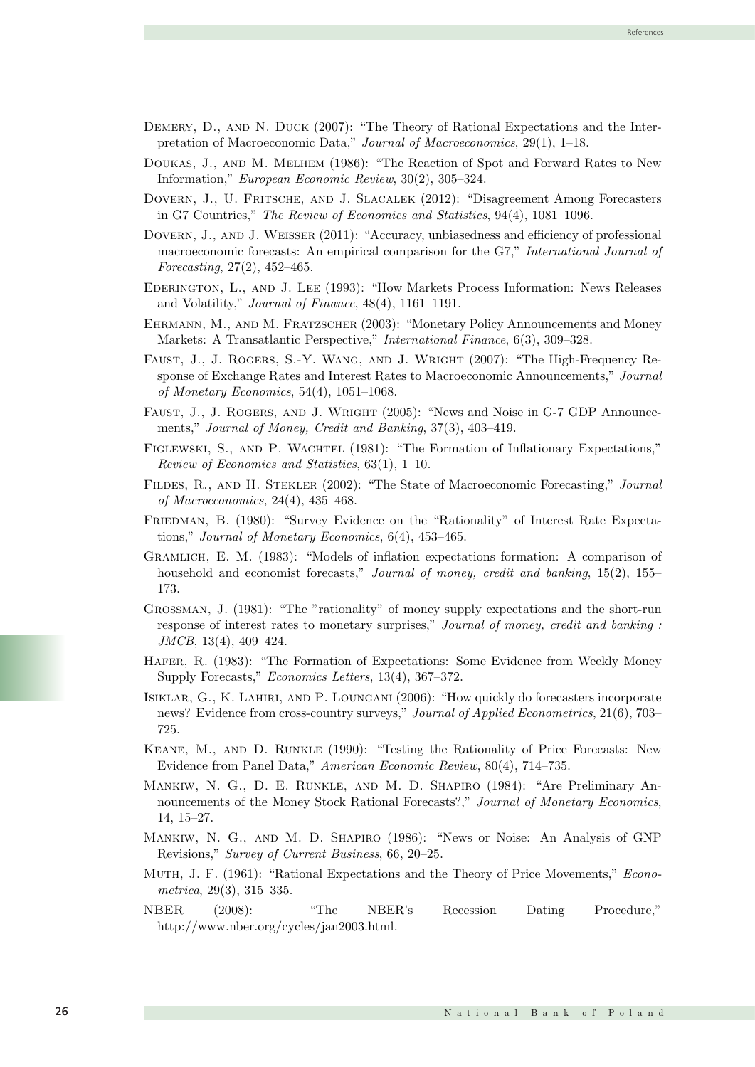Demery, D., and N. Duck (2007): "The Theory of Rational Expectations and the Interpretation of Macroeconomic Data," *Journal of Macroeconomics*, 29(1), 1–18.

Doukas, J., and M. Melhem (1986): "The Reaction of Spot and Forward Rates to New Information," *European Economic Review*, 30(2), 305–324.

Dovern, J., U. Fritsche, and J. Slacalek (2012): "Disagreement Among Forecasters in G7 Countries," *The Review of Economics and Statistics*, 94(4), 1081–1096.

Dovern, J., and J. Weisser (2011): "Accuracy, unbiasedness and efficiency of professional macroeconomic forecasts: An empirical comparison for the G7," *International Journal of Forecasting*, 27(2), 452–465.

Ederington, L., and J. Lee (1993): "How Markets Process Information: News Releases and Volatility," *Journal of Finance*, 48(4), 1161–1191.

Ehrmann, M., and M. Fratzscher (2003): "Monetary Policy Announcements and Money Markets: A Transatlantic Perspective," *International Finance*, 6(3), 309–328.

Faust, J., J. Rogers, S.-Y. Wang, and J. Wright (2007): "The High-Frequency Response of Exchange Rates and Interest Rates to Macroeconomic Announcements," *Journal of Monetary Economics*, 54(4), 1051–1068.

Faust, J., J. Rogers, and J. Wright (2005): "News and Noise in G-7 GDP Announcements," *Journal of Money, Credit and Banking*, 37(3), 403–419.

Figlewski, S., and P. Wachtel (1981): "The Formation of Inflationary Expectations," *Review of Economics and Statistics*, 63(1), 1–10.

Fildes, R., and H. Stekler (2002): "The State of Macroeconomic Forecasting," *Journal of Macroeconomics*, 24(4), 435–468.

Friedman, B. (1980): "Survey Evidence on the "Rationality" of Interest Rate Expectations," *Journal of Monetary Economics*, 6(4), 453–465.

Gramlich, E. M. (1983): "Models of inflation expectations formation: A comparison of household and economist forecasts," *Journal of money, credit and banking*, 15(2), 155–173.

Grossman, J. (1981): "The "rationality" of money supply expectations and the short-run response of interest rates to monetary surprises," *Journal of money, credit and banking : JMCB*, 13(4), 409–424.

Hafer, R. (1983): "The Formation of Expectations: Some Evidence from Weekly Money Supply Forecasts," *Economics Letters*, 13(4), 367–372.

Isiklar, G., K. Lahiri, and P. Loungani (2006): "How quickly do forecasters incorporate news? Evidence from cross-country surveys," *Journal of Applied Econometrics*, 21(6), 703–725.

Keane, M., and D. Runkle (1990): "Testing the Rationality of Price Forecasts: New Evidence from Panel Data," *American Economic Review*, 80(4), 714–735.

Mankiw, N. G., D. E. Runkle, and M. D. Shapiro (1984): "Are Preliminary Announcements of the Money Stock Rational Forecasts?," *Journal of Monetary Economics*, 14, 15–27.

Mankiw, N. G., and M. D. Shapiro (1986): "News or Noise: An Analysis of GNP Revisions," *Survey of Current Business*, 66, 20–25.

Muth, J. F. (1961): "Rational Expectations and the Theory of Price Movements," *Econometrica*, 29(3), 315–335.

NBER (2008): "The NBER's Recession Dating Procedure," http://www.nber.org/cycles/jan2003.html.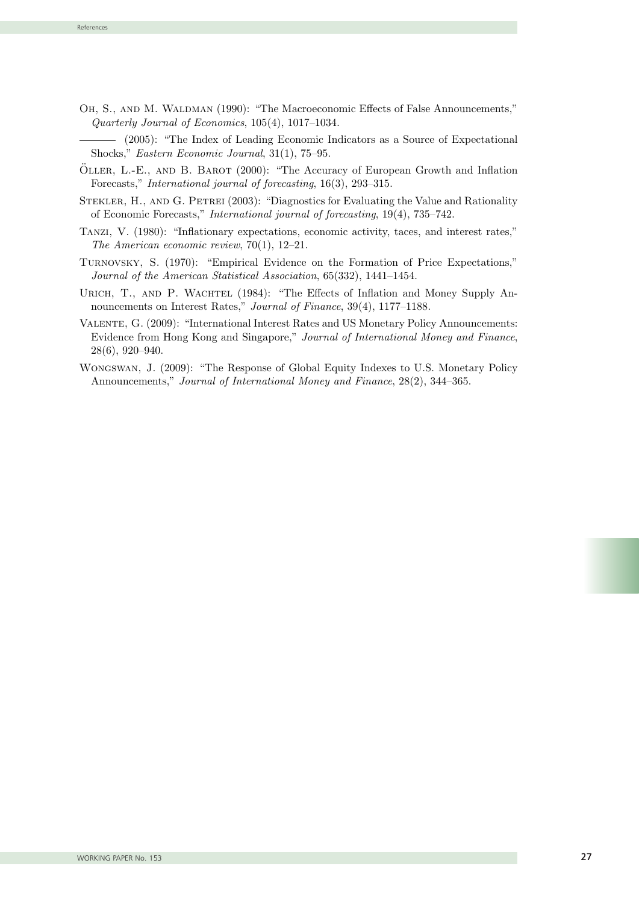Oh, S., and M. Waldman (1990): "The Macroeconomic Effects of False Announcements," *Quarterly Journal of Economics*, 105(4), 1017–1034.

——— (2005): "The Index of Leading Economic Indicators as a Source of Expectational Shocks," *Eastern Economic Journal*, 31(1), 75–95.

Öller, L.-E., and B. Barot (2000): "The Accuracy of European Growth and Inflation Forecasts," *International journal of forecasting*, 16(3), 293–315.

Stekler, H., and G. Petrei (2003): "Diagnostics for Evaluating the Value and Rationality of Economic Forecasts," *International journal of forecasting*, 19(4), 735–742.

Tanzi, V. (1980): "Inflationary expectations, economic activity, taces, and interest rates," *The American economic review*, 70(1), 12–21.

Turnovsky, S. (1970): "Empirical Evidence on the Formation of Price Expectations," *Journal of the American Statistical Association*, 65(332), 1441–1454.

Urich, T., and P. Wachtel (1984): "The Effects of Inflation and Money Supply Announcements on Interest Rates," *Journal of Finance*, 39(4), 1177–1188.

Valente, G. (2009): "International Interest Rates and US Monetary Policy Announcements: Evidence from Hong Kong and Singapore," *Journal of International Money and Finance*, 28(6), 920–940.

Wongswan, J. (2009): "The Response of Global Equity Indexes to U.S. Monetary Policy Announcements," *Journal of International Money and Finance*, 28(2), 344–365.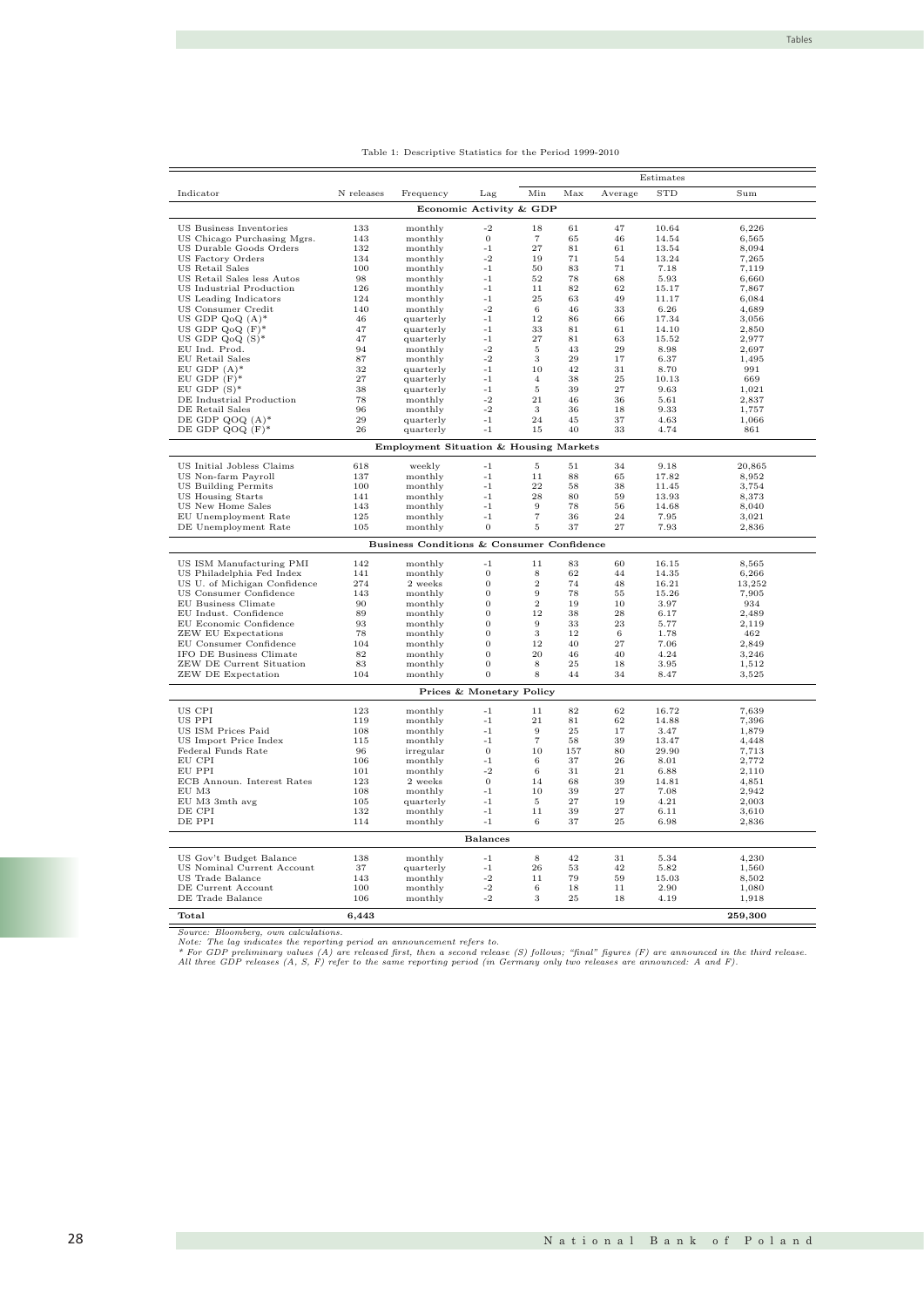Table 1: Descriptive Statistics for the Period 1999-2010

| Indicator | N releases | Frequency | Lag | Estimates | | | | |
|---|---|---|---|---|---|---|---|---|
| | | | | Min | Max | Average | STD | Sum |
| **Economic Activity & GDP** | | | | | | | | |
| US Business Inventories | 133 | monthly | -2 | 18 | 61 | 47 | 10.64 | 6,226 |
| US Chicago Purchasing Mgrs. | 143 | monthly | 0 | 7 | 65 | 46 | 14.54 | 6,565 |
| US Durable Goods Orders | 132 | monthly | -1 | 27 | 81 | 61 | 13.54 | 8,094 |
| US Factory Orders | 134 | monthly | -2 | 19 | 71 | 54 | 13.24 | 7,265 |
| US Retail Sales | 100 | monthly | -1 | 50 | 83 | 71 | 7.18 | 7,119 |
| US Retail Sales less Autos | 98 | monthly | -1 | 52 | 78 | 68 | 5.93 | 6,660 |
| US Industrial Production | 126 | monthly | -1 | 11 | 82 | 62 | 15.17 | 7,867 |
| US Leading Indicators | 124 | monthly | -1 | 25 | 63 | 49 | 11.17 | 6,084 |
| US Consumer Credit | 140 | monthly | -2 | 6 | 46 | 33 | 6.26 | 4,689 |
| US GDP QoQ (A)* | 46 | quarterly | -1 | 12 | 86 | 66 | 17.34 | 3,056 |
| US GDP QoQ (F)* | 47 | quarterly | -1 | 33 | 81 | 61 | 14.10 | 2,850 |
| US GDP QoQ (S)* | 47 | quarterly | -1 | 27 | 81 | 63 | 15.52 | 2,977 |
| EU Ind. Prod. | 94 | monthly | -2 | 5 | 43 | 29 | 8.98 | 2,697 |
| EU Retail Sales | 87 | monthly | -2 | 3 | 29 | 17 | 6.37 | 1,495 |
| EU GDP (A)* | 32 | quarterly | -1 | 10 | 42 | 31 | 8.70 | 991 |
| EU GDP (F)* | 27 | quarterly | -1 | 4 | 38 | 25 | 10.13 | 669 |
| EU GDP (S)* | 38 | quarterly | -1 | 5 | 39 | 27 | 9.63 | 1,021 |
| DE Industrial Production | 78 | monthly | -2 | 21 | 46 | 36 | 5.61 | 2,837 |
| DE Retail Sales | 96 | monthly | -2 | 3 | 36 | 18 | 9.33 | 1,757 |
| DE GDP QOQ (A)* | 29 | quarterly | -1 | 24 | 45 | 37 | 4.63 | 1,066 |
| DE GDP QOQ (F)* | 26 | quarterly | -1 | 15 | 40 | 33 | 4.74 | 861 |
| **Employment Situation & Housing Markets** | | | | | | | | |
| US Initial Jobless Claims | 618 | weekly | -1 | 5 | 51 | 34 | 9.18 | 20,865 |
| US Non-farm Payroll | 137 | monthly | -1 | 11 | 88 | 65 | 17.82 | 8,952 |
| US Building Permits | 100 | monthly | -1 | 22 | 58 | 38 | 11.45 | 3,754 |
| US Housing Starts | 141 | monthly | -1 | 28 | 80 | 59 | 13.93 | 8,373 |
| US New Home Sales | 143 | monthly | -1 | 9 | 78 | 56 | 14.68 | 8,040 |
| EU Unemployment Rate | 125 | monthly | -1 | 7 | 36 | 24 | 7.95 | 3,021 |
| DE Unemployment Rate | 105 | monthly | 0 | 5 | 37 | 27 | 7.93 | 2,836 |
| **Business Conditions & Consumer Confidence** | | | | | | | | |
| US ISM Manufacturing PMI | 142 | monthly | -1 | 11 | 83 | 60 | 16.15 | 8,565 |
| US Philadelphia Fed Index | 141 | monthly | 0 | 8 | 62 | 44 | 14.35 | 6,266 |
| US U. of Michigan Confidence | 274 | 2 weeks | 0 | 2 | 74 | 48 | 16.21 | 13,252 |
| US Consumer Confidence | 143 | monthly | 0 | 9 | 78 | 55 | 15.26 | 7,905 |
| EU Business Climate | 90 | monthly | 0 | 2 | 19 | 10 | 3.97 | 934 |
| EU Indust. Confidence | 89 | monthly | 0 | 12 | 38 | 28 | 6.17 | 2,489 |
| EU Economic Confidence | 93 | monthly | 0 | 9 | 33 | 23 | 5.77 | 2,119 |
| ZEW EU Expectations | 78 | monthly | 0 | 3 | 12 | 6 | 1.78 | 462 |
| EU Consumer Confidence | 104 | monthly | 0 | 12 | 40 | 27 | 7.06 | 2,849 |
| IFO DE Business Climate | 82 | monthly | 0 | 20 | 46 | 40 | 4.24 | 3,246 |
| ZEW DE Current Situation | 83 | monthly | 0 | 8 | 25 | 18 | 3.95 | 1,512 |
| ZEW DE Expectation | 104 | monthly | 0 | 8 | 44 | 34 | 8.47 | 3,525 |
| **Prices & Monetary Policy** | | | | | | | | |
| US CPI | 123 | monthly | -1 | 11 | 82 | 62 | 16.72 | 7,639 |
| US PPI | 119 | monthly | -1 | 21 | 81 | 62 | 14.88 | 7,396 |
| US ISM Prices Paid | 108 | monthly | -1 | 9 | 25 | 17 | 3.47 | 1,879 |
| US Import Price Index | 115 | monthly | -1 | 7 | 58 | 39 | 13.47 | 4,448 |
| Federal Funds Rate | 96 | irregular | 0 | 10 | 157 | 80 | 29.90 | 7,713 |
| EU CPI | 106 | monthly | -1 | 6 | 37 | 26 | 8.01 | 2,772 |
| EU PPI | 101 | monthly | -2 | 6 | 31 | 21 | 6.88 | 2,110 |
| ECB Announ. Interest Rates | 123 | 2 weeks | 0 | 14 | 68 | 39 | 14.81 | 4,851 |
| EU M3 | 108 | monthly | -1 | 10 | 39 | 27 | 7.08 | 2,942 |
| EU M3 3mth avg | 105 | quarterly | -1 | 5 | 27 | 19 | 4.21 | 2,003 |
| DE CPI | 132 | monthly | -1 | 11 | 39 | 27 | 6.11 | 3,610 |
| DE PPI | 114 | monthly | -1 | 6 | 37 | 25 | 6.98 | 2,836 |
| **Balances** | | | | | | | | |
| US Gov't Budget Balance | 138 | monthly | -1 | 8 | 42 | 31 | 5.34 | 4,230 |
| US Nominal Current Account | 37 | quarterly | -1 | 26 | 53 | 42 | 5.82 | 1,560 |
| US Trade Balance | 143 | monthly | -2 | 11 | 79 | 59 | 15.03 | 8,502 |
| DE Current Account | 100 | monthly | -2 | 6 | 18 | 11 | 2.90 | 1,080 |
| DE Trade Balance | 106 | monthly | -2 | 3 | 25 | 18 | 4.19 | 1,918 |
| **Total** | **6,443** | | | | | | | **259,300** |

*Source: Bloomberg, own calculations.*
*Note: The lag indicates the reporting period an announcement refers to.*
*\* For GDP preliminary values (A) are released first, then a second release (S) follows; "final" figures (F) are announced in the third release. All three GDP releases (A, S, F) refer to the same reporting period (in Germany only two releases are announced: A and F).*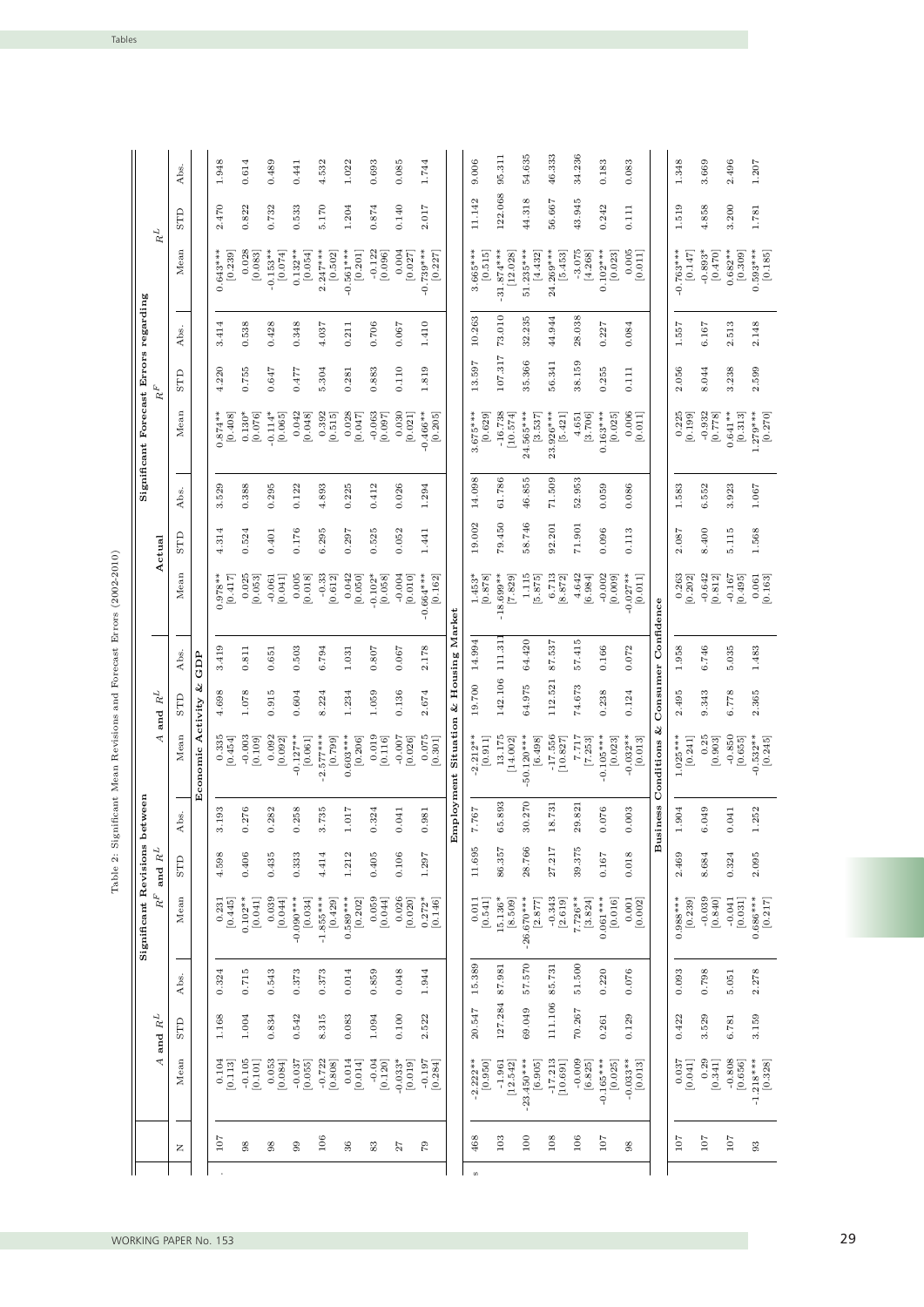Table 2: Significant Mean Revisions and Forecast Errors (2002-2010)

| | Significant Revisions between | | | | | | | | | Significant Forecast Errors regarding | | | | | | | | |
|---|---|---|---|---|---|---|---|---|---|---|---|---|---|---|---|---|---|---|
| | $A$ and $R^L$ | | | $R^F$ and $R^L$ | | | $A$ and $R^L$ | | | Actual | | | $R^F$ | | | $R^L$ | | |
| N | Mean | STD | Abs. | Mean | STD | Abs. | Mean | STD | Abs. | Mean | STD | Abs. | Mean | STD | Abs. | Mean | STD | Abs. |
| **Economic Activity & GDP** | | | | | | | | | | | | | | | | | | |
| 107 | 0.104 [0.113] | 1.168 | 0.324 | 0.231 [0.445] | 4.598 | 3.193 | 0.335 [0.454] | 4.698 | 3.419 | 0.978** [0.417] | 4.314 | 3.529 | 0.874** [0.408] | 4.220 | 3.414 | 0.643*** [0.239] | 2.470 | 1.948 |
| 98 | -0.105 [0.101] | 1.004 | 0.715 | 0.102** [0.041] | 0.406 | 0.276 | -0.003 [0.109] | 1.078 | 0.811 | 0.025 [0.053] | 0.524 | 0.388 | 0.130* [0.076] | 0.755 | 0.538 | 0.028 [0.083] | 0.822 | 0.614 |
| 98 | 0.053 [0.084] | 0.834 | 0.543 | 0.039 [0.044] | 0.435 | 0.282 | 0.092 [0.092] | 0.915 | 0.651 | -0.061 [0.041] | 0.401 | 0.295 | -0.114* [0.065] | 0.647 | 0.428 | -0.153** [0.074] | 0.732 | 0.489 |
| 99 | -0.037 [0.055] | 0.542 | 0.373 | -0.090*** [0.034] | 0.333 | 0.258 | -0.127** [0.061] | 0.604 | 0.503 | 0.005 [0.018] | 0.176 | 0.122 | 0.042 [0.048] | 0.477 | 0.348 | 0.132** [0.054] | 0.533 | 0.441 |
| 106 | -0.722 [0.808] | 8.315 | 0.373 | -1.855*** [0.429] | 4.414 | 3.735 | -2.577*** [0.799] | 8.224 | 6.794 | -0.33 [0.612] | 6.295 | 4.893 | 0.392 [0.515] | 5.304 | 4.037 | 2.247*** [0.502] | 5.170 | 4.532 |
| 36 | 0.014 [0.014] | 0.083 | 0.014 | 0.589*** [0.202] | 1.212 | 1.017 | 0.603*** [0.206] | 1.234 | 1.031 | 0.042 [0.050] | 0.297 | 0.225 | 0.028 [0.047] | 0.281 | 0.211 | -0.561*** [0.201] | 1.204 | 1.022 |
| 83 | -0.04 [0.120] | 1.094 | 0.859 | 0.059 [0.044] | 0.405 | 0.324 | 0.019 [0.116] | 1.059 | 0.807 | -0.102* [0.058] | 0.525 | 0.412 | -0.063 [0.097] | 0.883 | 0.706 | -0.122 [0.096] | 0.874 | 0.693 |
| 27 | -0.033* [0.019] | 0.100 | 0.048 | 0.026 [0.020] | 0.106 | 0.041 | -0.007 [0.026] | 0.136 | 0.067 | -0.004 [0.010] | 0.052 | 0.026 | 0.030 [0.021] | 0.110 | 0.067 | 0.004 [0.027] | 0.140 | 0.085 |
| 79 | -0.197 [0.284] | 2.522 | 1.944 | 0.272* [0.146] | 1.297 | 0.981 | 0.075 [0.301] | 2.674 | 2.178 | -0.664*** [0.162] | 1.441 | 1.294 | -0.466** [0.205] | 1.819 | 1.410 | -0.739*** [0.227] | 2.017 | 1.744 |
| **Employment Situation & Housing Market** | | | | | | | | | | | | | | | | | | |
| 468 | -2.222** [0.950] | 20.547 | 15.389 | 0.011 [0.541] | 11.695 | 7.767 | -2.212** [0.911] | 19.700 | 14.994 | 1.453* [0.878] | 19.002 | 14.098 | 3.675*** [0.629] | 13.597 | 10.263 | 3.665*** [0.515] | 11.142 | 9.006 |
| 103 | -1.961 [12.542] | 127.284 | 87.981 | 15.136* [8.509] | 86.357 | 65.893 | 13.175 [14.002] | 142.106 | 111.311 | -18.699** [7.829] | 79.450 | 61.786 | -16.738 [10.574] | 107.317 | 73.010 | -31.874*** [12.028] | 122.068 | 95.311 |
| 100 | -23.450*** [6.905] | 69.049 | 57.570 | -26.670*** [2.877] | 28.766 | 30.270 | -50.120*** [6.498] | 64.975 | 64.420 | 1.115 [5.875] | 58.746 | 46.855 | 24.565*** [3.537] | 35.366 | 32.235 | 51.235*** [4.432] | 44.318 | 54.635 |
| 108 | -17.213 [10.691] | 111.106 | 85.731 | -0.343 [2.619] | 27.217 | 18.731 | -17.556 [10.827] | 112.521 | 87.537 | 6.713 [8.872] | 92.201 | 71.509 | 23.926*** [5.421] | 56.341 | 44.944 | 24.269*** [5.453] | 56.667 | 46.333 |
| 106 | -0.009 [6.825] | 70.267 | 51.500 | 7.726** [3.824] | 39.375 | 29.821 | 7.717 [7.253] | 74.673 | 57.415 | 4.642 [6.984] | 71.901 | 52.953 | 4.651 [3.706] | 38.159 | 28.038 | -3.075 [4.268] | 43.945 | 34.236 |
| 107 | -0.165*** [0.025] | 0.261 | 0.220 | 0.061*** [0.016] | 0.167 | 0.076 | -0.105*** [0.023] | 0.238 | 0.166 | -0.002 [0.009] | 0.096 | 0.059 | 0.163*** [0.025] | 0.255 | 0.227 | 0.102*** [0.023] | 0.242 | 0.183 |
| 98 | -0.033** [0.013] | 0.129 | 0.076 | 0.001 [0.002] | 0.018 | 0.003 | -0.032** [0.013] | 0.124 | 0.072 | -0.027** [0.011] | 0.113 | 0.086 | 0.006 [0.011] | 0.111 | 0.084 | 0.005 [0.011] | 0.111 | 0.083 |
| **Business Conditions & Consumer Confidence** | | | | | | | | | | | | | | | | | | |
| 107 | 0.037 [0.041] | 0.422 | 0.093 | 0.988*** [0.239] | 2.469 | 1.904 | 1.025*** [0.241] | 2.495 | 1.958 | 0.263 [0.202] | 2.087 | 1.583 | 0.225 [0.199] | 2.056 | 1.557 | -0.763*** [0.147] | 1.519 | 1.348 |
| 107 | 0.29 [0.341] | 3.529 | 0.798 | -0.039 [0.840] | 8.684 | 6.049 | 0.25 [0.903] | 9.343 | 6.746 | -0.642 [0.812] | 8.400 | 6.552 | -0.932 [0.778] | 8.044 | 6.167 | -0.893* [0.470] | 4.858 | 3.669 |
| 107 | -0.808 [0.656] | 6.781 | 5.051 | -0.041 [0.031] | 0.324 | 0.041 | -0.850 [0.655] | 6.778 | 5.035 | -0.167 [0.495] | 5.115 | 3.923 | 0.641** [0.313] | 3.238 | 2.513 | 0.682** [0.309] | 3.200 | 2.496 |
| 93 | -1.218*** [0.328] | 3.159 | 2.278 | 0.686*** [0.217] | 2.095 | 1.252 | -0.532** [0.245] | 2.365 | 1.483 | 0.061 [0.163] | 1.568 | 1.067 | 1.279*** [0.270] | 2.599 | 2.148 | 0.593*** [0.185] | 1.781 | 1.207 |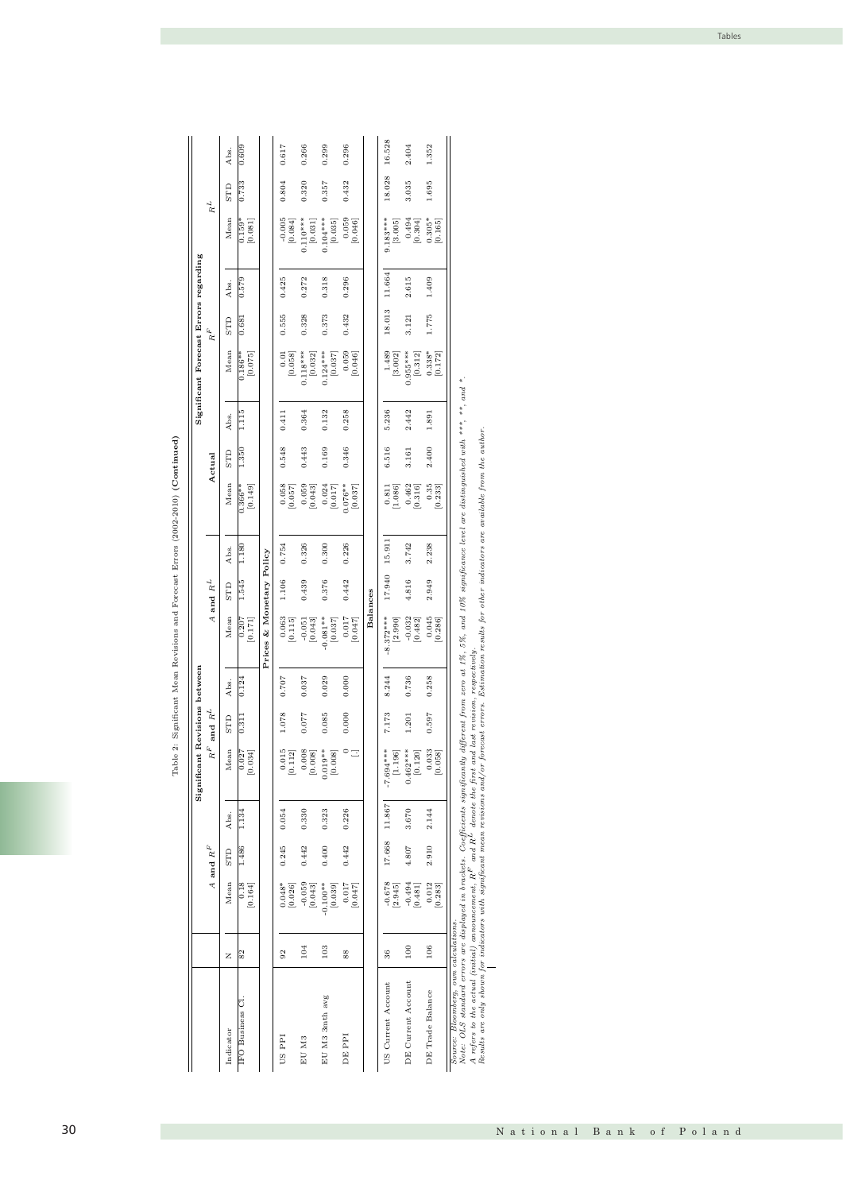Table 2: Significant Mean Revisions and Forecast Errors (2002-2010) **(Continued)**

| | | Significant Revisions between | | | | | | | | | | | | Significant Forecast Errors regarding | | | | | |
|---|---|---|---|---|---|---|---|---|---|---|---|---|---|---|---|---|---|---|---|
| | | $A$ and $R^F$ | | | $R^F$ and $R^L$ | | | $A$ and $R^L$ | | | Actual | | | $R^F$ | | | $R^L$ | | |
| Indicator | N | Mean | STD | Abs. | Mean | STD | Abs. | Mean | STD | Abs. | Mean | STD | Abs. | Mean | STD | Abs. | Mean | STD | Abs. |
| IFO Business Cl. | 82 | 0.18 [0.164] | 1.486 | 1.134 | 0.027 [0.034] | 0.311 | 0.124 | 0.207 [0.171] | 1.545 | 1.180 | 0.366** [0.149] | 1.350 | 1.115 | 0.186** [0.075] | 0.681 | 0.579 | 0.159* [0.081] | 0.733 | 0.609 |
| **Prices & Monetary Policy** | | | | | | | | | | | | | | | | | | | |
| US PPI | 92 | 0.048* [0.026] | 0.245 | 0.054 | 0.015 [0.112] | 1.078 | 0.707 | 0.063 [0.115] | 1.106 | 0.754 | 0.058 [0.057] | 0.548 | 0.411 | 0.01 [0.058] | 0.555 | 0.425 | -0.005 [0.084] | 0.804 | 0.617 |
| EU M3 | 104 | -0.059 [0.043] | 0.442 | 0.330 | 0.008 [0.008] | 0.077 | 0.037 | -0.051 [0.043] | 0.439 | 0.326 | 0.059 [0.043] | 0.443 | 0.364 | 0.118*** [0.032] | 0.328 | 0.272 | 0.110*** [0.031] | 0.320 | 0.266 |
| EU M3 3mth avg | 103 | -0.100** [0.039] | 0.400 | 0.323 | 0.019** [0.008] | 0.085 | 0.029 | -0.081** [0.037] | 0.376 | 0.300 | 0.024 [0.017] | 0.169 | 0.132 | 0.124*** [0.037] | 0.373 | 0.318 | 0.104*** [0.035] | 0.357 | 0.299 |
| DE PPI | 88 | 0.017 [0.047] | 0.442 | 0.226 | 0 [.] | 0.000 | 0.000 | 0.017 [0.047] | 0.442 | 0.226 | 0.076** [0.037] | 0.346 | 0.258 | 0.059 [0.046] | 0.432 | 0.296 | 0.059 [0.046] | 0.432 | 0.296 |
| **Balances** | | | | | | | | | | | | | | | | | | | |
| US Current Account | 36 | -0.678 [2.945] | 17.668 | 11.867 | -7.694*** [1.196] | 7.173 | 8.244 | -8.372*** [2.990] | 17.940 | 15.911 | 0.81 [1.086] | 6.516 | 5.236 | 1.489 [3.002] | 18.013 | 11.664 | 9.183*** [3.005] | 18.028 | 16.528 |
| DE Current Account | 100 | -0.494 [0.481] | 4.807 | 3.670 | 0.462*** [0.120] | 1.201 | 0.736 | -0.032 [0.482] | 4.816 | 3.742 | 0.462 [0.316] | 3.161 | 2.442 | 0.955*** [0.312] | 3.121 | 2.615 | 0.494 [0.304] | 3.035 | 2.404 |
| DE Trade Balance | 106 | 0.012 [0.283] | 2.910 | 2.144 | 0.033 [0.058] | 0.597 | 0.258 | 0.045 [0.286] | 2.949 | 2.238 | 0.35 [0.233] | 2.400 | 1.891 | 0.338* [0.172] | 1.775 | 1.409 | 0.305* [0.165] | 1.695 | 1.352 |

*Source: Bloomberg, own calculations.*
*Note: OLS standard errors are displayed in brackets. Coefficients significantly different from zero at 1%, 5%, and 10% significance level are distinguished with \*\*\*, \*\*, and \*.*
*A refers to the actual (initial) announcement, $R^F$ and $R^L$ denote the first and last revision, respectively.*
*Results are only shown for indicators with significant mean revisions and/or forecast errors. Estimation results for other indicators are available from the author.*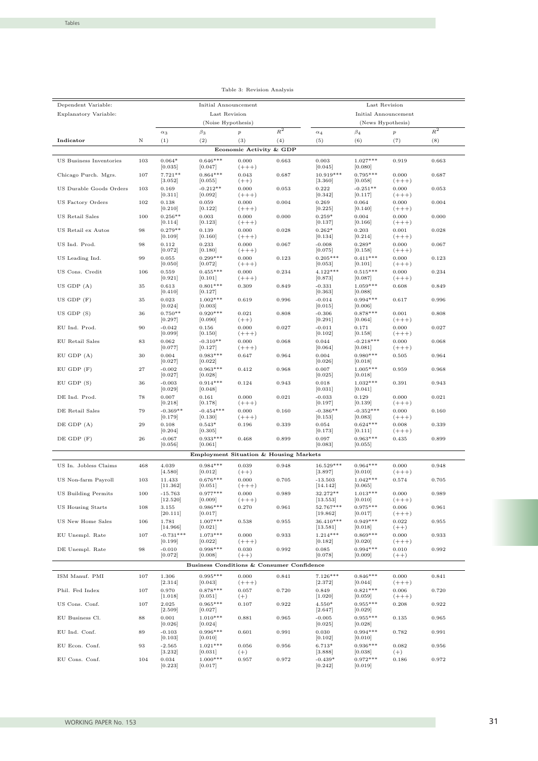Table 3: Revision Analysis

| Dependent Variable: | | Initial Announcement | | | | Last Revision | | | |
|---|---|---|---|---|---|---|---|---|---|
| Explanatory Variable: | | Last Revision | | | | Initial Announcement | | | |
| | | (Noise Hypothesis) | | | | (News Hypothesis) | | | |
| | | $\alpha_3$ | $\beta_3$ | $p$ | $R^2$ | $\alpha_4$ | $\beta_4$ | $p$ | $R^2$ |
| **Indicator** | N | (1) | (2) | (3) | (4) | (5) | (6) | (7) | (8) |
| | | | | **Economic Activity & GDP** | | | | | |
| US Business Inventories | 103 | 0.064* [0.035] | 0.646*** [0.047] | 0.000 (+++) | 0.663 | 0.003 [0.045] | 1.027*** [0.080] | 0.919 | 0.663 |
| Chicago Purch. Mgrs. | 107 | 7.721** [3.052] | 0.864*** [0.055] | 0.043 (++) | 0.687 | 10.919*** [3.360] | 0.795*** [0.058] | 0.000 (+++) | 0.687 |
| US Durable Goods Orders | 103 | 0.169 [0.311] | -0.212** [0.092] | 0.000 (+++) | 0.053 | 0.222 [0.342] | -0.251** [0.117] | 0.000 (+++) | 0.053 |
| US Factory Orders | 102 | 0.138 [0.210] | 0.059 [0.122] | 0.000 (+++) | 0.004 | 0.269 [0.225] | 0.064 [0.140] | 0.000 (+++) | 0.004 |
| US Retail Sales | 100 | 0.256** [0.114] | 0.003 [0.123] | 0.000 (+++) | 0.000 | 0.259* [0.137] | 0.004 [0.166] | 0.000 (+++) | 0.000 |
| US Retail ex Autos | 98 | 0.279** [0.109] | 0.139 [0.160] | 0.000 (+++) | 0.028 | 0.262* [0.134] | 0.203 [0.214] | 0.001 (+++) | 0.028 |
| US Ind. Prod. | 98 | 0.112 [0.072] | 0.233 [0.180] | 0.000 (+++) | 0.067 | -0.008 [0.075] | 0.289* [0.158] | 0.000 (+++) | 0.067 |
| US Leading Ind. | 99 | 0.055 [0.050] | 0.299*** [0.072] | 0.000 (+++) | 0.123 | 0.205*** [0.053] | 0.411*** [0.101] | 0.000 (+++) | 0.123 |
| US Cons. Credit | 106 | 0.559 [0.921] | 0.455*** [0.101] | 0.000 (+++) | 0.234 | 4.122*** [0.873] | 0.515*** [0.087] | 0.000 (+++) | 0.234 |
| US GDP (A) | 35 | 0.613 [0.410] | 0.801*** [0.127] | 0.309 | 0.849 | -0.331 [0.363] | 1.059*** [0.088] | 0.608 | 0.849 |
| US GDP (F) | 35 | 0.023 [0.024] | 1.002*** [0.003] | 0.619 | 0.996 | -0.014 [0.015] | 0.994*** [0.006] | 0.617 | 0.996 |
| US GDP (S) | 36 | 0.750** [0.297] | 0.920*** [0.090] | 0.021 (++) | 0.808 | -0.306 [0.291] | 0.878*** [0.064] | 0.001 (+++) | 0.808 |
| EU Ind. Prod. | 90 | -0.042 [0.099] | 0.156 [0.150] | 0.000 (+++) | 0.027 | -0.011 [0.102] | 0.171 [0.158] | 0.000 (+++) | 0.027 |
| EU Retail Sales | 83 | 0.062 [0.077] | -0.310** [0.127] | 0.000 (+++) | 0.068 | 0.044 [0.064] | -0.218*** [0.081] | 0.000 (+++) | 0.068 |
| EU GDP (A) | 30 | 0.004 [0.027] | 0.983*** [0.022] | 0.647 | 0.964 | 0.004 [0.026] | 0.980*** [0.018] | 0.505 | 0.964 |
| EU GDP (F) | 27 | -0.002 [0.027] | 0.963*** [0.028] | 0.412 | 0.968 | 0.007 [0.025] | 1.005*** [0.018] | 0.959 | 0.968 |
| EU GDP (S) | 36 | -0.003 [0.029] | 0.914*** [0.048] | 0.124 | 0.943 | 0.018 [0.031] | 1.032*** [0.041] | 0.391 | 0.943 |
| DE Ind. Prod. | 78 | 0.007 [0.218] | 0.161 [0.178] | 0.000 (+++) | 0.021 | -0.033 [0.197] | 0.129 [0.139] | 0.000 (+++) | 0.021 |
| DE Retail Sales | 79 | -0.369** [0.179] | -0.454*** [0.130] | 0.000 (+++) | 0.160 | -0.386** [0.153] | -0.352*** [0.083] | 0.000 (+++) | 0.160 |
| DE GDP (A) | 29 | 0.108 [0.204] | 0.543* [0.305] | 0.196 | 0.339 | 0.054 [0.173] | 0.624*** [0.111] | 0.008 (+++) | 0.339 |
| DE GDP (F) | 26 | -0.067 [0.056] | 0.933*** [0.061] | 0.468 | 0.899 | 0.097 [0.083] | 0.963*** [0.055] | 0.435 | 0.899 |
| | | | | **Employment Situation & Housing Markets** | | | | | |
| US In. Jobless Claims | 468 | 4.039 [4.580] | 0.984*** [0.012] | 0.039 (++) | 0.948 | 16.529*** [3.897] | 0.964*** [0.010] | 0.000 (+++) | 0.948 |
| US Non-farm Payroll | 103 | 11.433 [11.362] | 0.676*** [0.051] | 0.000 (+++) | 0.705 | -13.503 [14.142] | 1.042*** [0.065] | 0.574 | 0.705 |
| US Building Permits | 100 | -15.763 [12.520] | 0.977*** [0.009] | 0.000 (+++) | 0.989 | 32.272** [13.553] | 1.013*** [0.010] | 0.000 (+++) | 0.989 |
| US Housing Starts | 108 | 3.155 [20.111] | 0.986*** [0.017] | 0.270 | 0.961 | 52.767*** [19.862] | 0.975*** [0.017] | 0.006 (+++) | 0.961 |
| US New Home Sales | 106 | 1.781 [14.966] | 1.007*** [0.021] | 0.538 | 0.955 | 36.410*** [13.581] | 0.949*** [0.018] | 0.022 (++) | 0.955 |
| EU Unempl. Rate | 107 | -0.731*** [0.199] | 1.073*** [0.022] | 0.000 (+++) | 0.933 | 1.214*** [0.182] | 0.869*** [0.020] | 0.000 (+++) | 0.933 |
| DE Unempl. Rate | 98 | -0.010 [0.072] | 0.998*** [0.008] | 0.030 (++) | 0.992 | 0.085 [0.078] | 0.994*** [0.009] | 0.010 (++) | 0.992 |
| | | | | **Business Conditions & Consumer Confidence** | | | | | |
| ISM Manuf. PMI | 107 | 1.306 [2.314] | 0.995*** [0.043] | 0.000 (+++) | 0.841 | 7.126*** [2.372] | 0.846*** [0.044] | 0.000 (+++) | 0.841 |
| Phil. Fed Index | 107 | 0.970 [1.018] | 0.878*** [0.051] | 0.057 (+) | 0.720 | 0.849 [1.020] | 0.821*** [0.059] | 0.006 (+++) | 0.720 |
| US Cons. Conf. | 107 | 2.025 [2.509] | 0.965*** [0.027] | 0.107 | 0.922 | 4.550* [2.647] | 0.955*** [0.029] | 0.208 | 0.922 |
| EU Business Cl. | 88 | 0.001 [0.026] | 1.010*** [0.024] | 0.881 | 0.965 | -0.005 [0.025] | 0.955*** [0.028] | 0.135 | 0.965 |
| EU Ind. Conf. | 89 | -0.103 [0.103] | 0.996*** [0.010] | 0.601 | 0.991 | 0.030 [0.102] | 0.994*** [0.010] | 0.782 | 0.991 |
| EU Econ. Conf. | 93 | -2.565 [3.232] | 1.021*** [0.031] | 0.056 (+) | 0.956 | 6.713* [3.888] | 0.936*** [0.038] | 0.082 (+) | 0.956 |
| EU Cons. Conf. | 104 | 0.034 [0.223] | 1.000*** [0.017] | 0.957 | 0.972 | -0.439* [0.242] | 0.972*** [0.019] | 0.186 | 0.972 |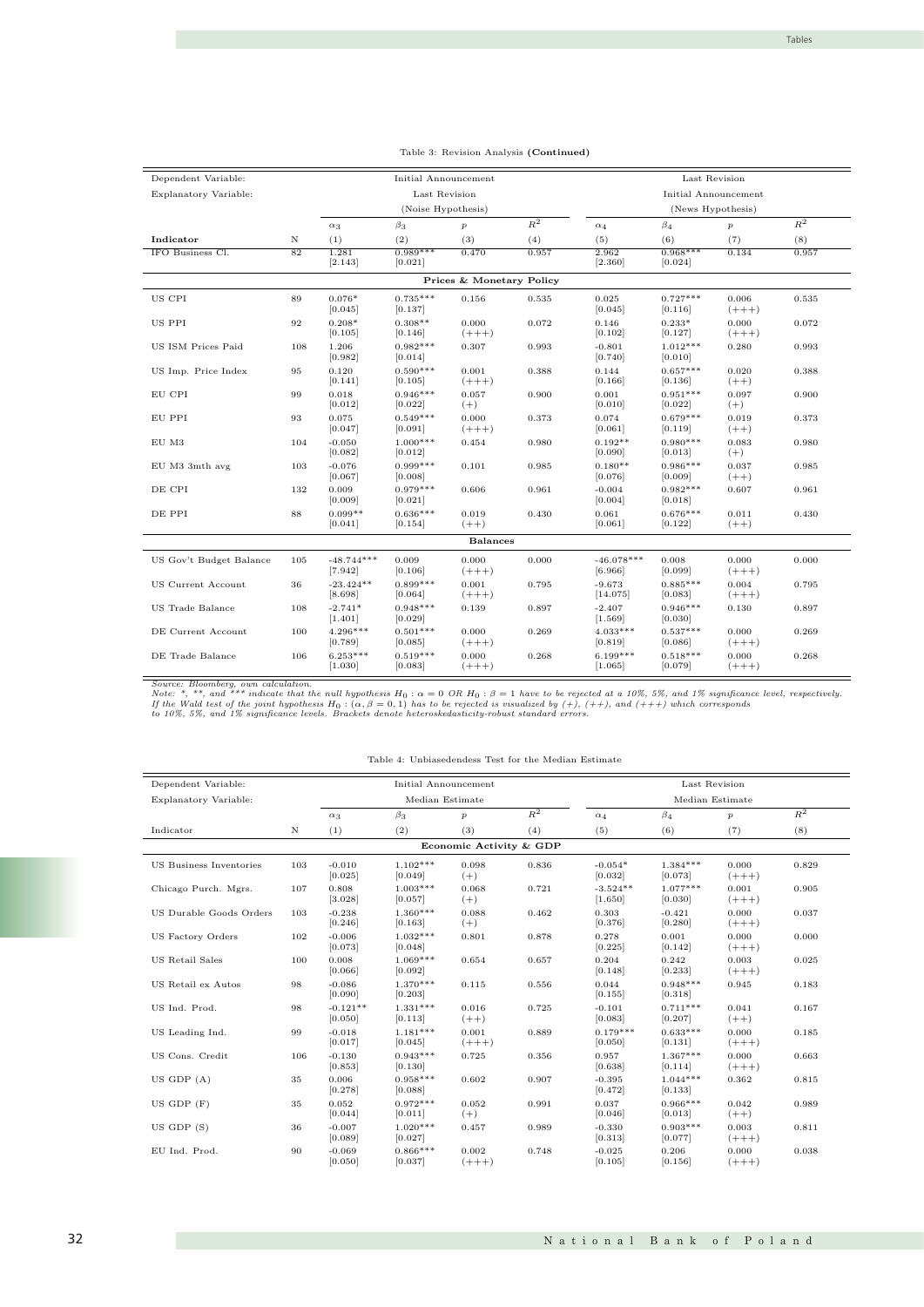Table 3: Revision Analysis **(Continued)**

| Dependent Variable: | | Initial Announcement | | | | Last Revision | | | |
|---|---|---|---|---|---|---|---|---|---|
| Explanatory Variable: | | Last Revision (Noise Hypothesis) | | | | Initial Announcement (News Hypothesis) | | | |
| | | $\alpha_3$ | $\beta_3$ | $p$ | $R^2$ | $\alpha_4$ | $\beta_4$ | $p$ | $R^2$ |
| **Indicator** | N | (1) | (2) | (3) | (4) | (5) | (6) | (7) | (8) |
| IFO Business Cl. | 82 | 1.281 [2.143] | 0.989*** [0.021] | 0.470 | 0.957 | 2.962 [2.360] | 0.968*** [0.024] | 0.134 | 0.957 |
| | | | | **Prices & Monetary Policy** | | | | | |
| US CPI | 89 | 0.076* [0.045] | 0.735*** [0.137] | 0.156 | 0.535 | 0.025 [0.045] | 0.727*** [0.116] | 0.006 (+++) | 0.535 |
| US PPI | 92 | 0.208* [0.105] | 0.308** [0.146] | 0.000 (+++) | 0.072 | 0.146 [0.102] | 0.233* [0.127] | 0.000 (+++) | 0.072 |
| US ISM Prices Paid | 108 | 1.206 [0.982] | 0.982*** [0.014] | 0.307 | 0.993 | -0.801 [0.740] | 1.012*** [0.010] | 0.280 | 0.993 |
| US Imp. Price Index | 95 | 0.120 [0.141] | 0.590*** [0.105] | 0.001 (+++) | 0.388 | 0.144 [0.166] | 0.657*** [0.136] | 0.020 (++) | 0.388 |
| EU CPI | 99 | 0.018 [0.012] | 0.946*** [0.022] | 0.057 (+) | 0.900 | 0.001 [0.010] | 0.951*** [0.022] | 0.097 (+) | 0.900 |
| EU PPI | 93 | 0.075 [0.047] | 0.549*** [0.091] | 0.000 (+++) | 0.373 | 0.074 [0.061] | 0.679*** [0.119] | 0.019 (++) | 0.373 |
| EU M3 | 104 | -0.050 [0.082] | 1.000*** [0.012] | 0.454 | 0.980 | 0.192** [0.090] | 0.980*** [0.013] | 0.083 (+) | 0.980 |
| EU M3 3mth avg | 103 | -0.076 [0.067] | 0.999*** [0.008] | 0.101 | 0.985 | 0.180** [0.076] | 0.986*** [0.009] | 0.037 (++) | 0.985 |
| DE CPI | 132 | 0.009 [0.009] | 0.979*** [0.021] | 0.606 | 0.961 | -0.004 [0.004] | 0.982*** [0.018] | 0.607 | 0.961 |
| DE PPI | 88 | 0.099** [0.041] | 0.636*** [0.154] | 0.019 (++) | 0.430 | 0.061 [0.061] | 0.676*** [0.122] | 0.011 (++) | 0.430 |
| | | | | **Balances** | | | | | |
| US Gov't Budget Balance | 105 | -48.744*** [7.942] | 0.009 [0.106] | 0.000 (+++) | 0.000 | -46.078*** [6.966] | 0.008 [0.099] | 0.000 (+++) | 0.000 |
| US Current Account | 36 | -23.424** [8.698] | 0.899*** [0.064] | 0.001 (+++) | 0.795 | -9.673 [14.075] | 0.885*** [0.083] | 0.004 (+++) | 0.795 |
| US Trade Balance | 108 | -2.741* [1.401] | 0.948*** [0.029] | 0.139 | 0.897 | -2.407 [1.569] | 0.946*** [0.030] | 0.130 | 0.897 |
| DE Current Account | 100 | 4.296*** [0.789] | 0.501*** [0.085] | 0.000 (+++) | 0.269 | 4.033*** [0.819] | 0.537*** [0.086] | 0.000 (+++) | 0.269 |
| DE Trade Balance | 106 | 6.253*** [1.030] | 0.519*** [0.083] | 0.000 (+++) | 0.268 | 6.199*** [1.065] | 0.518*** [0.079] | 0.000 (+++) | 0.268 |

*Source: Bloomberg, own calculation.*
*Note: *, **, and *** indicate that the null hypothesis $H_0: \alpha = 0$ OR $H_0: \beta = 1$ have to be rejected at a 10%, 5%, and 1% significance level, respectively. If the Wald test of the joint hypothesis $H_0: (\alpha, \beta = 0, 1)$ has to be rejected is visualized by (+), (++), and (+++) which corresponds to 10%, 5%, and 1% significance levels. Brackets denote heteroskedasticity-robust standard errors.*

Table 4: Unbiasedendess Test for the Median Estimate

| Dependent Variable: | | Initial Announcement | | | | Last Revision | | | |
|---|---|---|---|---|---|---|---|---|---|
| Explanatory Variable: | | Median Estimate | | | | Median Estimate | | | |
| | | $\alpha_3$ | $\beta_3$ | $p$ | $R^2$ | $\alpha_4$ | $\beta_4$ | $p$ | $R^2$ |
| Indicator | N | (1) | (2) | (3) | (4) | (5) | (6) | (7) | (8) |
| | | | | **Economic Activity & GDP** | | | | | |
| US Business Inventories | 103 | -0.010 [0.025] | 1.102*** [0.049] | 0.098 (+) | 0.836 | -0.054* [0.032] | 1.384*** [0.073] | 0.000 (+++) | 0.829 |
| Chicago Purch. Mgrs. | 107 | 0.808 [3.028] | 1.003*** [0.057] | 0.068 (+) | 0.721 | -3.524** [1.650] | 1.077*** [0.030] | 0.001 (+++) | 0.905 |
| US Durable Goods Orders | 103 | -0.238 [0.246] | 1.360*** [0.163] | 0.088 (+) | 0.462 | 0.303 [0.376] | -0.421 [0.280] | 0.000 (+++) | 0.037 |
| US Factory Orders | 102 | -0.006 [0.073] | 1.032*** [0.048] | 0.801 | 0.878 | 0.278 [0.225] | 0.001 [0.142] | 0.000 (+++) | 0.000 |
| US Retail Sales | 100 | 0.008 [0.066] | 1.069*** [0.092] | 0.654 | 0.657 | 0.204 [0.148] | 0.242 [0.233] | 0.003 (+++) | 0.025 |
| US Retail ex Autos | 98 | -0.086 [0.090] | 1.370*** [0.203] | 0.115 | 0.556 | 0.044 [0.155] | 0.948*** [0.318] | 0.945 | 0.183 |
| US Ind. Prod. | 98 | -0.121** [0.050] | 1.331*** [0.113] | 0.016 (++) | 0.725 | -0.101 [0.083] | 0.711*** [0.207] | 0.041 (++) | 0.167 |
| US Leading Ind. | 99 | -0.018 [0.017] | 1.181*** [0.045] | 0.001 (+++) | 0.889 | 0.179*** [0.050] | 0.633*** [0.131] | 0.000 (+++) | 0.185 |
| US Cons. Credit | 106 | -0.130 [0.853] | 0.943*** [0.130] | 0.725 | 0.356 | 0.957 [0.638] | 1.367*** [0.114] | 0.000 (+++) | 0.663 |
| US GDP (A) | 35 | 0.006 [0.278] | 0.958*** [0.088] | 0.602 | 0.907 | -0.395 [0.472] | 1.044*** [0.133] | 0.362 | 0.815 |
| US GDP (F) | 35 | 0.052 [0.044] | 0.972*** [0.011] | 0.052 (+) | 0.991 | 0.037 [0.046] | 0.966*** [0.013] | 0.042 (++) | 0.989 |
| US GDP (S) | 36 | -0.007 [0.089] | 1.020*** [0.027] | 0.457 | 0.989 | -0.330 [0.313] | 0.903*** [0.077] | 0.003 (+++) | 0.811 |
| EU Ind. Prod. | 90 | -0.069 [0.050] | 0.866*** [0.037] | 0.002 (+++) | 0.748 | -0.025 [0.105] | 0.206 [0.156] | 0.000 (+++) | 0.038 |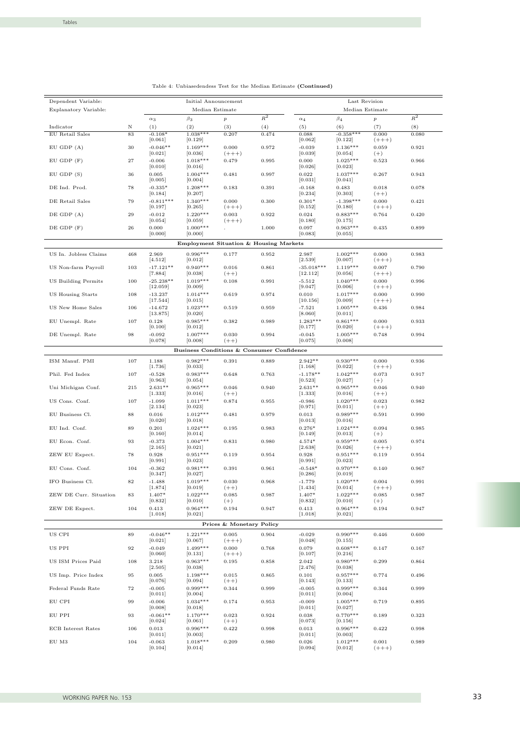Table 4: Unbiasedendess Test for the Median Estimate **(Continued)**

| Dependent Variable: | | Initial Announcement | | | | Last Revision | | | |
|---|---|---|---|---|---|---|---|---|---|
| Explanatory Variable: | | Median Estimate | | | | Median Estimate | | | |
| | | $\alpha_3$ | $\beta_3$ | $p$ | $R^2$ | $\alpha_4$ | $\beta_4$ | $p$ | $R^2$ |
| Indicator | N | (1) | (2) | (3) | (4) | (5) | (6) | (7) | (8) |
| EU Retail Sales | 83 | -0.108* [0.061] | 1.038*** [0.129] | 0.207 | 0.474 | 0.088 [0.062] | -0.358*** [0.122] | 0.000 (+++) | 0.080 |
| EU GDP (A) | 30 | -0.046** [0.021] | 1.169*** [0.036] | 0.000 (+++) | 0.972 | -0.039 [0.039] | 1.136*** [0.054] | 0.059 (+) | 0.921 |
| EU GDP (F) | 27 | -0.006 [0.010] | 1.018*** [0.016] | 0.479 | 0.995 | 0.000 [0.026] | 1.025*** [0.023] | 0.523 | 0.966 |
| EU GDP (S) | 36 | 0.005 [0.005] | 1.004*** [0.004] | 0.481 | 0.997 | 0.022 [0.031] | 1.037*** [0.041] | 0.267 | 0.943 |
| DE Ind. Prod. | 78 | -0.335* [0.184] | 1.208*** [0.207] | 0.183 | 0.391 | -0.168 [0.234] | 0.483 [0.303] | 0.018 (++) | 0.078 |
| DE Retail Sales | 79 | -0.811*** [0.197] | 1.340*** [0.265] | 0.000 (+++) | 0.300 | 0.301* [0.152] | -1.398*** [0.180] | 0.000 (+++) | 0.421 |
| DE GDP (A) | 29 | -0.012 [0.054] | 1.220*** [0.059] | 0.003 (+++) | 0.922 | 0.024 [0.180] | 0.883*** [0.175] | 0.764 | 0.420 |
| DE GDP (F) | 26 | 0.000 [0.000] | 1.000*** [0.000] | . | 1.000 | 0.097 [0.083] | 0.963*** [0.055] | 0.435 | 0.899 |
| **Employment Situation & Housing Markets** | | | | | | | | | |
| US In. Jobless Claims | 468 | 2.969 [4.512] | 0.996*** [0.012] | 0.177 | 0.952 | 2.987 [2.539] | 1.002*** [0.007] | 0.000 (+++) | 0.983 |
| US Non-farm Payroll | 103 | -17.121** [7.884] | 0.940*** [0.038] | 0.016 (++) | 0.861 | -35.018*** [12.112] | 1.119*** [0.056] | 0.007 (+++) | 0.790 |
| US Building Permits | 100 | -25.238** [12.059] | 1.019*** [0.009] | 0.108 | 0.991 | -5.512 [9.047] | 1.040*** [0.006] | 0.000 (+++) | 0.996 |
| US Housing Starts | 108 | -13.237 [17.544] | 1.014*** [0.015] | 0.619 | 0.974 | 0.010 [10.156] | 1.017*** [0.009] | 0.000 (+++) | 0.990 |
| US New Home Sales | 106 | -14.672 [13.875] | 1.023*** [0.020] | 0.519 | 0.959 | -7.521 [8.060] | 1.005*** [0.011] | 0.436 | 0.984 |
| EU Unempl. Rate | 107 | 0.128 [0.100] | 0.985*** [0.012] | 0.382 | 0.989 | 1.283*** [0.177] | 0.861*** [0.020] | 0.000 (+++) | 0.933 |
| DE Unempl. Rate | 98 | -0.092 [0.078] | 1.007*** [0.008] | 0.030 (++) | 0.994 | -0.045 [0.075] | 1.005*** [0.008] | 0.748 | 0.994 |
| **Business Conditions & Consumer Confidence** | | | | | | | | | |
| ISM Manuf. PMI | 107 | 1.188 [1.736] | 0.982*** [0.033] | 0.391 | 0.889 | 2.942** [1.168] | 0.930*** [0.022] | 0.000 (+++) | 0.936 |
| Phil. Fed Index | 107 | -0.528 [0.963] | 0.983*** [0.054] | 0.648 | 0.763 | -1.178** [0.523] | 1.042*** [0.027] | 0.073 (+) | 0.917 |
| Uni Michigan Conf. | 215 | 2.631** [1.333] | 0.965*** [0.016] | 0.046 (++) | 0.940 | 2.631** [1.333] | 0.965*** [0.016] | 0.046 (++) | 0.940 |
| US Cons. Conf. | 107 | -1.099 [2.134] | 1.011*** [0.023] | 0.874 | 0.955 | -0.986 [0.971] | 1.020*** [0.011] | 0.023 (++) | 0.982 |
| EU Business Cl. | 88 | 0.016 [0.020] | 1.012*** [0.018] | 0.481 | 0.979 | 0.013 [0.013] | 0.989*** [0.016] | 0.591 | 0.990 |
| EU Ind. Conf. | 89 | 0.201 [0.160] | 1.024*** [0.014] | 0.195 | 0.983 | 0.276* [0.149] | 1.024*** [0.013] | 0.094 (+) | 0.985 |
| EU Econ. Conf. | 93 | -0.373 [2.165] | 1.004*** [0.021] | 0.831 | 0.980 | 4.574* [2.638] | 0.959*** [0.026] | 0.005 (+++) | 0.974 |
| ZEW EU Expect. | 78 | 0.928 [0.991] | 0.951*** [0.023] | 0.119 | 0.954 | 0.928 [0.991] | 0.951*** [0.023] | 0.119 | 0.954 |
| EU Cons. Conf. | 104 | -0.362 [0.347] | 0.981*** [0.027] | 0.391 | 0.961 | -0.548* [0.286] | 0.970*** [0.019] | 0.140 | 0.967 |
| IFO Business Cl. | 82 | -1.488 [1.874] | 1.019*** [0.019] | 0.030 (++) | 0.968 | -1.779 [1.434] | 1.020*** [0.014] | 0.004 (+++) | 0.991 |
| ZEW DE Curr. Situation | 83 | 1.407* [0.832] | 1.022*** [0.010] | 0.085 (+) | 0.987 | 1.407* [0.832] | 1.022*** [0.010] | 0.085 (+) | 0.987 |
| ZEW DE Expect. | 104 | 0.413 [1.018] | 0.964*** [0.021] | 0.194 | 0.947 | 0.413 [1.018] | 0.964*** [0.021] | 0.194 | 0.947 |
| **Prices & Monetary Policy** | | | | | | | | | |
| US CPI | 89 | -0.046** [0.021] | 1.221*** [0.067] | 0.005 (+++) | 0.904 | -0.029 [0.048] | 0.990*** [0.155] | 0.446 | 0.600 |
| US PPI | 92 | -0.049 [0.060] | 1.499*** [0.131] | 0.000 (+++) | 0.768 | 0.079 [0.107] | 0.608*** [0.216] | 0.147 | 0.167 |
| US ISM Prices Paid | 108 | 3.218 [2.505] | 0.963*** [0.038] | 0.195 | 0.858 | 2.042 [2.476] | 0.980*** [0.038] | 0.299 | 0.864 |
| US Imp. Price Index | 95 | 0.005 [0.076] | 1.198*** [0.094] | 0.015 (++) | 0.865 | 0.101 [0.143] | 0.957*** [0.133] | 0.774 | 0.496 |
| Federal Funds Rate | 72 | -0.005 [0.011] | 0.999*** [0.004] | 0.344 | 0.999 | -0.005 [0.011] | 0.999*** [0.004] | 0.344 | 0.999 |
| EU CPI | 99 | -0.006 [0.008] | 1.034*** [0.018] | 0.174 | 0.953 | -0.009 [0.011] | 1.005*** [0.027] | 0.719 | 0.895 |
| EU PPI | 93 | -0.061** [0.024] | 1.170*** [0.061] | 0.023 (++) | 0.924 | 0.038 [0.073] | 0.770*** [0.156] | 0.189 | 0.323 |
| ECB Interest Rates | 106 | 0.013 [0.011] | 0.996*** [0.003] | 0.422 | 0.998 | 0.013 [0.011] | 0.996*** [0.003] | 0.422 | 0.998 |
| EU M3 | 104 | -0.063 [0.104] | 1.018*** [0.014] | 0.209 | 0.980 | 0.026 [0.094] | 1.012*** [0.012] | 0.001 (+++) | 0.989 |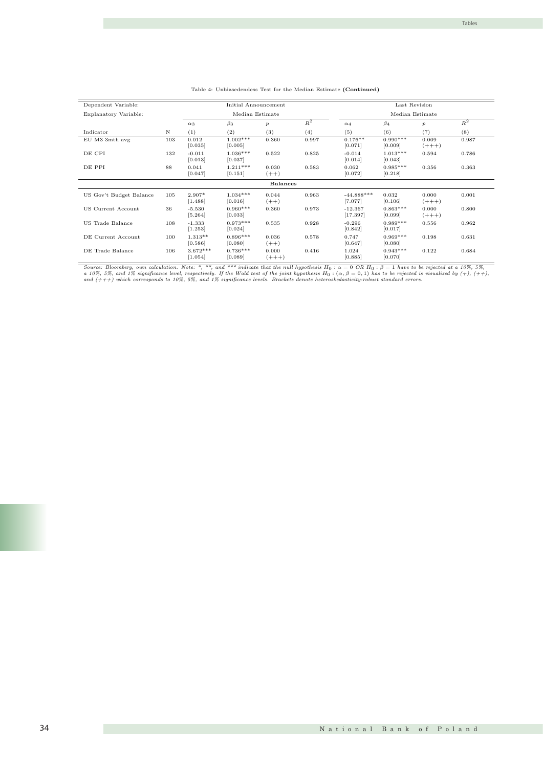Table 4: Unbiasedendess Test for the Median Estimate **(Continued)**

| Dependent Variable: | | Initial Announcement | | | | Last Revision | | | |
|---|---|---|---|---|---|---|---|---|---|
| Explanatory Variable: | | Median Estimate | | | | Median Estimate | | | |
| | | $\alpha_3$ | $\beta_3$ | $p$ | $R^2$ | $\alpha_4$ | $\beta_4$ | $p$ | $R^2$ |
| Indicator | N | (1) | (2) | (3) | (4) | (5) | (6) | (7) | (8) |
| EU M3 3mth avg | 103 | 0.012 [0.035] | 1.002*** [0.005] | 0.360 | 0.997 | 0.176** [0.071] | 0.990*** [0.009] | 0.009 (+++) | 0.987 |
| DE CPI | 132 | -0.011 [0.013] | 1.036*** [0.037] | 0.522 | 0.825 | -0.014 [0.014] | 1.013*** [0.043] | 0.594 | 0.786 |
| DE PPI | 88 | 0.041 [0.047] | 1.211*** [0.151] | 0.030 (++) | 0.583 | 0.062 [0.072] | 0.985*** [0.218] | 0.356 | 0.363 |
| **Balances** | | | | | | | | | |
| US Gov't Budget Balance | 105 | 2.907* [1.488] | 1.034*** [0.016] | 0.044 (++) | 0.963 | -44.888*** [7.077] | 0.032 [0.106] | 0.000 (+++) | 0.001 |
| US Current Account | 36 | -5.530 [5.264] | 0.960*** [0.033] | 0.360 | 0.973 | -12.367 [17.397] | 0.863*** [0.099] | 0.000 (+++) | 0.800 |
| US Trade Balance | 108 | -1.333 [1.253] | 0.973*** [0.024] | 0.535 | 0.928 | -0.296 [0.842] | 0.989*** [0.017] | 0.556 | 0.962 |
| DE Current Account | 100 | 1.313** [0.586] | 0.896*** [0.080] | 0.036 (++) | 0.578 | 0.747 [0.647] | 0.969*** [0.080] | 0.198 | 0.631 |
| DE Trade Balance | 106 | 3.672*** [1.054] | 0.736*** [0.089] | 0.000 (+++) | 0.416 | 1.024 [0.885] | 0.943*** [0.070] | 0.122 | 0.684 |

*Source: Bloomberg, own calculation. Note: \*, \*\*, and \*\*\* indicate that the null hypothesis $H_0 : \alpha = 0$ OR $H_0 : \beta = 1$ have to be rejected at a 10%, 5%, a 10%, 5%, and 1% significance level, respectively. If the Wald test of the joint hypothesis $H_0 : (\alpha, \beta = 0, 1)$ has to be rejected is visualized by (+), (++), and (+++) which corresponds to 10%, 5%, and 1% significance levels. Brackets denote heteroskedasticsty-robust standard errors.*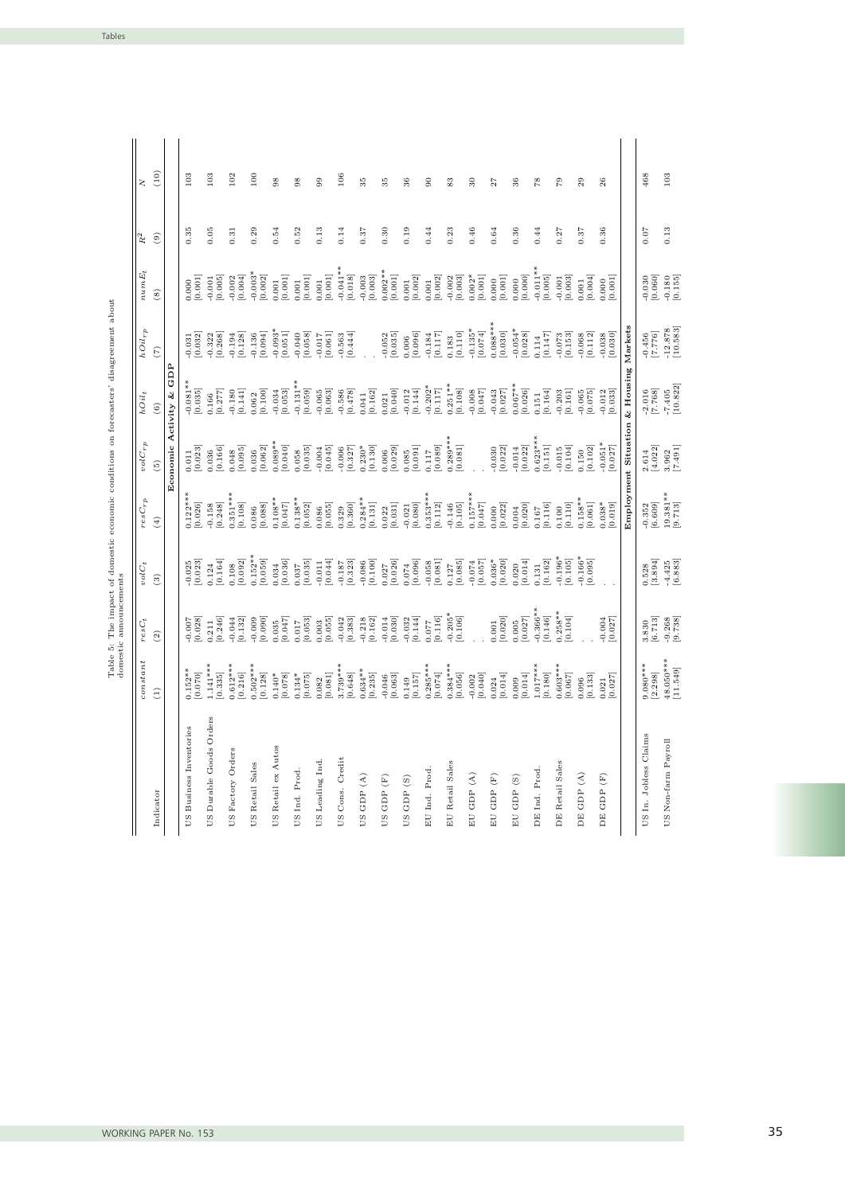Table 5: The impact of domestic economic conditions on forecasters' disagreement about domestic announcements

| Indicator | $constant$ (1) | $resC_t$ (2) | $volC_t$ (3) | $resC_{rp}$ (4) | $volC_{rp}$ (5) | $hOil_t$ (6) | $hOil_{rp}$ (7) | $numE_t$ (8) | $R^2$ (9) | $N$ (10) |
|---|---|---|---|---|---|---|---|---|---|---|
| **Economic Activity & GDP** | | | | | | | | | | |
| US Business Inventories | 0.152** [0.070] | -0.007 [0.028] | -0.025 [0.023] | 0.122*** [0.026] | 0.011 [0.023] | -0.081** [0.035] | -0.031 [0.032] | 0.000 [0.001] | 0.35 | 103 |
| US Durable Goods Orders | 1.141*** [0.335] | 0.211 [0.246] | 0.124 [0.164] | -0.158 [0.248] | 0.036 [0.166] | 0.166 [0.277] | -0.322 [0.268] | -0.001 [0.005] | 0.05 | 103 |
| US Factory Orders | 0.612*** [0.216] | -0.044 [0.132] | 0.108 [0.092] | 0.351*** [0.108] | 0.048 [0.095] | -0.180 [0.141] | -0.194 [0.128] | -0.002 [0.004] | 0.31 | 102 |
| US Retail Sales | 0.502*** [0.128] | -0.009 [0.090] | 0.152** [0.059] | 0.086 [0.088] | 0.036 [0.062] | 0.062 [0.100] | -0.136 [0.094] | -0.003* [0.002] | 0.29 | 100 |
| US Retail ex Autos | 0.140* [0.078] | 0.035 [0.047] | 0.034 [0.036] | 0.108** [0.047] | 0.089** [0.040] | -0.034 [0.053] | -0.093* [0.051] | 0.001 [0.001] | 0.54 | 98 |
| US Ind. Prod. | 0.134* [0.075] | 0.017 [0.053] | 0.037 [0.035] | 0.138** [0.052] | 0.058 [0.035] | -0.131** [0.059] | -0.040 [0.058] | 0.001 [0.001] | 0.52 | 98 |
| US Leading Ind. | 0.082 [0.081] | 0.003 [0.055] | -0.011 [0.044] | 0.086 [0.055] | -0.004 [0.045] | -0.065 [0.063] | -0.017 [0.061] | 0.001 [0.001] | 0.13 | 99 |
| US Cons. Credit | 3.739*** [0.648] | -0.042 [0.383] | -0.187 [0.323] | 0.329 [0.360] | -0.006 [0.327] | -0.586 [0.478] | -0.563 [0.444] | -0.041** [0.018] | 0.14 | 106 |
| US GDP (A) | 0.634** [0.235] | -0.218 [0.162] | -0.086 [0.100] | 0.284** [0.131] | 0.230* [0.130] | 0.041 [0.162] | . | -0.003 [0.003] | 0.37 | 35 |
| US GDP (F) | -0.046 [0.063] | -0.014 [0.030] | 0.027 [0.026] | 0.022 [0.031] | 0.006 [0.029] | 0.021 [0.040] | -0.052 [0.035] | 0.002** [0.001] | 0.30 | 35 |
| US GDP (S) | 0.149 [0.157] | -0.032 [0.144] | 0.074 [0.096] | -0.021 [0.080] | 0.085 [0.091] | -0.012 [0.144] | 0.006 [0.096] | 0.001 [0.002] | 0.19 | 36 |
| EU Ind. Prod. | 0.285*** [0.074] | 0.077 [0.116] | -0.058 [0.081] | 0.353*** [0.112] | 0.117 [0.089] | -0.202* [0.117] | -0.184 [0.117] | 0.001 [0.002] | 0.44 | 90 |
| EU Retail Sales | 0.384*** [0.056] | -0.205* [0.106] | 0.127 [0.085] | -0.146 [0.105] | 0.289*** [0.081] | 0.251** [0.108] | 0.183 [0.110] | -0.002 [0.003] | 0.23 | 83 |
| EU GDP (A) | -0.002 [0.040] | . | -0.074 [0.057] | 0.157*** [0.047] | . | -0.008 [0.047] | -0.135* [0.074] | 0.002* [0.001] | 0.46 | 30 |
| EU GDP (F) | 0.024 [0.014] | 0.001 [0.020] | 0.036* [0.020] | 0.000 [0.022] | -0.030 [0.022] | -0.043 [0.027] | 0.088*** [0.030] | 0.000 [0.001] | 0.64 | 27 |
| EU GDP (S) | 0.009 [0.014] | 0.005 [0.027] | 0.020 [0.014] | 0.004 [0.020] | -0.014 [0.022] | 0.067** [0.026] | -0.054* [0.028] | 0.000 [0.000] | 0.36 | 36 |
| DE Ind. Prod. | 1.017*** [0.180] | -0.366** [0.146] | 0.131 [0.162] | 0.167 [0.116] | 0.623*** [0.151] | 0.151 [0.164] | 0.114 [0.147] | -0.011** [0.005] | 0.44 | 78 |
| DE Retail Sales | 0.603*** [0.067] | 0.258** [0.104] | -0.196* [0.105] | 0.100 [0.110] | -0.015 [0.104] | -0.203 [0.161] | -0.073 [0.153] | -0.001 [0.003] | 0.27 | 79 |
| DE GDP (A) | 0.096 [0.133] | . | -0.166* [0.095] | 0.158** [0.061] | 0.150 [0.102] | -0.065 [0.075] | -0.068 [0.112] | 0.001 [0.004] | 0.37 | 29 |
| DE GDP (F) | 0.021 [0.027] | -0.004 [0.027] | . | 0.038* [0.019] | -0.051* [0.027] | -0.012 [0.033] | -0.038 [0.030] | 0.000 [0.001] | 0.36 | 26 |
| **Employment Situation & Housing Markets** | | | | | | | | | | |
| US In. Jobless Claims | 9.080*** [2.298] | 3.830 [6.713] | 0.528 [3.894] | -0.352 [6.609] | 2.614 [4.022] | -2.016 [7.768] | -0.456 [7.776] | -0.030 [0.060] | 0.07 | 468 |
| US Non-farm Payroll | 48.050*** [11.549] | -9.268 [9.738] | -4.425 [6.883] | 19.381** [9.713] | 3.962 [7.491] | -7.405 [10.822] | -12.878 [10.583] | -0.180 [0.155] | 0.13 | 103 |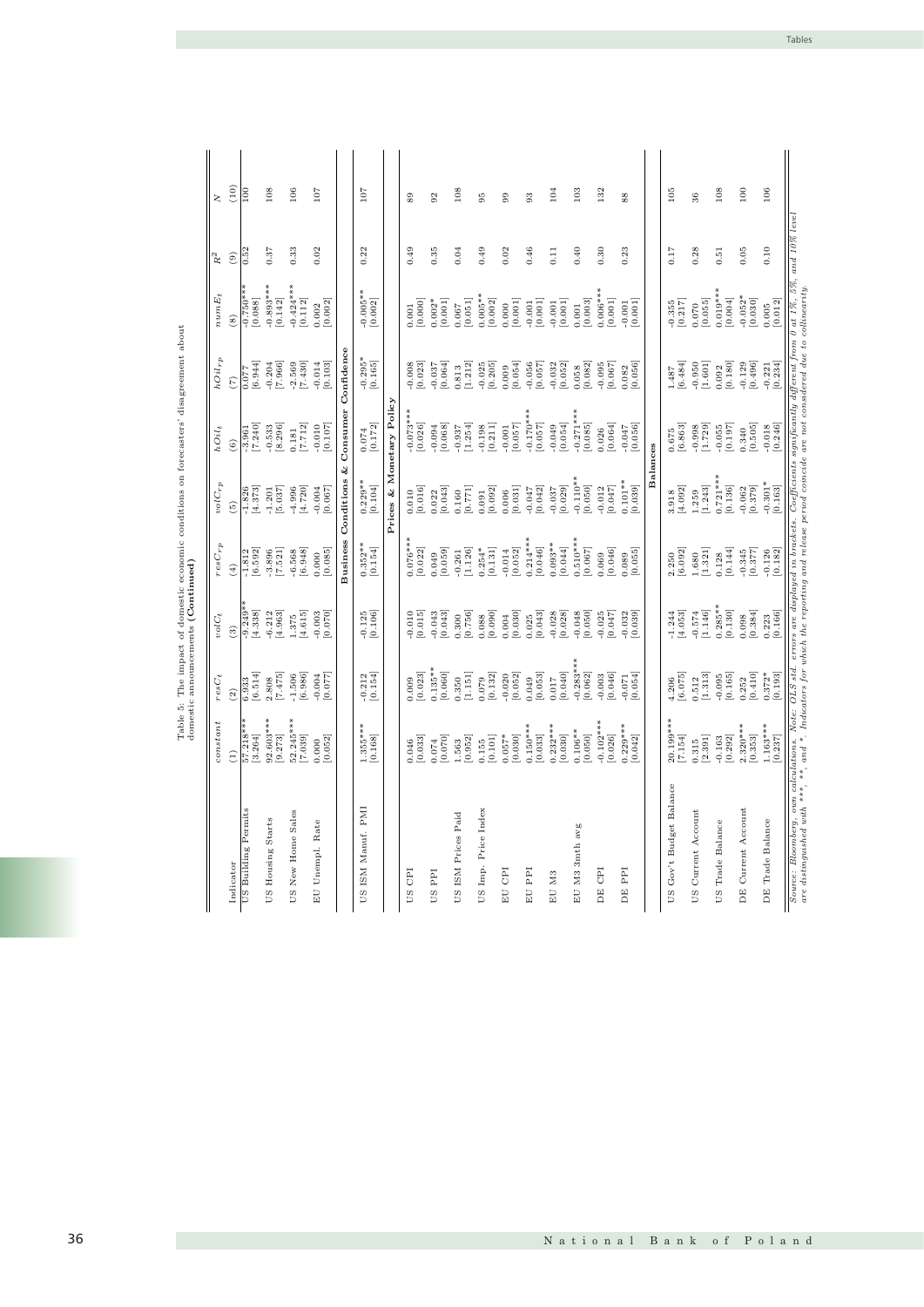Table 5: The impact of domestic economic conditions on forecasters' disagreement about domestic announcements **(Continued)**

| Indicator | $constant$ | $resC_t$ | $volC_t$ | $resC_{rp}$ | $volC_{rp}$ | $hOil_t$ | $hOil_{rp}$ | $numE_t$ | $R^2$ | $N$ |
|---|---|---|---|---|---|---|---|---|---|---|
| | (1) | (2) | (3) | (4) | (5) | (6) | (7) | (8) | (9) | (10) |
| US Building Permits | 57.218*** | 6.933 | -9.249** | -1.812 | -1.826 | -3.961 | 0.077 | -0.750*** | 0.52 | 100 |
| | [3.264] | [6.514] | [4.338] | [6.592] | [4.373] | [7.240] | [6.944] | [0.088] | | |
| US Housing Starts | 92.603*** | 2.808 | -6.212 | -3.896 | -1.201 | -0.533 | -0.204 | -0.893*** | 0.37 | 108 |
| | [9.273] | [7.475] | [4.963] | [7.521] | [5.037] | [8.296] | [7.966] | [0.142] | | |
| US New Home Sales | 52.245*** | -1.506 | 1.375 | -6.568 | -4.996 | 0.181 | -2.569 | -0.424*** | 0.33 | 106 |
| | [7.039] | [6.986] | [4.615] | [6.948] | [4.720] | [7.712] | [7.430] | [0.112] | | |
| EU Unempl. Rate | 0.000 | -0.004 | -0.003 | 0.000 | -0.004 | -0.010 | -0.014 | 0.002 | 0.02 | 107 |
| | [0.052] | [0.077] | [0.070] | [0.085] | [0.067] | [0.107] | [0.103] | [0.002] | | |
| **Business Conditions & Consumer Confidence** | | | | | | | | | | |
| US ISM Manuf. PMI | 1.355*** | -0.212 | -0.125 | 0.352** | 0.229** | 0.074 | -0.295* | -0.005** | 0.22 | 107 |
| | [0.168] | [0.154] | [0.106] | [0.154] | [0.104] | [0.172] | [0.165] | [0.002] | | |
| **Prices & Monetary Policy** | | | | | | | | | | |
| US CPI | 0.046 | 0.009 | -0.010 | 0.076*** | 0.010 | -0.073*** | -0.008 | 0.001 | 0.49 | 89 |
| | [0.033] | [0.023] | [0.015] | [0.022] | [0.016] | [0.026] | [0.023] | [0.000] | | |
| US PPI | 0.074 | 0.135*** | -0.043 | 0.049 | 0.022 | -0.094 | -0.037 | 0.002* | 0.35 | 92 |
| | [0.070] | [0.060] | [0.043] | [0.059] | [0.043] | [0.068] | [0.064] | [0.001] | | |
| US ISM Prices Paid | 1.563 | 0.350 | 0.300 | -0.261 | 0.160 | -0.937 | 0.813 | 0.067 | 0.04 | 108 |
| | [0.952] | [1.151] | [0.756] | [1.126] | [0.771] | [1.254] | [1.212] | [0.051] | | |
| US Imp. Price Index | 0.155 | 0.079 | 0.088 | 0.254* | 0.091 | -0.198 | -0.025 | 0.005** | 0.49 | 95 |
| | [0.101] | [0.132] | [0.090] | [0.131] | [0.092] | [0.211] | [0.205] | [0.002] | | |
| EU CPI | 0.057* | -0.020 | 0.004 | -0.014 | 0.006 | -0.001 | 0.009 | 0.000 | 0.02 | 99 |
| | [0.030] | [0.052] | [0.030] | [0.052] | [0.031] | [0.057] | [0.054] | [0.001] | | |
| EU PPI | 0.150*** | 0.049 | 0.025 | 0.214*** | -0.047 | -0.170*** | -0.056 | -0.001 | 0.46 | 93 |
| | [0.033] | [0.053] | [0.043] | [0.046] | [0.042] | [0.057] | [0.057] | [0.001] | | |
| EU M3 | 0.232*** | 0.017 | -0.028 | 0.093** | -0.037 | -0.049 | -0.032 | -0.001 | 0.11 | 104 |
| | [0.030] | [0.040] | [0.028] | [0.044] | [0.029] | [0.054] | [0.052] | [0.001] | | |
| EU M3 3mth avg | 0.106** | -0.283*** | -0.048 | 0.510*** | -0.110** | -0.271*** | 0.058 | 0.001 | 0.40 | 103 |
| | [0.050] | [0.062] | [0.050] | [0.067] | [0.050] | [0.085] | [0.082] | [0.003] | | |
| DE CPI | -0.102*** | -0.003 | -0.025 | 0.069 | -0.012 | 0.026 | -0.095 | 0.006*** | 0.30 | 132 |
| | [0.026] | [0.046] | [0.047] | [0.046] | [0.047] | [0.064] | [0.067] | [0.001] | | |
| DE PPI | 0.229*** | -0.071 | -0.032 | 0.089 | 0.101** | -0.047 | 0.082 | -0.001 | 0.23 | 88 |
| | [0.042] | [0.054] | [0.039] | [0.055] | [0.039] | [0.056] | [0.056] | [0.001] | | |
| **Balances** | | | | | | | | | | |
| US Gov't Budget Balance | 20.199*** | 4.206 | -1.244 | 2.250 | 3.918 | 0.675 | 1.487 | -0.355 | 0.17 | 105 |
| | [7.154] | [6.075] | [4.053] | [6.092] | [4.092] | [6.863] | [6.484] | [0.217] | | |
| US Current Account | 0.315 | 0.512 | -0.574 | 1.680 | 1.259 | -0.998 | -0.950 | 0.070 | 0.28 | 36 |
| | [2.391] | [1.313] | [1.146] | [1.321] | [1.243] | [1.729] | [1.601] | [0.055] | | |
| US Trade Balance | -0.163 | -0.095 | 0.285** | 0.128 | 0.721*** | -0.055 | 0.092 | 0.019*** | 0.51 | 108 |
| | [0.292] | [0.165] | [0.130] | [0.144] | [0.136] | [0.197] | [0.180] | [0.004] | | |
| DE Current Account | 2.320*** | 0.252 | 0.098 | -0.345 | -0.062 | 0.340 | -0.129 | -0.052* | 0.05 | 100 |
| | [0.353] | [0.410] | [0.384] | [0.377] | [0.379] | [0.505] | [0.496] | [0.030] | | |
| DE Trade Balance | 1.163*** | 0.372* | 0.223 | -0.126 | -0.301* | -0.018 | -0.221 | 0.005 | 0.10 | 106 |
| | [0.237] | [0.193] | [0.166] | [0.182] | [0.163] | [0.246] | [0.234] | [0.012] | | |

*Source: Bloomberg, own calculations. Note: OLS std. errors are displayed in brackets. Coefficients significantly different from 0 at 1%, 5%, and 10% level are distinguished with \*\*\*, \*\*, and \*. Indicators for which the reporting and release period coincide are not considered due to collinearity.*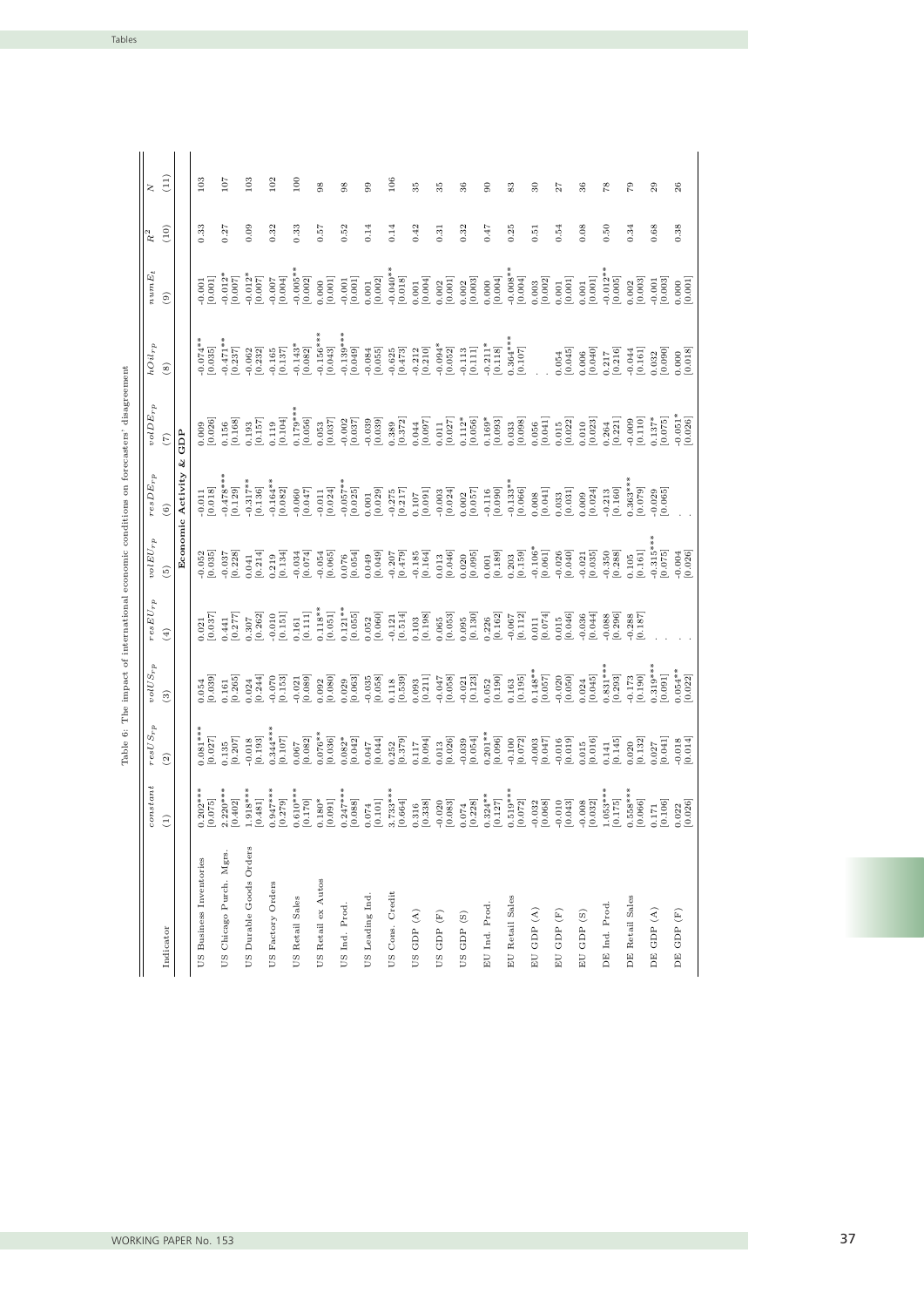Table 6: The impact of international economic conditions on forecasters' disagreement

| Indicator | $constant$ (1) | $resUS_{rp}$ (2) | $volUS_{rp}$ (3) | $resEU_{rp}$ (4) | $volEU_{rp}$ (5) | $resDE_{rp}$ (6) | $volDE_{rp}$ (7) | $hOil_{rp}$ (8) | $numE_t$ (9) | $R^2$ (10) | $N$ (11) |
|---|---|---|---|---|---|---|---|---|---|---|---|
| **Economic Activity & GDP** | | | | | | | | | | | |
| US Business Inventories | 0.202*** [0.075] | 0.081*** [0.027] | 0.054 [0.039] | 0.021 [0.037] | -0.052 [0.035] | -0.011 [0.018] | 0.009 [0.026] | -0.074** [0.035] | -0.001 [0.001] | 0.33 | 103 |
| US Chicago Purch. Mgrs. | 2.220*** [0.402] | 0.135 [0.207] | 0.161 [0.265] | 0.441 [0.277] | -0.037 [0.228] | -0.478*** [0.129] | 0.156 [0.168] | -0.471** [0.237] | -0.012* [0.007] | 0.27 | 107 |
| US Durable Goods Orders | 1.918*** [0.481] | -0.018 [0.193] | 0.024 [0.244] | 0.307 [0.262] | 0.041 [0.214] | -0.317** [0.136] | 0.193 [0.157] | -0.062 [0.232] | -0.012* [0.007] | 0.09 | 103 |
| US Factory Orders | 0.947*** [0.279] | 0.344*** [0.107] | -0.070 [0.153] | -0.010 [0.151] | 0.219 [0.134] | -0.164** [0.082] | 0.119 [0.104] | -0.165 [0.137] | -0.007 [0.004] | 0.32 | 102 |
| US Retail Sales | 0.610*** [0.170] | 0.067 [0.082] | -0.021 [0.089] | 0.161 [0.111] | -0.034 [0.074] | -0.060 [0.047] | 0.179*** [0.056] | -0.143* [0.082] | -0.005** [0.002] | 0.33 | 100 |
| US Retail ex Autos | 0.180* [0.091] | 0.076** [0.036] | 0.092 [0.080] | 0.118** [0.051] | -0.054 [0.065] | -0.011 [0.024] | 0.053 [0.037] | -0.156*** [0.043] | 0.000 [0.001] | 0.57 | 98 |
| US Ind. Prod. | 0.247*** [0.088] | 0.082* [0.042] | 0.029 [0.063] | 0.121** [0.055] | 0.076 [0.054] | -0.057** [0.025] | -0.002 [0.037] | -0.139*** [0.049] | -0.001 [0.001] | 0.52 | 98 |
| US Leading Ind. | 0.074 [0.101] | 0.047 [0.044] | -0.035 [0.058] | 0.052 [0.060] | 0.049 [0.049] | 0.001 [0.029] | -0.039 [0.039] | -0.084 [0.055] | 0.001 [0.002] | 0.14 | 99 |
| US Cons. Credit | 3.733*** [0.664] | 0.252 [0.379] | 0.118 [0.539] | -0.121 [0.514] | -0.207 [0.479] | -0.275 [0.217] | 0.389 [0.372] | -0.625 [0.473] | -0.040** [0.018] | 0.14 | 106 |
| US GDP (A) | 0.316 [0.338] | 0.117 [0.094] | 0.093 [0.211] | 0.103 [0.198] | -0.185 [0.164] | 0.107 [0.091] | 0.044 [0.097] | -0.212 [0.210] | 0.001 [0.004] | 0.42 | 35 |
| US GDP (F) | -0.020 [0.083] | 0.013 [0.026] | -0.047 [0.058] | 0.065 [0.053] | 0.013 [0.046] | -0.003 [0.024] | 0.011 [0.027] | -0.094* [0.052] | 0.002 [0.001] | 0.31 | 35 |
| US GDP (S) | 0.074 [0.228] | -0.039 [0.054] | -0.021 [0.123] | 0.095 [0.130] | 0.020 [0.095] | 0.002 [0.057] | 0.112* [0.056] | -0.113 [0.111] | 0.002 [0.003] | 0.32 | 36 |
| EU Ind. Prod. | 0.324** [0.127] | 0.201** [0.096] | 0.052 [0.190] | 0.226 [0.162] | 0.001 [0.189] | -0.116 [0.090] | 0.169* [0.093] | -0.211* [0.118] | 0.000 [0.004] | 0.47 | 90 |
| EU Retail Sales | 0.519*** [0.072] | -0.100 [0.072] | 0.163 [0.195] | -0.067 [0.112] | 0.203 [0.159] | -0.133** [0.066] | 0.033 [0.098] | 0.364*** [0.107] | -0.008** [0.004] | 0.25 | 83 |
| EU GDP (A) | -0.032 [0.068] | -0.003 [0.047] | 0.148** [0.057] | 0.011 [0.074] | -0.106* [0.061] | 0.008 [0.041] | 0.056 [0.041] | . | 0.003 [0.002] | 0.51 | 30 |
| EU GDP (F) | -0.010 [0.043] | -0.016 [0.019] | -0.020 [0.050] | 0.015 [0.046] | -0.026 [0.040] | 0.033 [0.031] | 0.015 [0.022] | 0.054 [0.045] | 0.001 [0.001] | 0.54 | 27 |
| EU GDP (S) | -0.008 [0.032] | 0.015 [0.016] | 0.024 [0.045] | -0.036 [0.044] | -0.021 [0.035] | 0.009 [0.024] | 0.010 [0.023] | 0.006 [0.040] | 0.001 [0.001] | 0.08 | 36 |
| DE Ind. Prod. | 1.053*** [0.175] | 0.141 [0.145] | 0.831*** [0.293] | -0.088 [0.296] | -0.350 [0.288] | -0.213 [0.160] | 0.264 [0.221] | 0.217 [0.216] | -0.012** [0.005] | 0.50 | 78 |
| DE Retail Sales | 0.558*** [0.066] | 0.020 [0.132] | -0.173 [0.190] | -0.288 [0.187] | 0.105 [0.161] | 0.363*** [0.079] | -0.009 [0.110] | -0.044 [0.161] | 0.002 [0.003] | 0.34 | 79 |
| DE GDP (A) | 0.171 [0.106] | 0.027 [0.041] | 0.319*** [0.091] | . | -0.315*** [0.075] | -0.029 [0.065] | 0.137* [0.075] | 0.032 [0.090] | -0.001 [0.003] | 0.68 | 29 |
| DE GDP (F) | 0.022 [0.026] | -0.018 [0.014] | 0.054** [0.022] | . | -0.004 [0.026] | . | -0.051* [0.026] | 0.000 [0.018] | 0.000 [0.001] | 0.38 | 26 |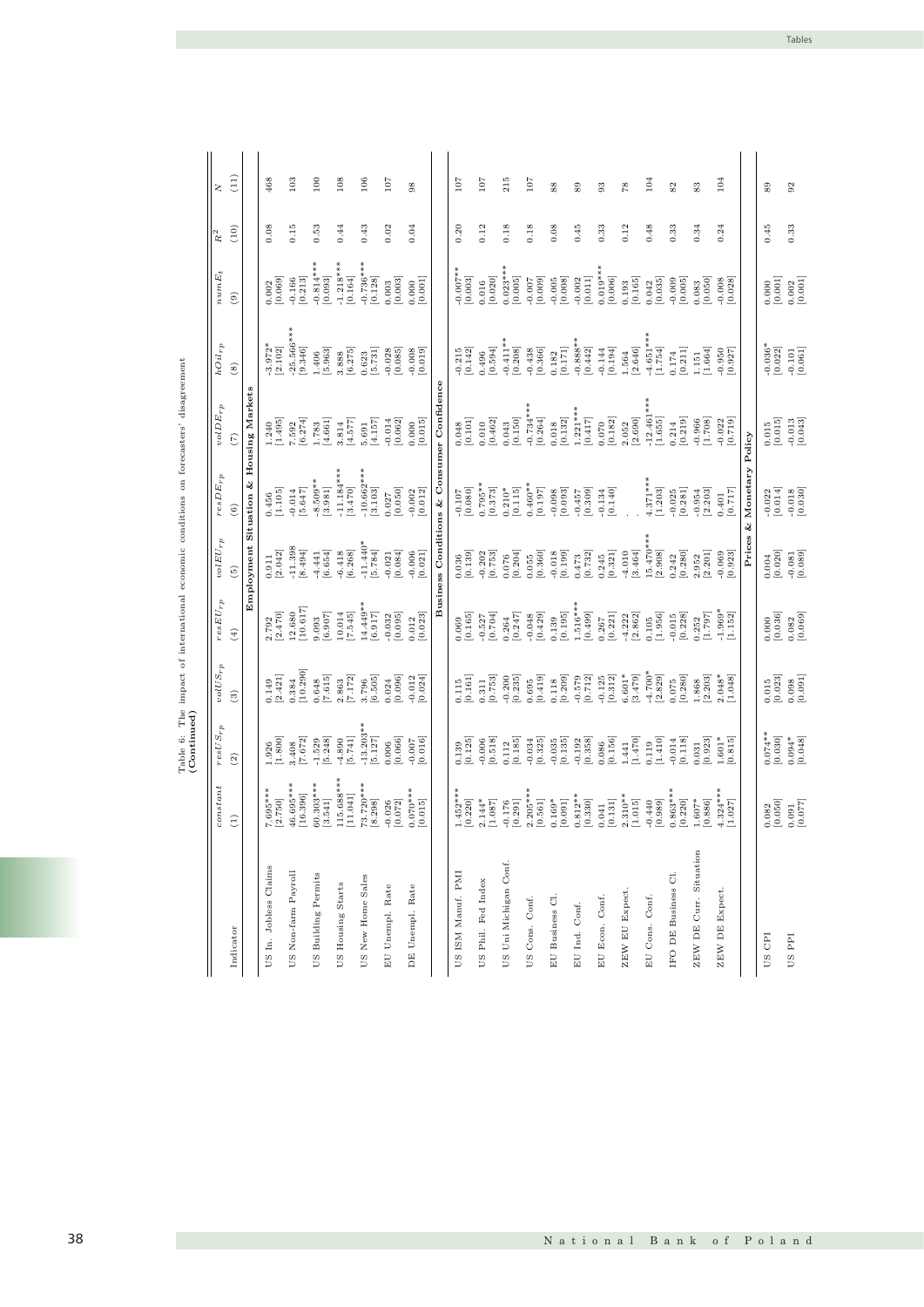Table 6: The impact of international economic conditions on forecasters' disagreement **(Continued)**

| Indicator | $constant$ | $resUS_{rp}$ | $volUS_{rp}$ | $resEU_{rp}$ | $volEU_{rp}$ | $resDE_{rp}$ | $volDE_{rp}$ | $hOil_{rp}$ | $numE_t$ | $R^2$ | $N$ |
|---|---|---|---|---|---|---|---|---|---|---|---|
| | (1) | (2) | (3) | (4) | (5) | (6) | (7) | (8) | (9) | (10) | (11) |
| **Employment Situation & Housing Markets** | | | | | | | | | | | |
| US In. Jobless Claims | 7.695*** | 1.926 | 0.149 | 2.792 | 0.911 | 0.456 | 1.240 | -3.972* | 0.002 | 0.08 | 468 |
| | [2.750] | [1.800] | [2.421] | [2.470] | [2.042] | [1.105] | [1.495] | [2.102] | [0.069] | | |
| US Non-farm Payroll | 46.695*** | 3.408 | 0.384 | 12.680 | -11.398 | -0.014 | 7.592 | -25.566*** | -0.166 | 0.15 | 103 |
| | [16.396] | [7.672] | [10.290] | [10.617] | [8.494] | [5.647] | [6.274] | [9.346] | [0.213] | | |
| US Building Permits | 60.303*** | -1.529 | 0.648 | 9.093 | -4.441 | -8.509** | 1.783 | 1.406 | -0.814*** | 0.53 | 100 |
| | [3.541] | [5.248] | [7.615] | [6.907] | [6.654] | [3.981] | [4.661] | [5.963] | [0.093] | | |
| US Housing Starts | 115.688*** | -4.890 | 2.863 | 10.014 | -6.418 | -11.184*** | 3.814 | 3.888 | -1.218*** | 0.44 | 108 |
| | [11.041] | [5.741] | [7.172] | [7.545] | [6.268] | [3.470] | [4.577] | [6.275] | [0.164] | | |
| US New Home Sales | 73.720*** | -13.203** | 3.796 | 14.449** | -11.440* | -10.662*** | 5.691 | 0.623 | -0.736*** | 0.43 | 106 |
| | [8.298] | [5.127] | [6.505] | [6.917] | [5.784] | [3.103] | [4.157] | [5.731] | [0.128] | | |
| EU Unempl. Rate | -0.026 | 0.006 | 0.024 | -0.032 | -0.021 | 0.027 | -0.014 | -0.028 | 0.003 | 0.02 | 107 |
| | [0.072] | [0.066] | [0.096] | [0.095] | [0.084] | [0.050] | [0.062] | [0.085] | [0.003] | | |
| DE Unempl. Rate | 0.070*** | -0.007 | -0.012 | 0.012 | -0.006 | -0.002 | 0.000 | -0.008 | 0.000 | 0.04 | 98 |
| | [0.015] | [0.016] | [0.024] | [0.023] | [0.021] | [0.012] | [0.015] | [0.019] | [0.001] | | |
| **Business Conditions & Consumer Confidence** | | | | | | | | | | | |
| US ISM Manuf. PMI | 1.452*** | 0.139 | 0.115 | 0.069 | 0.036 | -0.107 | 0.048 | -0.215 | -0.007** | 0.20 | 107 |
| | [0.220] | [0.125] | [0.161] | [0.165] | [0.139] | [0.080] | [0.101] | [0.142] | [0.003] | | |
| US Phil. Fed Index | 2.144* | -0.006 | 0.311 | -0.527 | -0.202 | 0.795** | 0.010 | 0.496 | 0.016 | 0.12 | 107 |
| | [1.087] | [0.518] | [0.753] | [0.704] | [0.753] | [0.373] | [0.462] | [0.594] | [0.020] | | |
| US Uni Michigan Conf. | -0.176 | 0.112 | -0.200 | 0.264 | 0.076 | 0.210* | 0.043 | -0.411** | 0.023*** | 0.18 | 215 |
| | [0.291] | [0.185] | [0.235] | [0.247] | [0.204] | [0.115] | [0.150] | [0.208] | [0.005] | | |
| US Cons. Conf. | 2.205*** | -0.034 | 0.695 | -0.048 | 0.055 | 0.460** | -0.734*** | -0.438 | -0.007 | 0.18 | 107 |
| | [0.561] | [0.325] | [0.419] | [0.429] | [0.360] | [0.197] | [0.264] | [0.366] | [0.009] | | |
| EU Business Cl. | 0.169* | -0.035 | 0.118 | 0.139 | -0.018 | -0.098 | 0.018 | 0.182 | -0.005 | 0.08 | 88 |
| | [0.091] | [0.135] | [0.209] | [0.195] | [0.199] | [0.093] | [0.132] | [0.171] | [0.008] | | |
| EU Ind. Conf. | 0.812** | -0.192 | -0.579 | 1.516*** | 0.473 | -0.457 | 1.221*** | -0.888** | -0.002 | 0.45 | 89 |
| | [0.330] | [0.358] | [0.712] | [0.499] | [0.732] | [0.309] | [0.417] | [0.442] | [0.011] | | |
| EU Econ. Conf. | 0.041 | 0.086 | -0.125 | 0.267 | 0.245 | -0.134 | 0.070 | -0.144 | 0.019*** | 0.33 | 93 |
| | [0.131] | [0.156] | [0.312] | [0.221] | [0.321] | [0.140] | [0.182] | [0.194] | [0.006] | | |
| ZEW EU Expect. | 2.310** | 1.441 | 6.601* | -4.222 | -4.010 | . | 2.052 | 1.564 | 0.193 | 0.12 | 78 |
| | [1.015] | [1.470] | [3.479] | [2.862] | [3.464] | . | [2.690] | [2.646] | [0.165] | | |
| EU Cons. Conf. | -0.440 | 0.119 | -4.700* | 0.105 | 15.470*** | 4.371*** | -12.461*** | -4.651*** | 0.042 | 0.48 | 104 |
| | [0.989] | [1.410] | [2.829] | [1.956] | [2.908] | [1.203] | [1.655] | [1.754] | [0.035] | | |
| IFO DE Business Cl. | 0.863*** | -0.014 | 0.075 | -0.015 | 0.242 | -0.025 | 0.214 | 0.174 | -0.009 | 0.33 | 82 |
| | [0.220] | [0.118] | [0.280] | [0.228] | [0.280] | [0.281] | [0.219] | [0.211] | [0.005] | | |
| ZEW DE Curr. Situation | 1.607* | 0.031 | 1.868 | 0.252 | 2.952 | -0.954 | -0.966 | 1.151 | 0.083 | 0.34 | 83 |
| | [0.886] | [0.923] | [2.203] | [1.797] | [2.201] | [2.203] | [1.708] | [1.664] | [0.050] | | |
| ZEW DE Expect. | 4.324*** | 1.601* | 2.048* | -1.969* | -0.069 | 0.401 | -0.022 | -0.950 | -0.008 | 0.24 | 104 |
| | [1.027] | [0.815] | [1.048] | [1.152] | [0.923] | [0.717] | [0.719] | [0.927] | [0.028] | | |
| **Prices & Monetary Policy** | | | | | | | | | | | |
| US CPI | 0.082 | 0.074** | 0.015 | 0.000 | 0.004 | -0.022 | 0.015 | -0.036* | 0.000 | 0.45 | 89 |
| | [0.050] | [0.030] | [0.023] | [0.036] | [0.020] | [0.014] | [0.015] | [0.022] | [0.001] | | |
| US PPI | 0.091 | 0.094* | 0.098 | 0.082 | -0.081 | -0.018 | -0.013 | -0.101 | 0.002 | 0.33 | 92 |
| | [0.077] | [0.048] | [0.091] | [0.069] | [0.089] | [0.030] | [0.043] | [0.061] | [0.001] | | |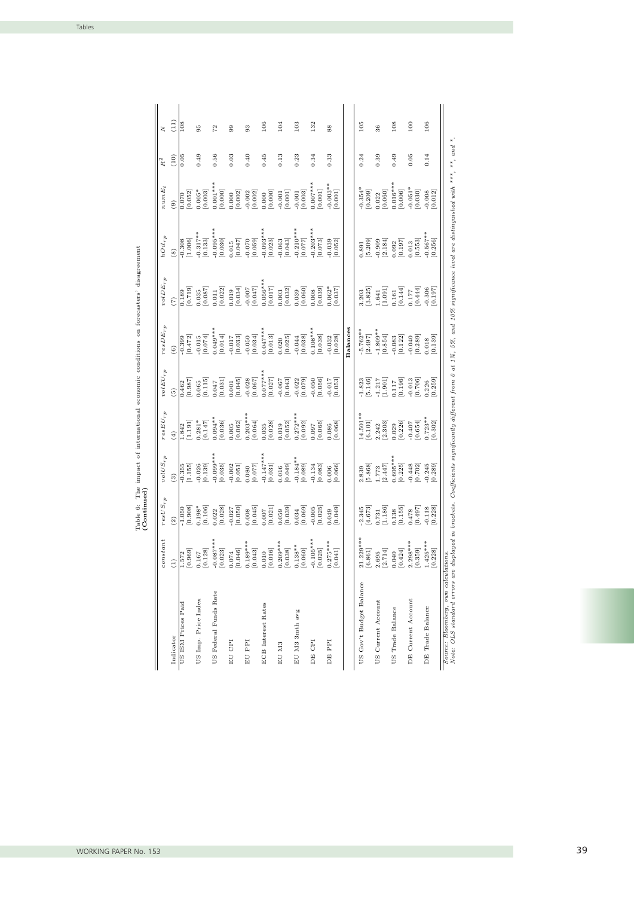Table 6: The impact of international economic conditions on forecasters' disagreement **(Continued)**

| Indicator | $constant$ (1) | $resUS_{rp}$ (2) | $volUS_{rp}$ (3) | $resEU_{rp}$ (4) | $volEU_{rp}$ (5) | $resDE_{rp}$ (6) | $volDE_{rp}$ (7) | $hOil_{rp}$ (8) | $numE_t$ (9) | $R^2$ (10) | $N$ (11) |
|---|---|---|---|---|---|---|---|---|---|---|---|
| US ISM Prices Paid | 1.572 [0.969] | -1.050 [0.908] | -0.355 [1.155] | 1.842 [1.191] | 0.462 [0.987] | -0.399 [0.472] | 0.189 [0.719] | -0.308 [1.006] | 0.070 [0.052] | 0.05 | 108 |
| US Imp. Price Index | 0.167 [0.128] | 0.198* [0.106] | -0.026 [0.139] | 0.281* [0.147] | 0.065 [0.115] | -0.015 [0.074] | 0.035 [0.087] | -0.317** [0.133] | 0.005* [0.003] | 0.49 | 95 |
| US Federal Funds Rate | -0.087*** [0.023] | 0.022 [0.028] | -0.099*** [0.035] | 0.094** [0.036] | 0.047 [0.031] | 0.049*** [0.014] | 0.011 [0.022] | -0.095*** [0.030] | 0.001*** [0.000] | 0.56 | 72 |
| EU CPI | 0.074 [0.046] | -0.027 [0.050] | -0.002 [0.051] | 0.005 [0.062] | 0.001 [0.045] | -0.017 [0.033] | 0.019 [0.034] | 0.015 [0.047] | 0.000 [0.002] | 0.03 | 99 |
| EU PPI | 0.189*** [0.043] | 0.008 [0.045] | 0.080 [0.077] | 0.203*** [0.064] | -0.028 [0.067] | -0.050 [0.034] | -0.007 [0.047] | -0.070 [0.059] | -0.002 [0.002] | 0.40 | 93 |
| ECB Interest Rates | 0.010 [0.016] | 0.007 [0.021] | -0.147*** [0.031] | 0.035 [0.028] | 0.077*** [0.027] | 0.047*** [0.013] | 0.056*** [0.017] | -0.093*** [0.023] | 0.000 [0.000] | 0.45 | 106 |
| EU M3 | 0.209*** [0.038] | 0.059 [0.039] | 0.016 [0.049] | 0.019 [0.052] | -0.067 [0.043] | 0.020 [0.025] | 0.003 [0.032] | -0.063 [0.043] | -0.001 [0.001] | 0.13 | 104 |
| EU M3 3mth avg | 0.138** [0.060] | 0.034 [0.069] | -0.184** [0.089] | 0.272*** [0.092] | -0.022 [0.079] | -0.044 [0.038] | 0.039 [0.060] | -0.210*** [0.077] | -0.001 [0.003] | 0.23 | 103 |
| DE CPI | -0.105*** [0.025] | -0.005 [0.025] | -0.134 [0.083] | 0.097 [0.065] | -0.050 [0.056] | 0.108*** [0.038] | 0.008 [0.039] | -0.203*** [0.073] | 0.007*** [0.001] | 0.34 | 132 |
| DE PPI | 0.275*** [0.041] | 0.049 [0.049] | 0.006 [0.066] | 0.086 [0.068] | -0.017 [0.053] | -0.032 [0.028] | 0.062* [0.037] | -0.039 [0.052] | -0.003** [0.001] | 0.33 | 88 |
| **Balances** | | | | | | | | | | | |
| US Gov't Budget Balance | 21.229*** [6.861] | -2.345 [4.673] | 2.839 [5.868] | 14.501** [6.101] | -1.823 [5.146] | -5.762** [2.497] | 3.203 [3.825] | 0.891 [5.209] | -0.354* [0.209] | 0.24 | 105 |
| US Current Account | 2.695 [2.714] | 0.731 [1.186] | 1.773 [2.447] | 2.242 [2.303] | -1.217 [1.901] | -1.809** [0.854] | 1.641 [1.091] | -0.909 [2.184] | 0.022 [0.060] | 0.39 | 36 |
| US Trade Balance | 0.040 [0.424] | 0.138 [0.155] | 0.605*** [0.225] | 0.029 [0.226] | 0.117 [0.196] | -0.083 [0.122] | 0.161 [0.144] | 0.092 [0.197] | 0.016*** [0.006] | 0.49 | 108 |
| DE Current Account | 2.298*** [0.359] | 0.478 [0.497] | -0.448 [0.702] | -0.407 [0.654] | -0.013 [0.706] | -0.040 [0.289] | 0.177 [0.444] | 0.013 [0.553] | -0.051* [0.030] | 0.05 | 100 |
| DE Trade Balance | 1.425*** [0.228] | -0.118 [0.228] | -0.245 [0.289] | 0.723** [0.302] | 0.226 [0.259] | 0.018 [0.139] | -0.306 [0.197] | -0.567** [0.256] | -0.008 [0.012] | 0.14 | 106 |

*Source: Bloomberg, own calculations.*
*Note: OLS standard errors are displayed in brackets. Coefficients significantly different from 0 at 1%, 5%, and 10% significance level are distinguished with \*\*\*, \*\*, and \*.*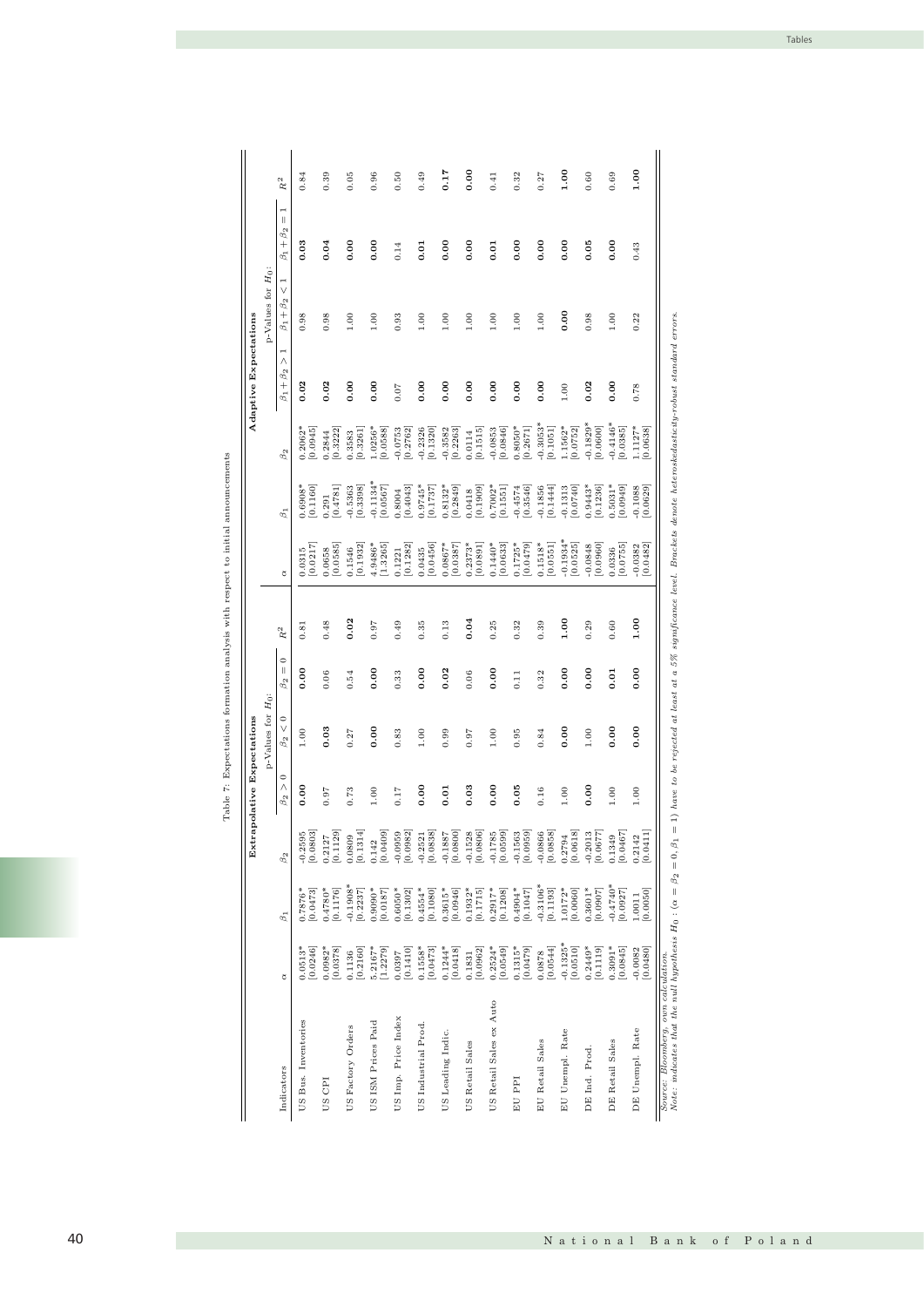Table 7: Expectations formation analysis with respect to initial announcements

| Indicators | Extrapolative Expectations | | | | | | | Adaptive Expectations | | | | | | |
|---|---|---|---|---|---|---|---|---|---|---|---|---|---|---|
| | | | | p-Values for $H_0$: | | | | | | | p-Values for $H_0$: | | | |
| | $\alpha$ | $\beta_1$ | $\beta_2$ | $\beta_2>0$ | $\beta_2<0$ | $\beta_2=0$ | $R^2$ | $\alpha$ | $\beta_1$ | $\beta_2$ | $\beta_1+\beta_2>1$ | $\beta_1+\beta_2<1$ | $\beta_1+\beta_2=1$ | $R^2$ |
| US Bus. Inventories | 0.0513* [0.0246] | 0.7876* [0.0473] | -0.2595 [0.0803] | **0.00** | 1.00 | **0.00** | 0.81 | 0.0315 [0.0217] | 0.6908* [0.1160] | 0.2062* [0.0945] | **0.02** | 0.98 | **0.03** | 0.84 |
| US CPI | 0.0982* [0.0378] | 0.4780* [0.1176] | 0.2127 [0.1129] | 0.97 | **0.03** | 0.06 | 0.48 | 0.0658 [0.0585] | 0.291 [0.4781] | 0.2844 [0.3222] | **0.02** | 0.98 | **0.04** | 0.39 |
| US Factory Orders | 0.1136 [0.2160] | -0.1908* [0.2237] | 0.0809 [0.1314] | 0.73 | 0.27 | 0.54 | **0.02** | 0.1546 [0.1932] | -0.5363 [0.3398] | 0.3583 [0.3261] | **0.00** | 1.00 | **0.00** | 0.05 |
| US ISM Prices Paid | 5.2167* [1.2279] | 0.9090* [0.0187] | 0.142 [0.0409] | 1.00 | **0.00** | **0.00** | 0.97 | 4.9486* [1.3265] | -0.1134* [0.0567] | 1.0256* [0.0588] | **0.00** | 1.00 | **0.00** | 0.96 |
| US Imp. Price Index | 0.0397 [0.1410] | 0.6050* [0.1302] | -0.0959 [0.0982] | 0.17 | 0.83 | 0.33 | 0.49 | 0.1221 [0.1282] | 0.8004 [0.4043] | -0.0753 [0.2762] | 0.07 | 0.93 | 0.14 | 0.50 |
| US Industrial Prod. | 0.1558* [0.0473] | 0.4554* [0.1080] | -0.2521 [0.0838] | **0.00** | 1.00 | **0.00** | 0.35 | 0.0435 [0.0456] | 0.9745* [0.1737] | -0.2326 [0.1320] | **0.00** | 1.00 | **0.01** | 0.49 |
| US Leading Indic. | 0.1244* [0.0418] | 0.3615* [0.0946] | -0.1887 [0.0800] | **0.01** | 0.99 | **0.02** | 0.13 | 0.0867* [0.0387] | 0.8132* [0.2849] | -0.3582 [0.2263] | **0.00** | 1.00 | **0.00** | **0.17** |
| US Retail Sales | 0.1831 [0.0962] | 0.1932* [0.1715] | -0.1528 [0.0806] | **0.03** | 0.97 | 0.06 | **0.04** | 0.2373* [0.0891] | 0.0418 [0.1909] | 0.0114 [0.1515] | **0.00** | 1.00 | **0.00** | **0.00** |
| US Retail Sales ex Auto | 0.2524* [0.0549] | 0.2917* [0.1208] | -0.1785 [0.0599] | **0.00** | 1.00 | **0.00** | 0.25 | 0.1440* [0.0633] | 0.7002* [0.1551] | -0.0853 [0.0846] | **0.00** | 1.00 | **0.01** | 0.41 |
| EU PPI | 0.1315* [0.0479] | 0.4904* [0.1047] | -0.1563 [0.0959] | **0.05** | 0.95 | 0.11 | 0.32 | 0.1725* [0.0479] | -0.4574 [0.3546] | 0.8050* [0.2671] | **0.00** | 1.00 | **0.00** | 0.32 |
| EU Retail Sales | 0.0878 [0.0544] | -0.3106* [0.1193] | -0.0866 [0.0858] | 0.16 | 0.84 | 0.32 | 0.39 | 0.1518* [0.0551] | -0.1856 [0.1444] | -0.3053* [0.1051] | **0.00** | 1.00 | **0.00** | 0.27 |
| EU Unempl. Rate | -0.1325* [0.0510] | 1.0172* [0.0060] | 0.2794 [0.0618] | 1.00 | **0.00** | **0.00** | **1.00** | -0.1934* [0.0525] | -0.1313 [0.0740] | 1.1562* [0.0752] | 1.00 | **0.00** | **0.00** | **1.00** |
| DE Ind. Prod. | 0.2449* [0.1119] | 0.3601* [0.0907] | -0.2013 [0.0677] | **0.00** | 1.00 | **0.00** | 0.29 | -0.0848 [0.0960] | 0.9443* [0.1236] | -0.1829* [0.0600] | **0.02** | 0.98 | **0.05** | 0.60 |
| DE Retail Sales | 0.3091* [0.0845] | -0.4740* [0.0927] | 0.1349 [0.0467] | 1.00 | **0.00** | **0.01** | 0.60 | 0.0336 [0.0755] | 0.5031* [0.0949] | -0.4146* [0.0385] | **0.00** | 1.00 | **0.00** | 0.69 |
| DE Unempl. Rate | -0.0082 [0.0480] | 1.0011 [0.0050] | 0.2142 [0.0411] | 1.00 | **0.00** | **0.00** | **1.00** | -0.0382 [0.0482] | -0.1088 [0.0629] | 1.1127* [0.0638] | 0.78 | 0.22 | 0.43 | **1.00** |

*Source: Bloomberg, own calculation.*
*Note:* indicates that the null hypothesis $H_0: (\alpha = \beta_2 = 0, \beta_1 = 1)$ have to be rejected at least at a 5% significance level. Brackets denote heteroskedasticity-robust standard errors.